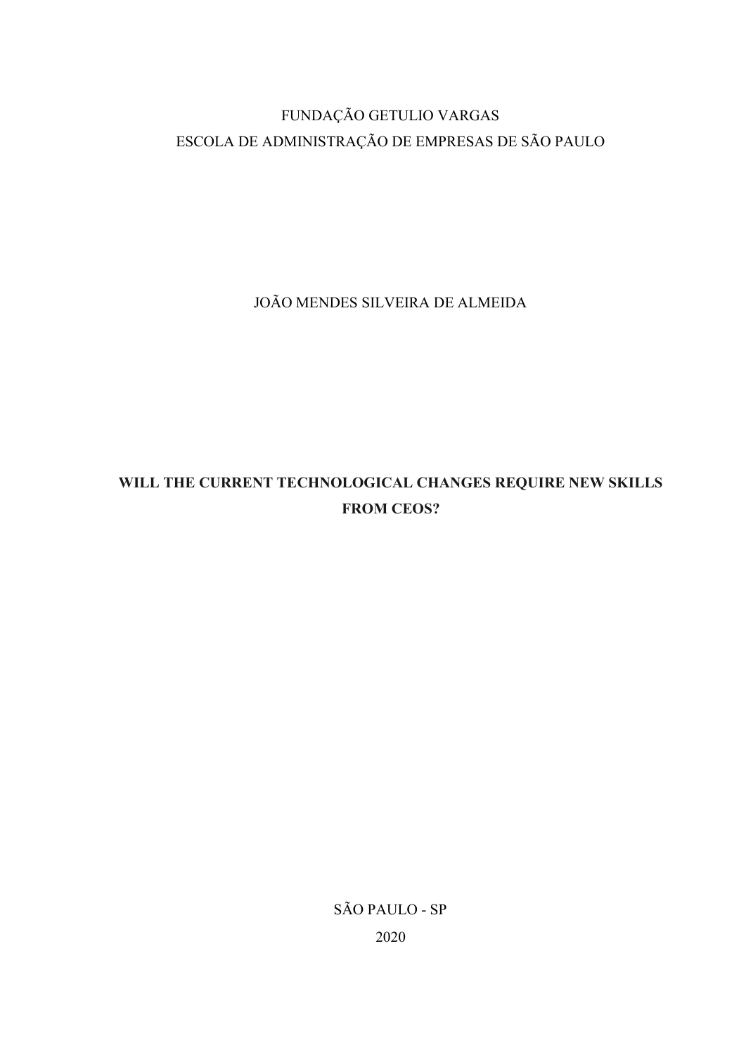FUNDAÇÃO GETULIO VARGAS

ESCOLA DE ADMINISTRAÇÃO DE EMPRESAS DE SÃO PAULO

JOÃO MENDES SILVEIRA DE ALMEIDA

# WILL THE CURRENT TECHNOLOGICAL CHANGES REQUIRE NEW SKILLS FROM CEOS?

SÃO PAULO - SP

2020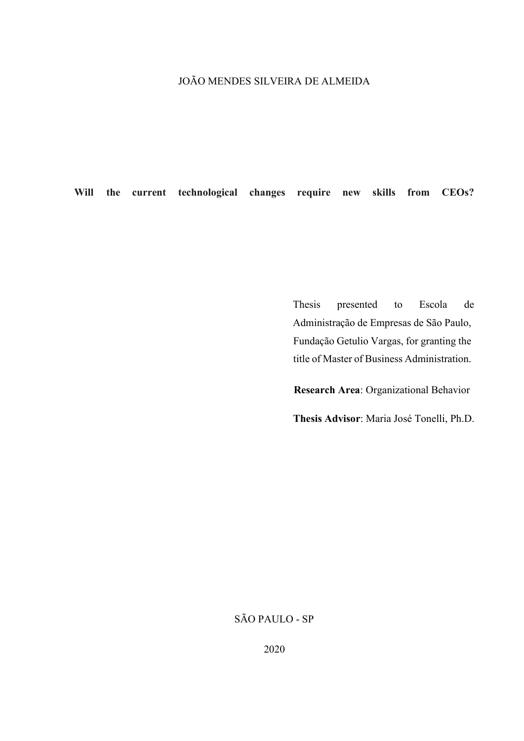JOÃO MENDES SILVEIRA DE ALMEIDA

**Will the current technological changes require new skills from CEOs?**

Thesis presented to Escola de Administração de Empresas de São Paulo, Fundação Getulio Vargas, for granting the title of Master of Business Administration.

**Research Area**: Organizational Behavior

**Thesis Advisor**: Maria José Tonelli, Ph.D.

SÃO PAULO - SP

2020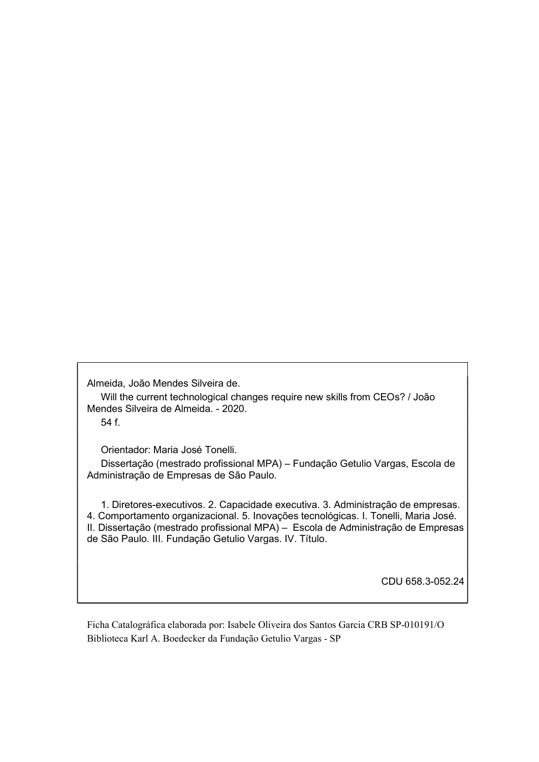Almeida, João Mendes Silveira de.

Will the current technological changes require new skills from CEOs? / João Mendes Silveira de Almeida. - 2020.

54 f.

Orientador: Maria José Tonelli.

Dissertação (mestrado profissional MPA) – Fundação Getulio Vargas, Escola de Administração de Empresas de São Paulo.

1. Diretores-executivos. 2. Capacidade executiva. 3. Administração de empresas. 4. Comportamento organizacional. 5. Inovações tecnológicas. I. Tonelli, Maria José. II. Dissertação (mestrado profissional MPA) – Escola de Administração de Empresas de São Paulo. III. Fundação Getulio Vargas. IV. Título.

CDU 658.3-052.24

Ficha Catalográfica elaborada por: Isabele Oliveira dos Santos Garcia CRB SP-010191/O
Biblioteca Karl A. Boedecker da Fundação Getulio Vargas - SP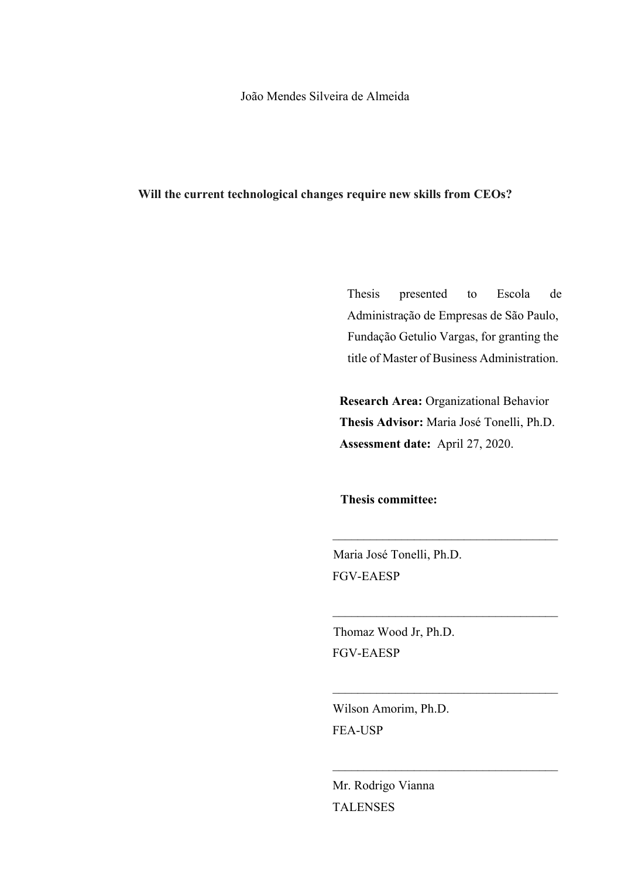João Mendes Silveira de Almeida

**Will the current technological changes require new skills from CEOs?**

Thesis presented to Escola de Administração de Empresas de São Paulo, Fundação Getulio Vargas, for granting the title of Master of Business Administration.

**Research Area:** Organizational Behavior
**Thesis Advisor:** Maria José Tonelli, Ph.D.
**Assessment date:** April 27, 2020.

**Thesis committee:**

\_\_\_\_\_\_\_\_\_\_\_\_\_\_\_\_\_\_\_\_\_\_\_\_\_\_\_\_\_\_\_\_\_\_\_\_

Maria José Tonelli, Ph.D.
FGV-EAESP

\_\_\_\_\_\_\_\_\_\_\_\_\_\_\_\_\_\_\_\_\_\_\_\_\_\_\_\_\_\_\_\_\_\_\_\_

Thomaz Wood Jr, Ph.D.
FGV-EAESP

\_\_\_\_\_\_\_\_\_\_\_\_\_\_\_\_\_\_\_\_\_\_\_\_\_\_\_\_\_\_\_\_\_\_\_\_

Wilson Amorim, Ph.D.
FEA-USP

\_\_\_\_\_\_\_\_\_\_\_\_\_\_\_\_\_\_\_\_\_\_\_\_\_\_\_\_\_\_\_\_\_\_\_\_

Mr. Rodrigo Vianna
TALENSES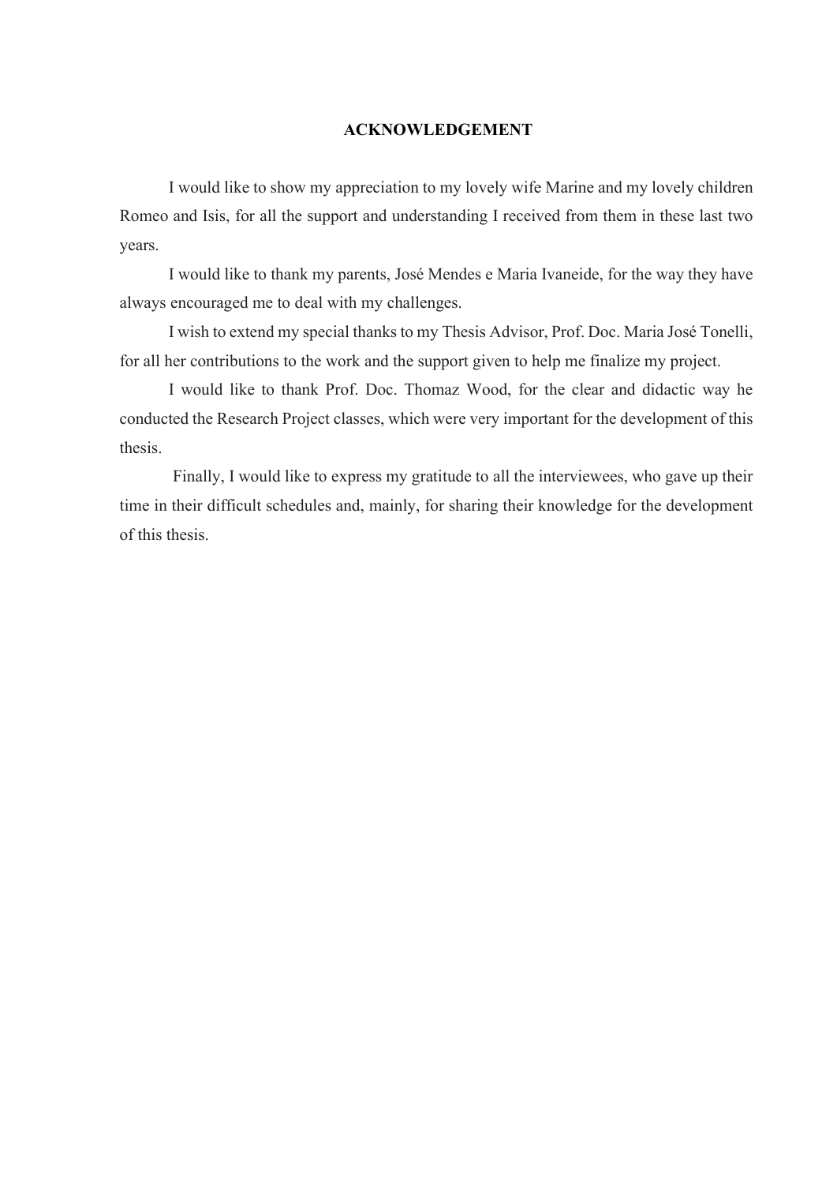# ACKNOWLEDGEMENT

I would like to show my appreciation to my lovely wife Marine and my lovely children Romeo and Isis, for all the support and understanding I received from them in these last two years.

I would like to thank my parents, José Mendes e Maria Ivaneide, for the way they have always encouraged me to deal with my challenges.

I wish to extend my special thanks to my Thesis Advisor, Prof. Doc. Maria José Tonelli, for all her contributions to the work and the support given to help me finalize my project.

I would like to thank Prof. Doc. Thomaz Wood, for the clear and didactic way he conducted the Research Project classes, which were very important for the development of this thesis.

Finally, I would like to express my gratitude to all the interviewees, who gave up their time in their difficult schedules and, mainly, for sharing their knowledge for the development of this thesis.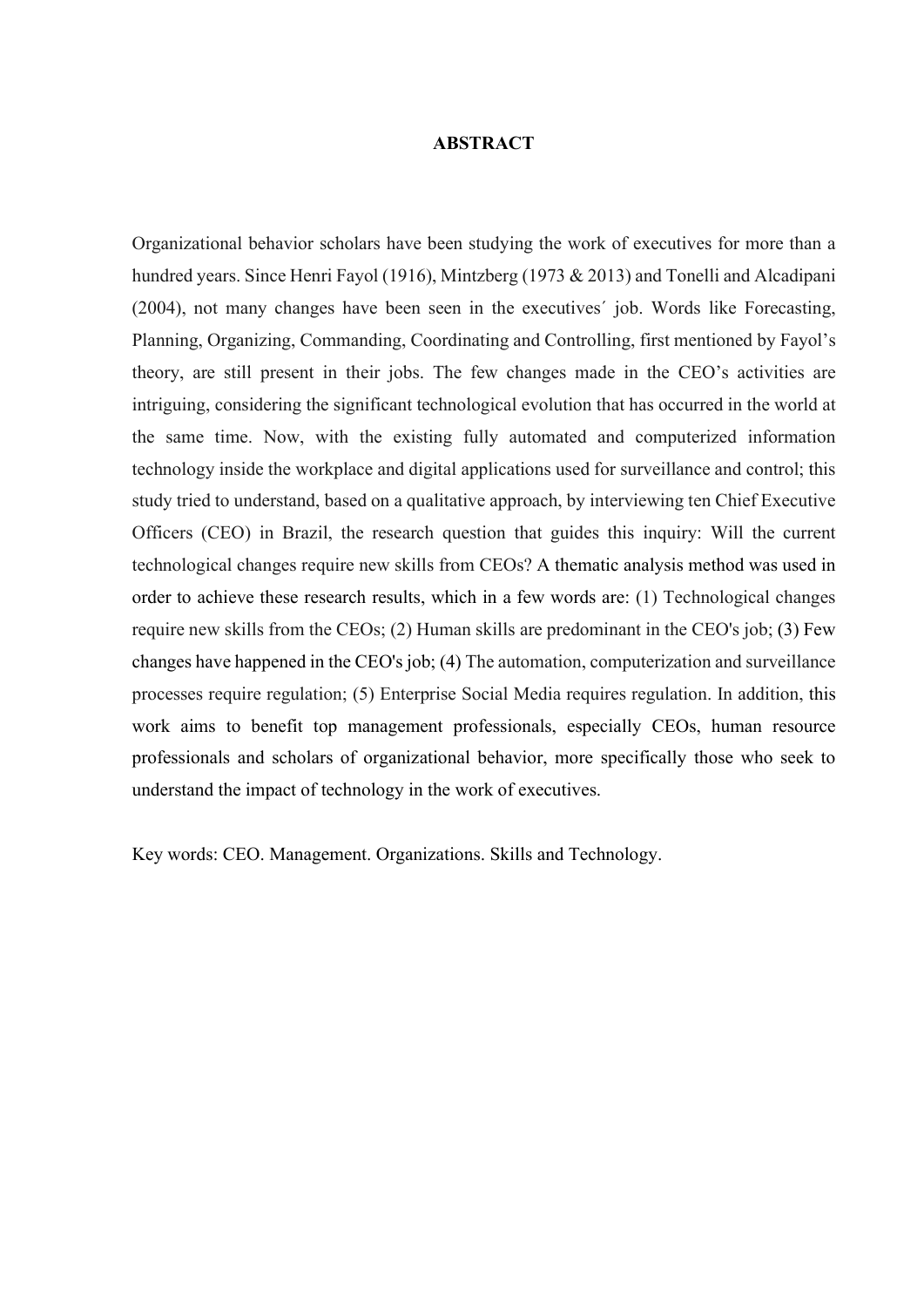# ABSTRACT

Organizational behavior scholars have been studying the work of executives for more than a hundred years. Since Henri Fayol (1916), Mintzberg (1973 & 2013) and Tonelli and Alcadipani (2004), not many changes have been seen in the executives´ job. Words like Forecasting, Planning, Organizing, Commanding, Coordinating and Controlling, first mentioned by Fayol's theory, are still present in their jobs. The few changes made in the CEO's activities are intriguing, considering the significant technological evolution that has occurred in the world at the same time. Now, with the existing fully automated and computerized information technology inside the workplace and digital applications used for surveillance and control; this study tried to understand, based on a qualitative approach, by interviewing ten Chief Executive Officers (CEO) in Brazil, the research question that guides this inquiry: Will the current technological changes require new skills from CEOs? A thematic analysis method was used in order to achieve these research results, which in a few words are: (1) Technological changes require new skills from the CEOs; (2) Human skills are predominant in the CEO's job; (3) Few changes have happened in the CEO's job; (4) The automation, computerization and surveillance processes require regulation; (5) Enterprise Social Media requires regulation. In addition, this work aims to benefit top management professionals, especially CEOs, human resource professionals and scholars of organizational behavior, more specifically those who seek to understand the impact of technology in the work of executives.

Key words: CEO. Management. Organizations. Skills and Technology.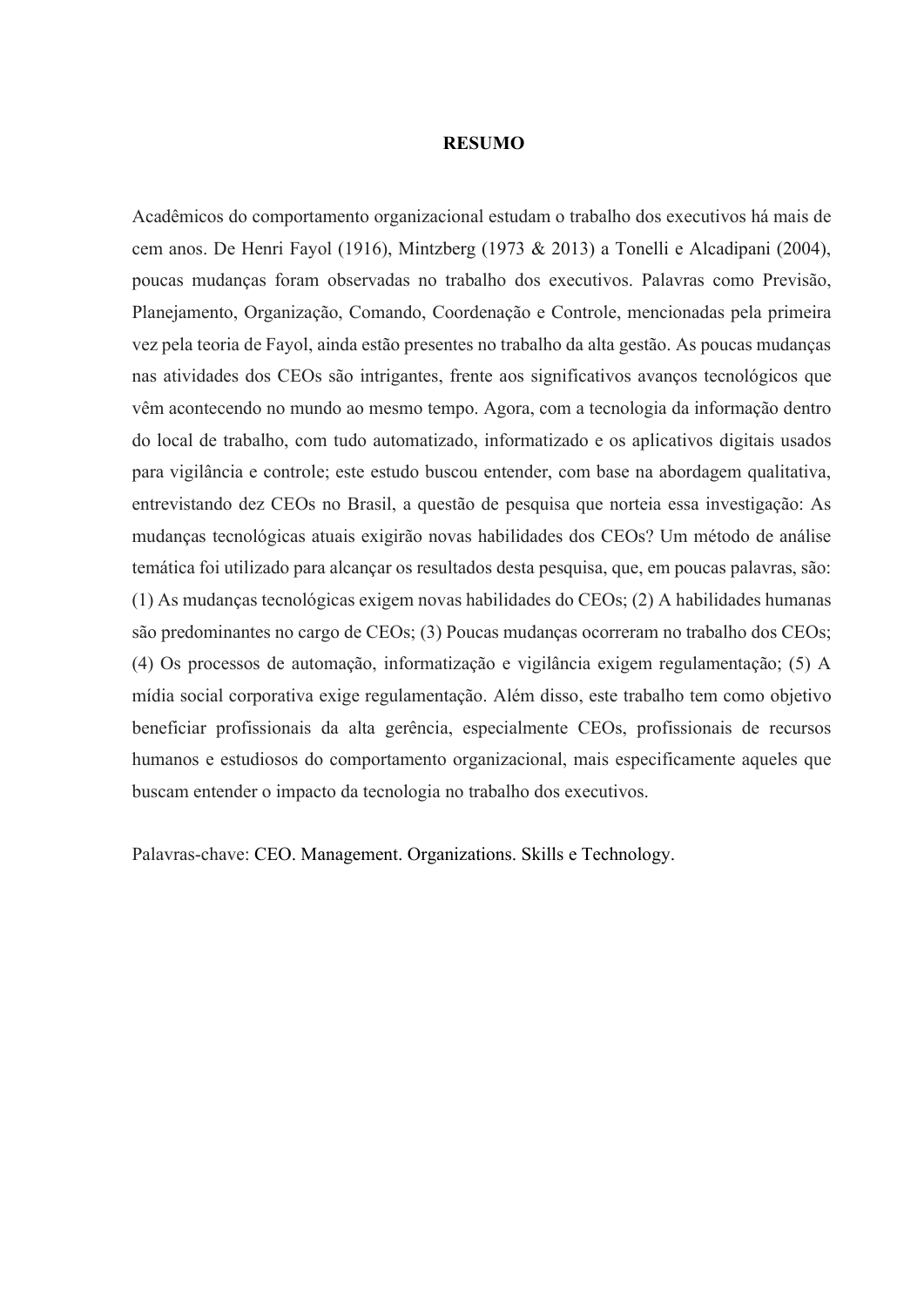# RESUMO

Acadêmicos do comportamento organizacional estudam o trabalho dos executivos há mais de cem anos. De Henri Fayol (1916), Mintzberg (1973 & 2013) a Tonelli e Alcadipani (2004), poucas mudanças foram observadas no trabalho dos executivos. Palavras como Previsão, Planejamento, Organização, Comando, Coordenação e Controle, mencionadas pela primeira vez pela teoria de Fayol, ainda estão presentes no trabalho da alta gestão. As poucas mudanças nas atividades dos CEOs são intrigantes, frente aos significativos avanços tecnológicos que vêm acontecendo no mundo ao mesmo tempo. Agora, com a tecnologia da informação dentro do local de trabalho, com tudo automatizado, informatizado e os aplicativos digitais usados para vigilância e controle; este estudo buscou entender, com base na abordagem qualitativa, entrevistando dez CEOs no Brasil, a questão de pesquisa que norteia essa investigação: As mudanças tecnológicas atuais exigirão novas habilidades dos CEOs? Um método de análise temática foi utilizado para alcançar os resultados desta pesquisa, que, em poucas palavras, são: (1) As mudanças tecnológicas exigem novas habilidades do CEOs; (2) A habilidades humanas são predominantes no cargo de CEOs; (3) Poucas mudanças ocorreram no trabalho dos CEOs; (4) Os processos de automação, informatização e vigilância exigem regulamentação; (5) A mídia social corporativa exige regulamentação. Além disso, este trabalho tem como objetivo beneficiar profissionais da alta gerência, especialmente CEOs, profissionais de recursos humanos e estudiosos do comportamento organizacional, mais especificamente aqueles que buscam entender o impacto da tecnologia no trabalho dos executivos.

Palavras-chave: CEO. Management. Organizations. Skills e Technology.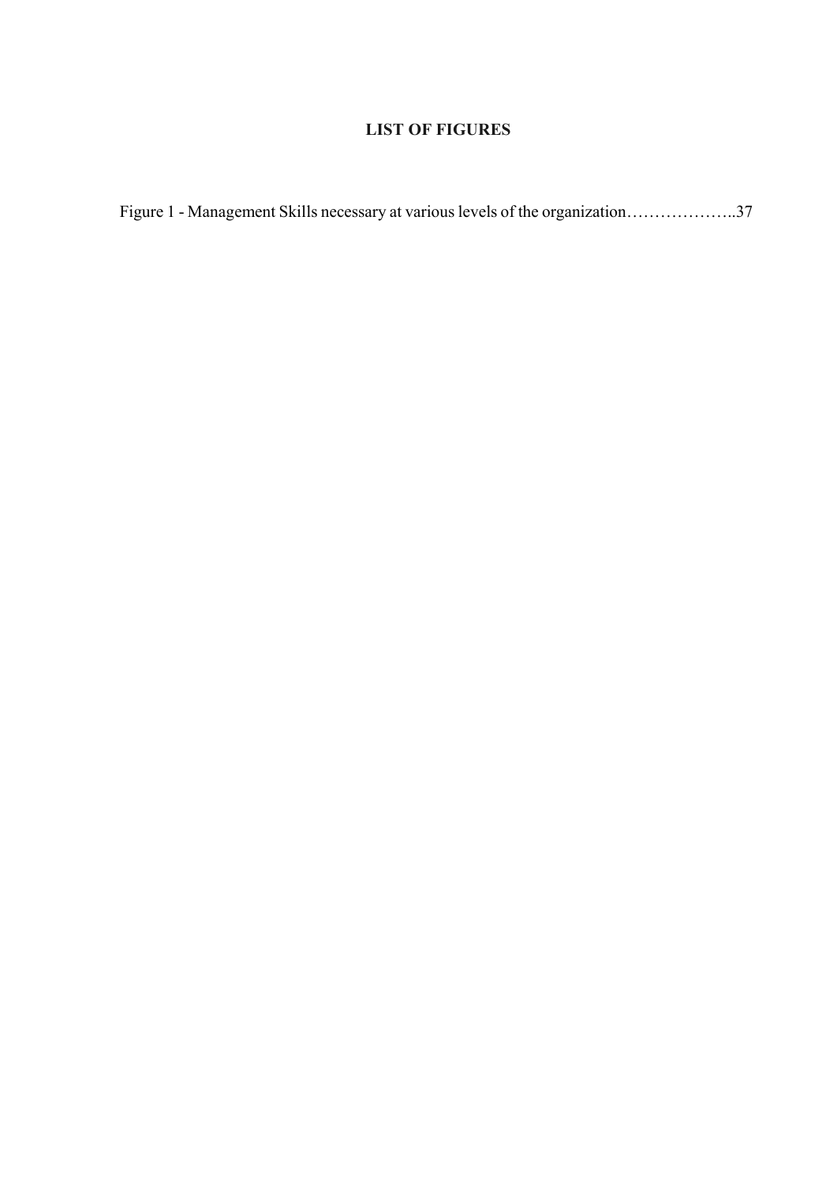## LIST OF FIGURES

Figure 1 - Management Skills necessary at various levels of the organization………………..37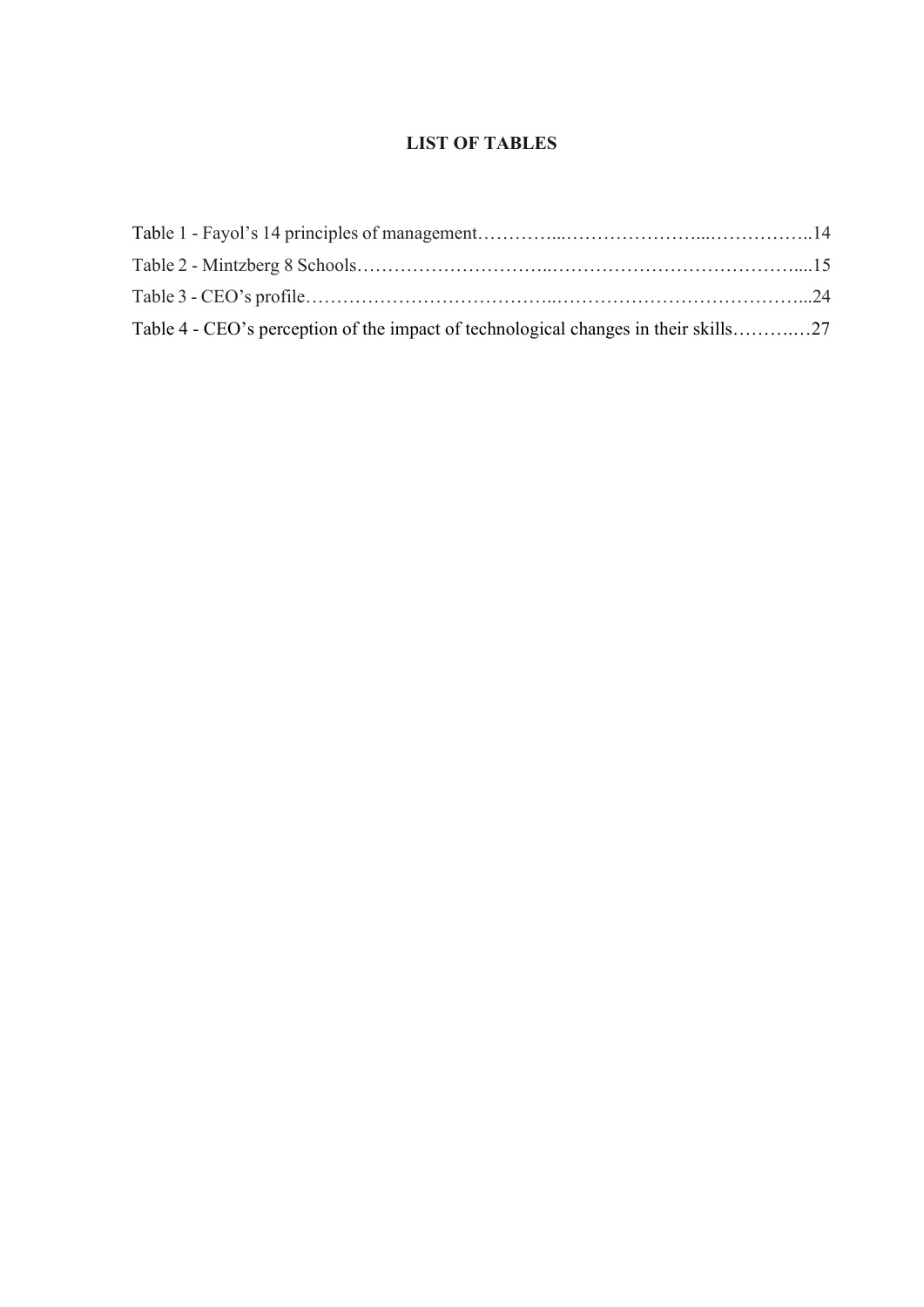# LIST OF TABLES

Table 1 - Fayol's 14 principles of management……………...…………………...……………..14
Table 2 - Mintzberg 8 Schools…………………………..……………………………………....15
Table 3 - CEO's profile………………………………...…………………………………...24
Table 4 - CEO's perception of the impact of technological changes in their skills……….…27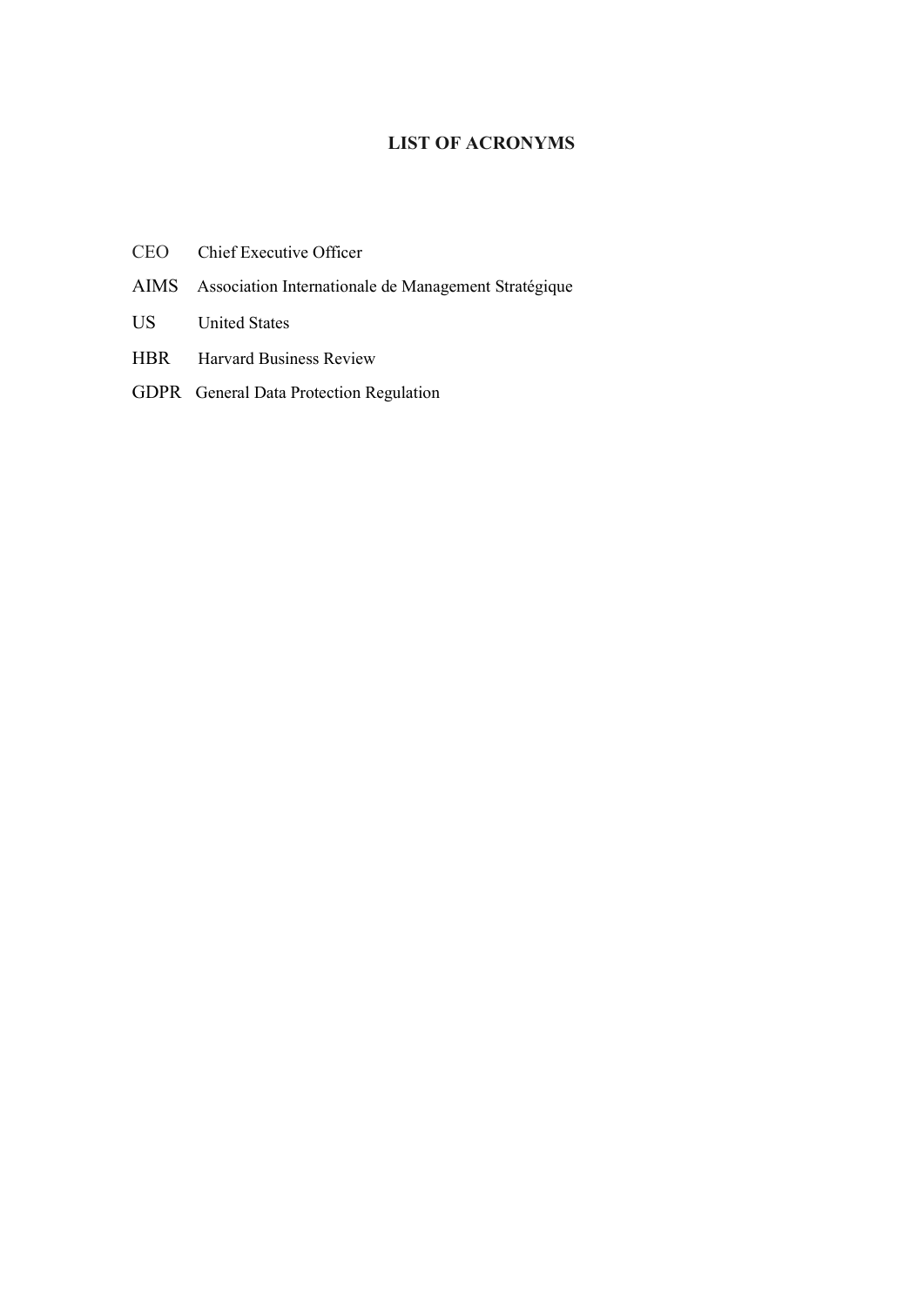# LIST OF ACRONYMS

| | |
|---|---|
| CEO | Chief Executive Officer |
| AIMS | Association Internationale de Management Stratégique |
| US | United States |
| HBR | Harvard Business Review |
| GDPR | General Data Protection Regulation |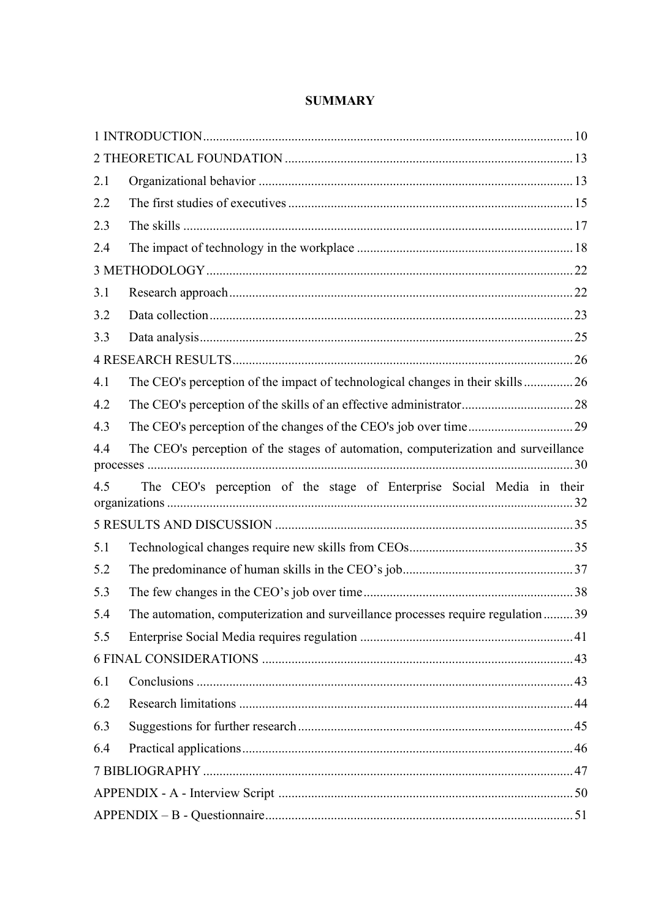**SUMMARY**

1 INTRODUCTION ........................................................................................................ 10
2 THEORETICAL FOUNDATION ..................................................................................... 13
2.1 Organizational behavior ............................................................................................ 13
2.2 The first studies of executives .................................................................................... 15
2.3 The skills ...................................................................................................................... 17
2.4 The impact of technology in the workplace ............................................................... 18
3 METHODOLOGY ........................................................................................................... 22
3.1 Research approach ..................................................................................................... 22
3.2 Data collection ............................................................................................................ 23
3.3 Data analysis ............................................................................................................... 25
4 RESEARCH RESULTS .................................................................................................... 26
4.1 The CEO's perception of the impact of technological changes in their skills ............. 26
4.2 The CEO's perception of the skills of an effective administrator ................................ 28
4.3 The CEO's perception of the changes of the CEO's job over time .............................. 29
4.4 The CEO's perception of the stages of automation, computerization and surveillance processes ..................................................................................................................... 30
4.5 The CEO's perception of the stage of Enterprise Social Media in their organizations ... 32
5 RESULTS AND DISCUSSION ........................................................................................ 35
5.1 Technological changes require new skills from CEOs ................................................ 35
5.2 The predominance of human skills in the CEO's job .................................................. 37
5.3 The few changes in the CEO's job over time .............................................................. 38
5.4 The automation, computerization and surveillance processes require regulation ......... 39
5.5 Enterprise Social Media requires regulation ............................................................... 41
6 FINAL CONSIDERATIONS ............................................................................................ 43
6.1 Conclusions ................................................................................................................. 43
6.2 Research limitations .................................................................................................... 44
6.3 Suggestions for further research ................................................................................. 45
6.4 Practical applications .................................................................................................. 46
7 BIBLIOGRAPHY ............................................................................................................. 47
APPENDIX - A - Interview Script ..................................................................................... 50
APPENDIX – B - Questionnaire ......................................................................................... 51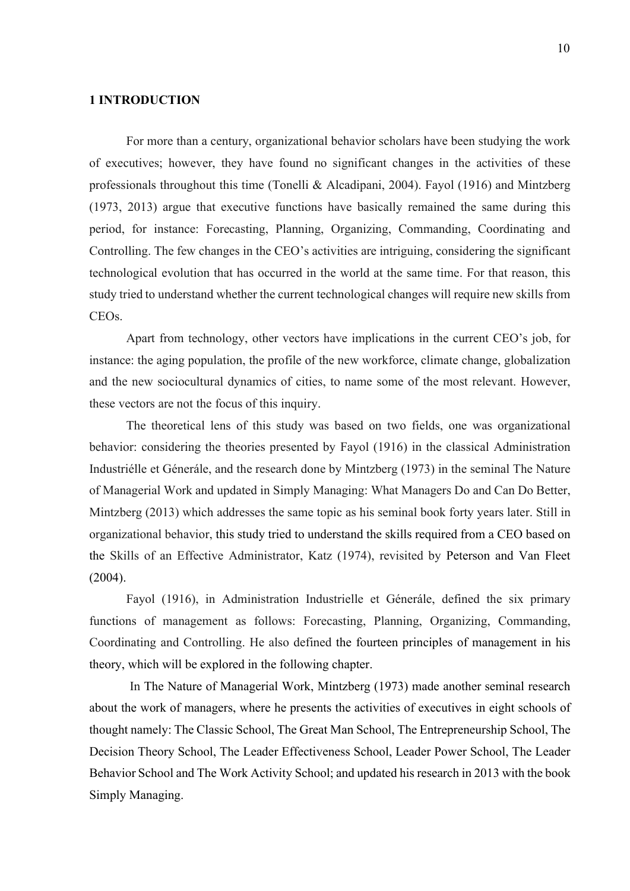# 1 INTRODUCTION

For more than a century, organizational behavior scholars have been studying the work of executives; however, they have found no significant changes in the activities of these professionals throughout this time (Tonelli & Alcadipani, 2004). Fayol (1916) and Mintzberg (1973, 2013) argue that executive functions have basically remained the same during this period, for instance: Forecasting, Planning, Organizing, Commanding, Coordinating and Controlling. The few changes in the CEO's activities are intriguing, considering the significant technological evolution that has occurred in the world at the same time. For that reason, this study tried to understand whether the current technological changes will require new skills from CEOs.

Apart from technology, other vectors have implications in the current CEO's job, for instance: the aging population, the profile of the new workforce, climate change, globalization and the new sociocultural dynamics of cities, to name some of the most relevant. However, these vectors are not the focus of this inquiry.

The theoretical lens of this study was based on two fields, one was organizational behavior: considering the theories presented by Fayol (1916) in the classical Administration Industriélle et Génerále, and the research done by Mintzberg (1973) in the seminal The Nature of Managerial Work and updated in Simply Managing: What Managers Do and Can Do Better, Mintzberg (2013) which addresses the same topic as his seminal book forty years later. Still in organizational behavior, this study tried to understand the skills required from a CEO based on the Skills of an Effective Administrator, Katz (1974), revisited by Peterson and Van Fleet (2004).

Fayol (1916), in Administration Industrielle et Génerále, defined the six primary functions of management as follows: Forecasting, Planning, Organizing, Commanding, Coordinating and Controlling. He also defined the fourteen principles of management in his theory, which will be explored in the following chapter.

In The Nature of Managerial Work, Mintzberg (1973) made another seminal research about the work of managers, where he presents the activities of executives in eight schools of thought namely: The Classic School, The Great Man School, The Entrepreneurship School, The Decision Theory School, The Leader Effectiveness School, Leader Power School, The Leader Behavior School and The Work Activity School; and updated his research in 2013 with the book Simply Managing.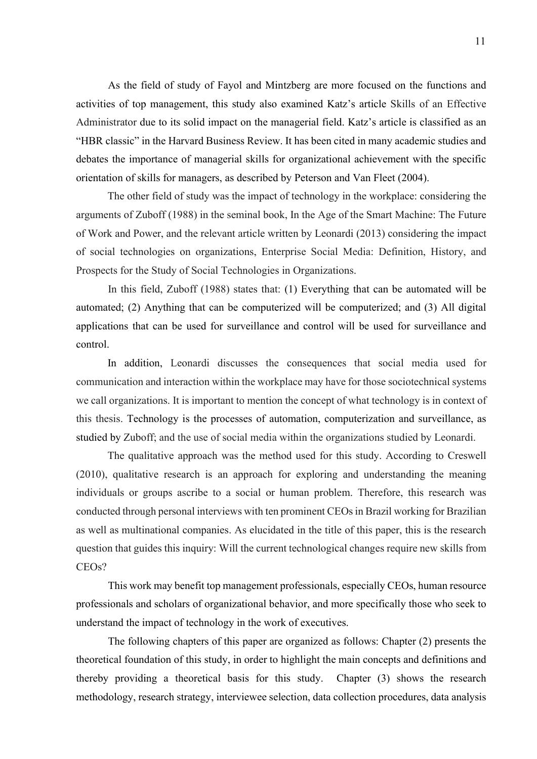As the field of study of Fayol and Mintzberg are more focused on the functions and activities of top management, this study also examined Katz's article Skills of an Effective Administrator due to its solid impact on the managerial field. Katz's article is classified as an "HBR classic" in the Harvard Business Review. It has been cited in many academic studies and debates the importance of managerial skills for organizational achievement with the specific orientation of skills for managers, as described by Peterson and Van Fleet (2004).

The other field of study was the impact of technology in the workplace: considering the arguments of Zuboff (1988) in the seminal book, In the Age of the Smart Machine: The Future of Work and Power, and the relevant article written by Leonardi (2013) considering the impact of social technologies on organizations, Enterprise Social Media: Definition, History, and Prospects for the Study of Social Technologies in Organizations.

In this field, Zuboff (1988) states that: (1) Everything that can be automated will be automated; (2) Anything that can be computerized will be computerized; and (3) All digital applications that can be used for surveillance and control will be used for surveillance and control.

In addition, Leonardi discusses the consequences that social media used for communication and interaction within the workplace may have for those sociotechnical systems we call organizations. It is important to mention the concept of what technology is in context of this thesis. Technology is the processes of automation, computerization and surveillance, as studied by Zuboff; and the use of social media within the organizations studied by Leonardi.

The qualitative approach was the method used for this study. According to Creswell (2010), qualitative research is an approach for exploring and understanding the meaning individuals or groups ascribe to a social or human problem. Therefore, this research was conducted through personal interviews with ten prominent CEOs in Brazil working for Brazilian as well as multinational companies. As elucidated in the title of this paper, this is the research question that guides this inquiry: Will the current technological changes require new skills from CEOs?

This work may benefit top management professionals, especially CEOs, human resource professionals and scholars of organizational behavior, and more specifically those who seek to understand the impact of technology in the work of executives.

The following chapters of this paper are organized as follows: Chapter (2) presents the theoretical foundation of this study, in order to highlight the main concepts and definitions and thereby providing a theoretical basis for this study. Chapter (3) shows the research methodology, research strategy, interviewee selection, data collection procedures, data analysis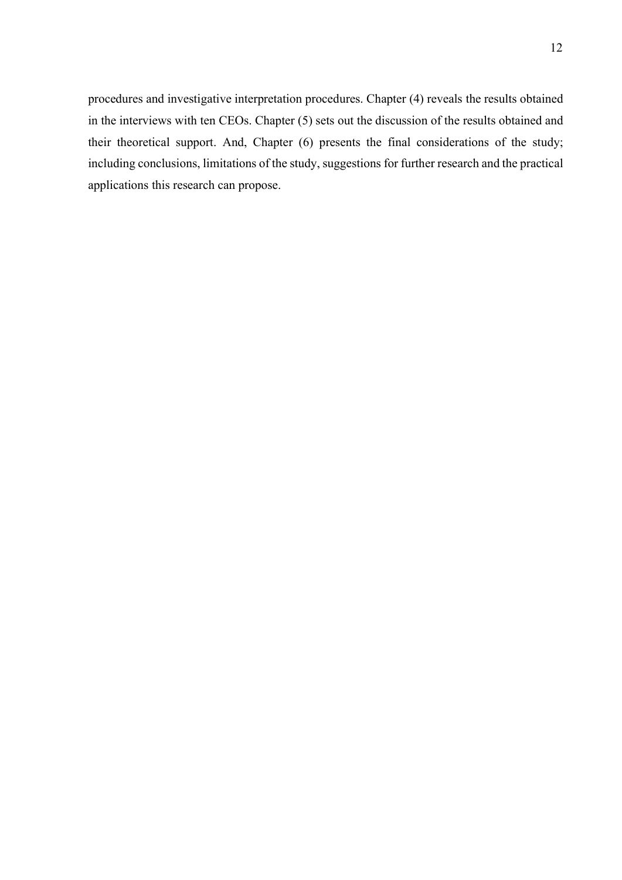procedures and investigative interpretation procedures. Chapter (4) reveals the results obtained in the interviews with ten CEOs. Chapter (5) sets out the discussion of the results obtained and their theoretical support. And, Chapter (6) presents the final considerations of the study; including conclusions, limitations of the study, suggestions for further research and the practical applications this research can propose.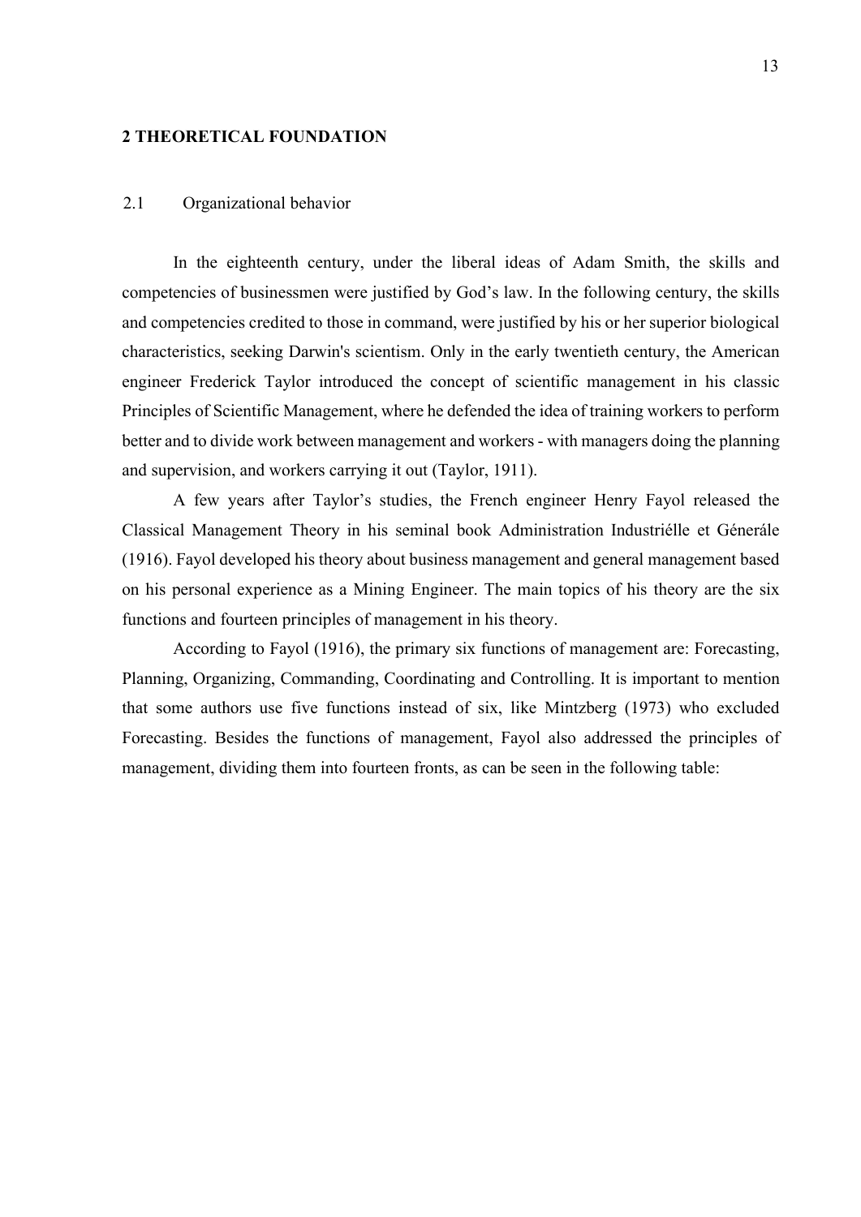# 2 THEORETICAL FOUNDATION

## 2.1 Organizational behavior

In the eighteenth century, under the liberal ideas of Adam Smith, the skills and competencies of businessmen were justified by God's law. In the following century, the skills and competencies credited to those in command, were justified by his or her superior biological characteristics, seeking Darwin's scientism. Only in the early twentieth century, the American engineer Frederick Taylor introduced the concept of scientific management in his classic Principles of Scientific Management, where he defended the idea of training workers to perform better and to divide work between management and workers - with managers doing the planning and supervision, and workers carrying it out (Taylor, 1911).

A few years after Taylor's studies, the French engineer Henry Fayol released the Classical Management Theory in his seminal book Administration Industriélle et Génerále (1916). Fayol developed his theory about business management and general management based on his personal experience as a Mining Engineer. The main topics of his theory are the six functions and fourteen principles of management in his theory.

According to Fayol (1916), the primary six functions of management are: Forecasting, Planning, Organizing, Commanding, Coordinating and Controlling. It is important to mention that some authors use five functions instead of six, like Mintzberg (1973) who excluded Forecasting. Besides the functions of management, Fayol also addressed the principles of management, dividing them into fourteen fronts, as can be seen in the following table: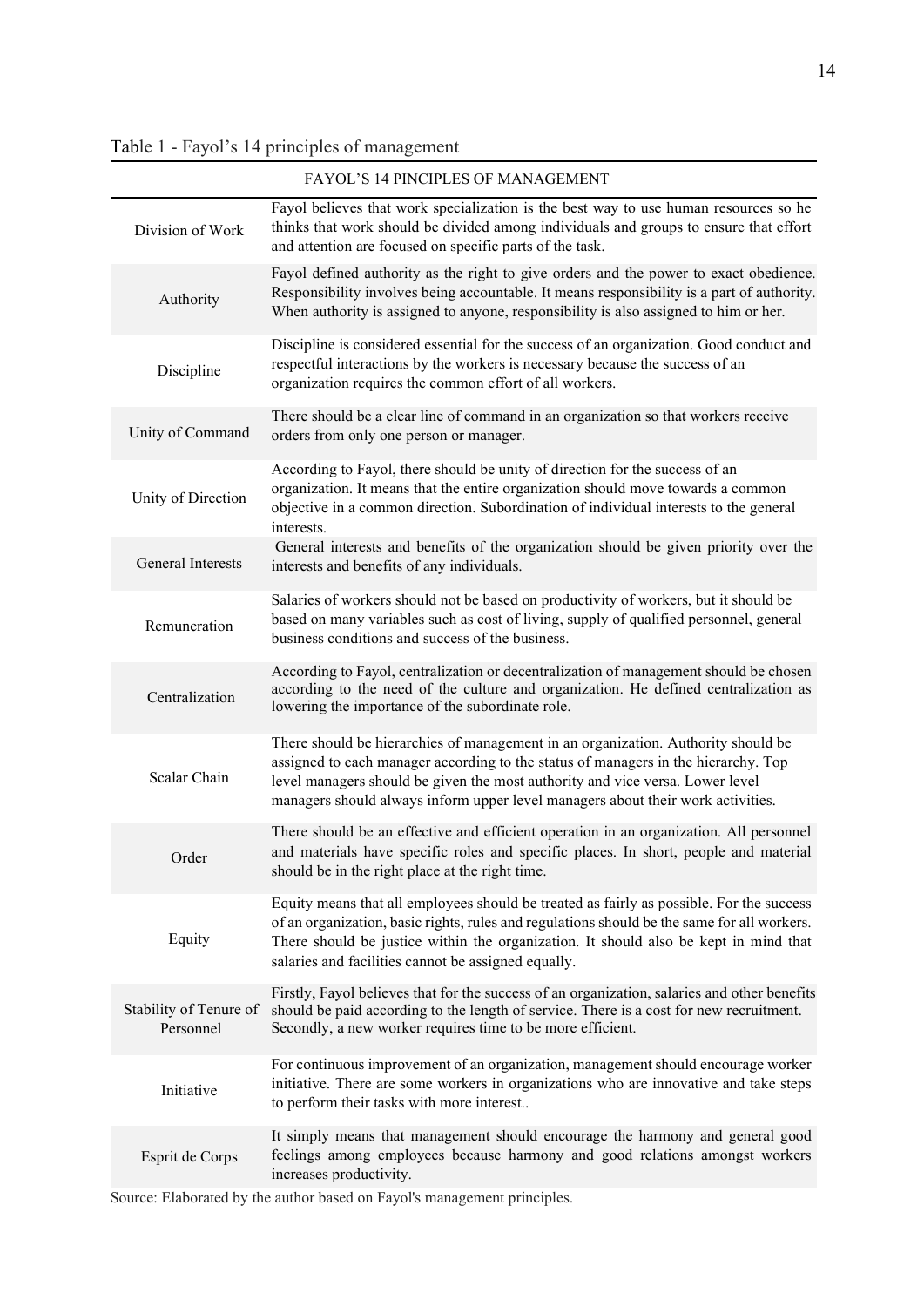Table 1 - Fayol's 14 principles of management

| FAYOL'S 14 PINCIPLES OF MANAGEMENT | |
|---|---|
| Division of Work | Fayol believes that work specialization is the best way to use human resources so he thinks that work should be divided among individuals and groups to ensure that effort and attention are focused on specific parts of the task. |
| Authority | Fayol defined authority as the right to give orders and the power to exact obedience. Responsibility involves being accountable. It means responsibility is a part of authority. When authority is assigned to anyone, responsibility is also assigned to him or her. |
| Discipline | Discipline is considered essential for the success of an organization. Good conduct and respectful interactions by the workers is necessary because the success of an organization requires the common effort of all workers. |
| Unity of Command | There should be a clear line of command in an organization so that workers receive orders from only one person or manager. |
| Unity of Direction | According to Fayol, there should be unity of direction for the success of an organization. It means that the entire organization should move towards a common objective in a common direction. Subordination of individual interests to the general interests. |
| General Interests | General interests and benefits of the organization should be given priority over the interests and benefits of any individuals. |
| Remuneration | Salaries of workers should not be based on productivity of workers, but it should be based on many variables such as cost of living, supply of qualified personnel, general business conditions and success of the business. |
| Centralization | According to Fayol, centralization or decentralization of management should be chosen according to the need of the culture and organization. He defined centralization as lowering the importance of the subordinate role. |
| Scalar Chain | There should be hierarchies of management in an organization. Authority should be assigned to each manager according to the status of managers in the hierarchy. Top level managers should be given the most authority and vice versa. Lower level managers should always inform upper level managers about their work activities. |
| Order | There should be an effective and efficient operation in an organization. All personnel and materials have specific roles and specific places. In short, people and material should be in the right place at the right time. |
| Equity | Equity means that all employees should be treated as fairly as possible. For the success of an organization, basic rights, rules and regulations should be the same for all workers. There should be justice within the organization. It should also be kept in mind that salaries and facilities cannot be assigned equally. |
| Stability of Tenure of Personnel | Firstly, Fayol believes that for the success of an organization, salaries and other benefits should be paid according to the length of service. There is a cost for new recruitment. Secondly, a new worker requires time to be more efficient. |
| Initiative | For continuous improvement of an organization, management should encourage worker initiative. There are some workers in organizations who are innovative and take steps to perform their tasks with more interest.. |
| Esprit de Corps | It simply means that management should encourage the harmony and general good feelings among employees because harmony and good relations amongst workers increases productivity. |

Source: Elaborated by the author based on Fayol's management principles.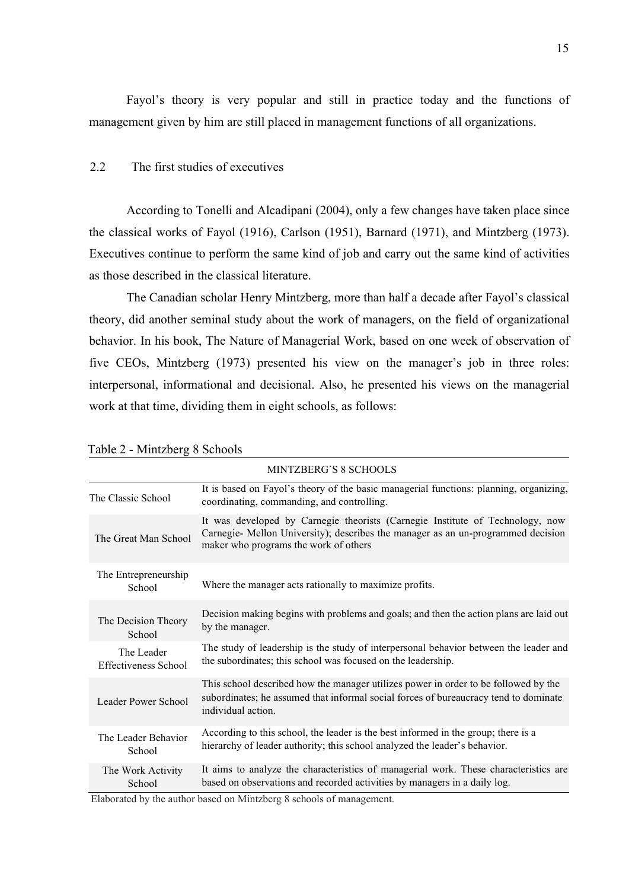Fayol's theory is very popular and still in practice today and the functions of management given by him are still placed in management functions of all organizations.

## 2.2 The first studies of executives

According to Tonelli and Alcadipani (2004), only a few changes have taken place since the classical works of Fayol (1916), Carlson (1951), Barnard (1971), and Mintzberg (1973). Executives continue to perform the same kind of job and carry out the same kind of activities as those described in the classical literature.

The Canadian scholar Henry Mintzberg, more than half a decade after Fayol's classical theory, did another seminal study about the work of managers, on the field of organizational behavior. In his book, The Nature of Managerial Work, based on one week of observation of five CEOs, Mintzberg (1973) presented his view on the manager's job in three roles: interpersonal, informational and decisional. Also, he presented his views on the managerial work at that time, dividing them in eight schools, as follows:

Table 2 - Mintzberg 8 Schools

| MINTZBERG´S 8 SCHOOLS | |
|---|---|
| The Classic School | It is based on Fayol's theory of the basic managerial functions: planning, organizing, coordinating, commanding, and controlling. |
| The Great Man School | It was developed by Carnegie theorists (Carnegie Institute of Technology, now Carnegie- Mellon University); describes the manager as an un-programmed decision maker who programs the work of others |
| The Entrepreneurship School | Where the manager acts rationally to maximize profits. |
| The Decision Theory School | Decision making begins with problems and goals; and then the action plans are laid out by the manager. |
| The Leader Effectiveness School | The study of leadership is the study of interpersonal behavior between the leader and the subordinates; this school was focused on the leadership. |
| Leader Power School | This school described how the manager utilizes power in order to be followed by the subordinates; he assumed that informal social forces of bureaucracy tend to dominate individual action. |
| The Leader Behavior School | According to this school, the leader is the best informed in the group; there is a hierarchy of leader authority; this school analyzed the leader's behavior. |
| The Work Activity School | It aims to analyze the characteristics of managerial work. These characteristics are based on observations and recorded activities by managers in a daily log. |

Elaborated by the author based on Mintzberg 8 schools of management.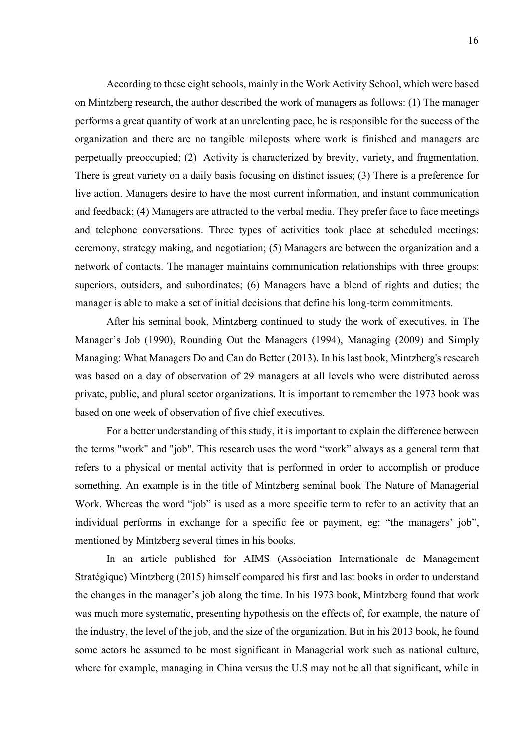According to these eight schools, mainly in the Work Activity School, which were based on Mintzberg research, the author described the work of managers as follows: (1) The manager performs a great quantity of work at an unrelenting pace, he is responsible for the success of the organization and there are no tangible mileposts where work is finished and managers are perpetually preoccupied; (2) Activity is characterized by brevity, variety, and fragmentation. There is great variety on a daily basis focusing on distinct issues; (3) There is a preference for live action. Managers desire to have the most current information, and instant communication and feedback; (4) Managers are attracted to the verbal media. They prefer face to face meetings and telephone conversations. Three types of activities took place at scheduled meetings: ceremony, strategy making, and negotiation; (5) Managers are between the organization and a network of contacts. The manager maintains communication relationships with three groups: superiors, outsiders, and subordinates; (6) Managers have a blend of rights and duties; the manager is able to make a set of initial decisions that define his long-term commitments.

After his seminal book, Mintzberg continued to study the work of executives, in The Manager's Job (1990), Rounding Out the Managers (1994), Managing (2009) and Simply Managing: What Managers Do and Can do Better (2013). In his last book, Mintzberg's research was based on a day of observation of 29 managers at all levels who were distributed across private, public, and plural sector organizations. It is important to remember the 1973 book was based on one week of observation of five chief executives.

For a better understanding of this study, it is important to explain the difference between the terms "work" and "job". This research uses the word "work" always as a general term that refers to a physical or mental activity that is performed in order to accomplish or produce something. An example is in the title of Mintzberg seminal book The Nature of Managerial Work. Whereas the word "job" is used as a more specific term to refer to an activity that an individual performs in exchange for a specific fee or payment, eg: "the managers' job", mentioned by Mintzberg several times in his books.

In an article published for AIMS (Association Internationale de Management Stratégique) Mintzberg (2015) himself compared his first and last books in order to understand the changes in the manager's job along the time. In his 1973 book, Mintzberg found that work was much more systematic, presenting hypothesis on the effects of, for example, the nature of the industry, the level of the job, and the size of the organization. But in his 2013 book, he found some actors he assumed to be most significant in Managerial work such as national culture, where for example, managing in China versus the U.S may not be all that significant, while in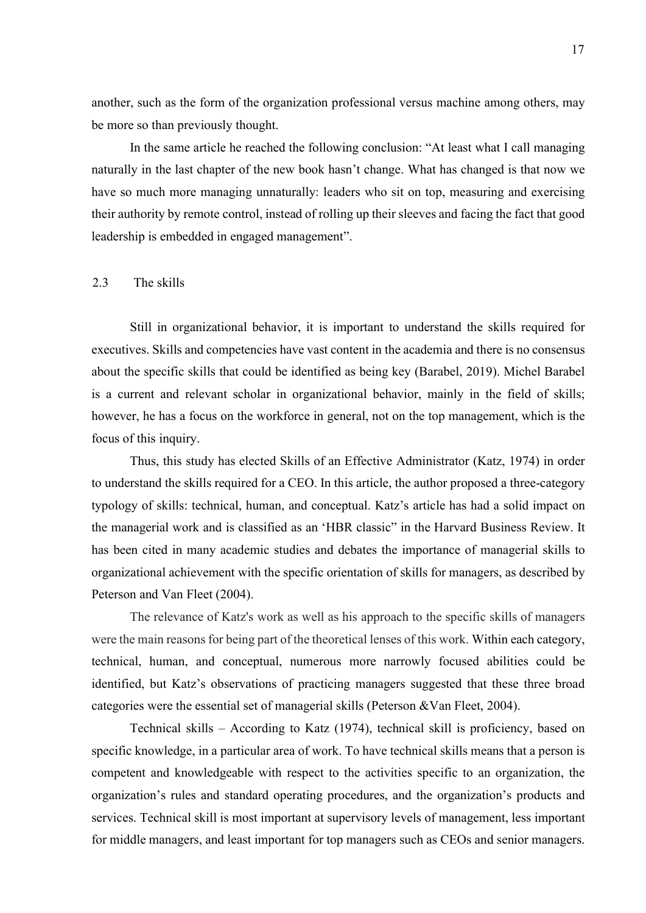another, such as the form of the organization professional versus machine among others, may be more so than previously thought.

In the same article he reached the following conclusion: "At least what I call managing naturally in the last chapter of the new book hasn't change. What has changed is that now we have so much more managing unnaturally: leaders who sit on top, measuring and exercising their authority by remote control, instead of rolling up their sleeves and facing the fact that good leadership is embedded in engaged management".

## 2.3 The skills

Still in organizational behavior, it is important to understand the skills required for executives. Skills and competencies have vast content in the academia and there is no consensus about the specific skills that could be identified as being key (Barabel, 2019). Michel Barabel is a current and relevant scholar in organizational behavior, mainly in the field of skills; however, he has a focus on the workforce in general, not on the top management, which is the focus of this inquiry.

Thus, this study has elected Skills of an Effective Administrator (Katz, 1974) in order to understand the skills required for a CEO. In this article, the author proposed a three-category typology of skills: technical, human, and conceptual. Katz's article has had a solid impact on the managerial work and is classified as an 'HBR classic" in the Harvard Business Review. It has been cited in many academic studies and debates the importance of managerial skills to organizational achievement with the specific orientation of skills for managers, as described by Peterson and Van Fleet (2004).

The relevance of Katz's work as well as his approach to the specific skills of managers were the main reasons for being part of the theoretical lenses of this work. Within each category, technical, human, and conceptual, numerous more narrowly focused abilities could be identified, but Katz's observations of practicing managers suggested that these three broad categories were the essential set of managerial skills (Peterson &Van Fleet, 2004).

Technical skills – According to Katz (1974), technical skill is proficiency, based on specific knowledge, in a particular area of work. To have technical skills means that a person is competent and knowledgeable with respect to the activities specific to an organization, the organization's rules and standard operating procedures, and the organization's products and services. Technical skill is most important at supervisory levels of management, less important for middle managers, and least important for top managers such as CEOs and senior managers.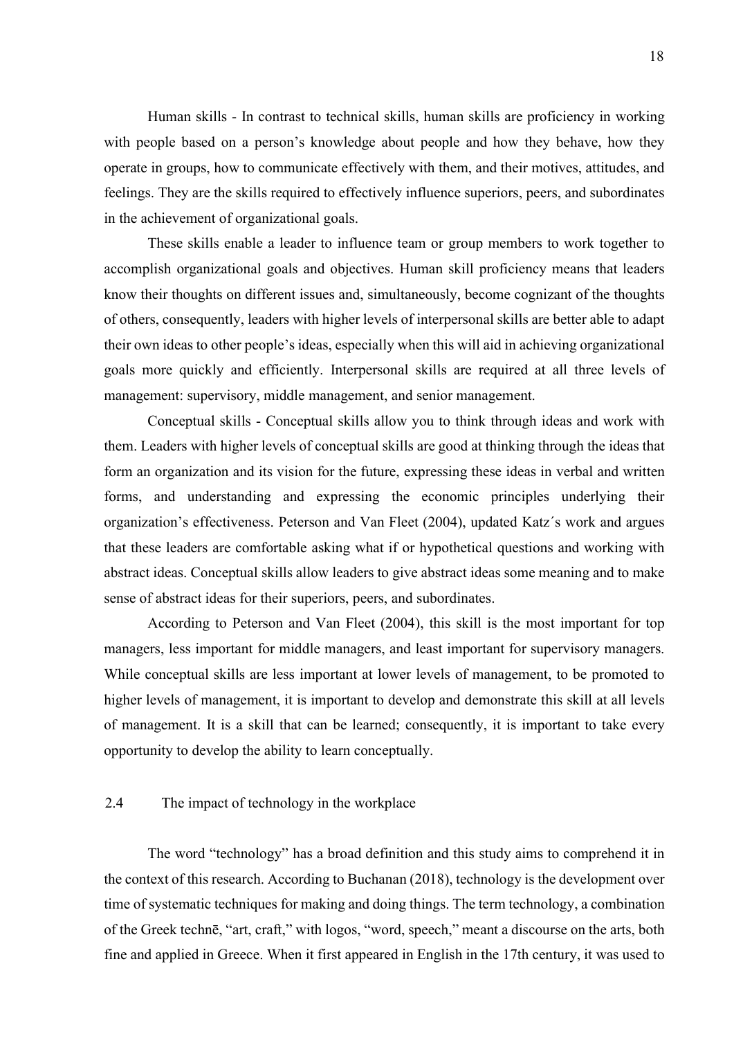Human skills - In contrast to technical skills, human skills are proficiency in working with people based on a person's knowledge about people and how they behave, how they operate in groups, how to communicate effectively with them, and their motives, attitudes, and feelings. They are the skills required to effectively influence superiors, peers, and subordinates in the achievement of organizational goals.

These skills enable a leader to influence team or group members to work together to accomplish organizational goals and objectives. Human skill proficiency means that leaders know their thoughts on different issues and, simultaneously, become cognizant of the thoughts of others, consequently, leaders with higher levels of interpersonal skills are better able to adapt their own ideas to other people's ideas, especially when this will aid in achieving organizational goals more quickly and efficiently. Interpersonal skills are required at all three levels of management: supervisory, middle management, and senior management.

Conceptual skills - Conceptual skills allow you to think through ideas and work with them. Leaders with higher levels of conceptual skills are good at thinking through the ideas that form an organization and its vision for the future, expressing these ideas in verbal and written forms, and understanding and expressing the economic principles underlying their organization's effectiveness. Peterson and Van Fleet (2004), updated Katz´s work and argues that these leaders are comfortable asking what if or hypothetical questions and working with abstract ideas. Conceptual skills allow leaders to give abstract ideas some meaning and to make sense of abstract ideas for their superiors, peers, and subordinates.

According to Peterson and Van Fleet (2004), this skill is the most important for top managers, less important for middle managers, and least important for supervisory managers. While conceptual skills are less important at lower levels of management, to be promoted to higher levels of management, it is important to develop and demonstrate this skill at all levels of management. It is a skill that can be learned; consequently, it is important to take every opportunity to develop the ability to learn conceptually.

## 2.4 The impact of technology in the workplace

The word "technology" has a broad definition and this study aims to comprehend it in the context of this research. According to Buchanan (2018), technology is the development over time of systematic techniques for making and doing things. The term technology, a combination of the Greek technē, "art, craft," with logos, "word, speech," meant a discourse on the arts, both fine and applied in Greece. When it first appeared in English in the 17th century, it was used to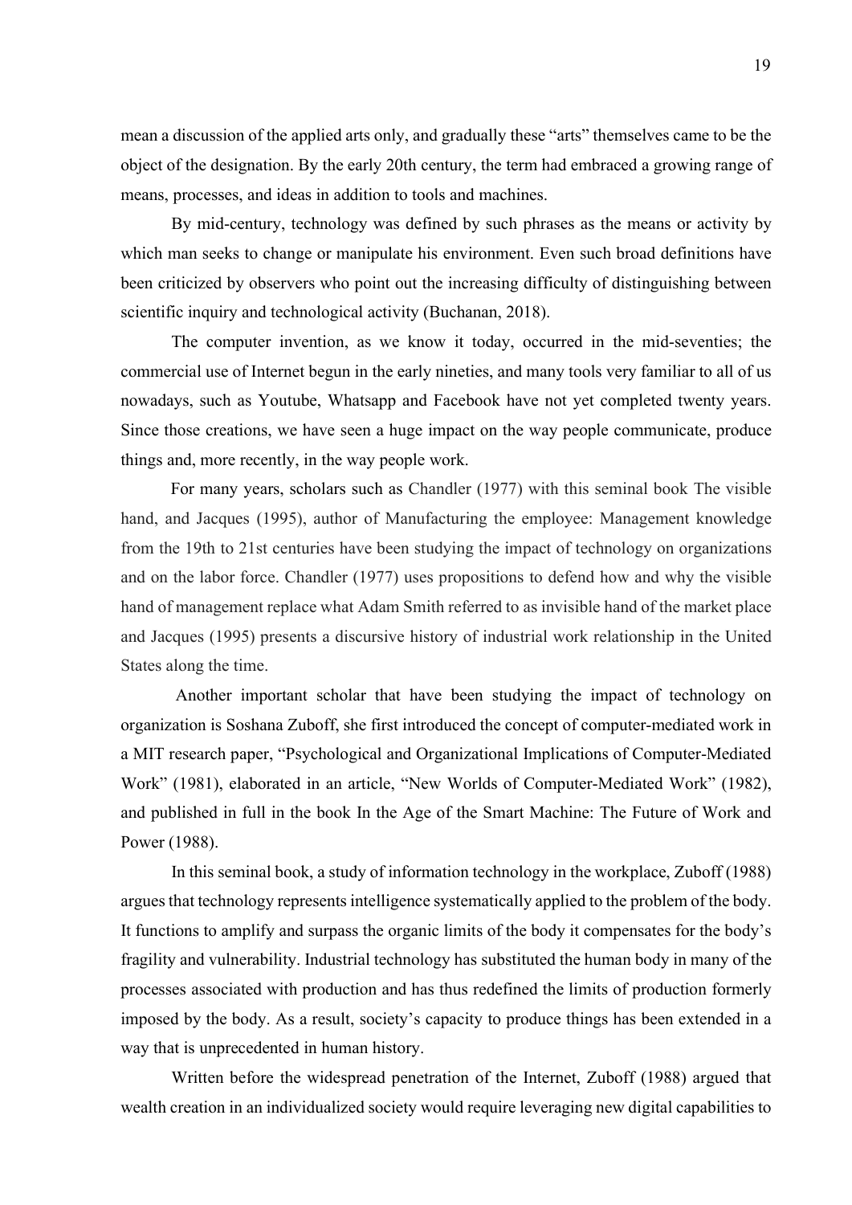mean a discussion of the applied arts only, and gradually these "arts" themselves came to be the object of the designation. By the early 20th century, the term had embraced a growing range of means, processes, and ideas in addition to tools and machines.

By mid-century, technology was defined by such phrases as the means or activity by which man seeks to change or manipulate his environment. Even such broad definitions have been criticized by observers who point out the increasing difficulty of distinguishing between scientific inquiry and technological activity (Buchanan, 2018).

The computer invention, as we know it today, occurred in the mid-seventies; the commercial use of Internet begun in the early nineties, and many tools very familiar to all of us nowadays, such as Youtube, Whatsapp and Facebook have not yet completed twenty years. Since those creations, we have seen a huge impact on the way people communicate, produce things and, more recently, in the way people work.

For many years, scholars such as Chandler (1977) with this seminal book The visible hand, and Jacques (1995), author of Manufacturing the employee: Management knowledge from the 19th to 21st centuries have been studying the impact of technology on organizations and on the labor force. Chandler (1977) uses propositions to defend how and why the visible hand of management replace what Adam Smith referred to as invisible hand of the market place and Jacques (1995) presents a discursive history of industrial work relationship in the United States along the time.

Another important scholar that have been studying the impact of technology on organization is Soshana Zuboff, she first introduced the concept of computer-mediated work in a MIT research paper, "Psychological and Organizational Implications of Computer-Mediated Work" (1981), elaborated in an article, "New Worlds of Computer-Mediated Work" (1982), and published in full in the book In the Age of the Smart Machine: The Future of Work and Power (1988).

In this seminal book, a study of information technology in the workplace, Zuboff (1988) argues that technology represents intelligence systematically applied to the problem of the body. It functions to amplify and surpass the organic limits of the body it compensates for the body's fragility and vulnerability. Industrial technology has substituted the human body in many of the processes associated with production and has thus redefined the limits of production formerly imposed by the body. As a result, society's capacity to produce things has been extended in a way that is unprecedented in human history.

Written before the widespread penetration of the Internet, Zuboff (1988) argued that wealth creation in an individualized society would require leveraging new digital capabilities to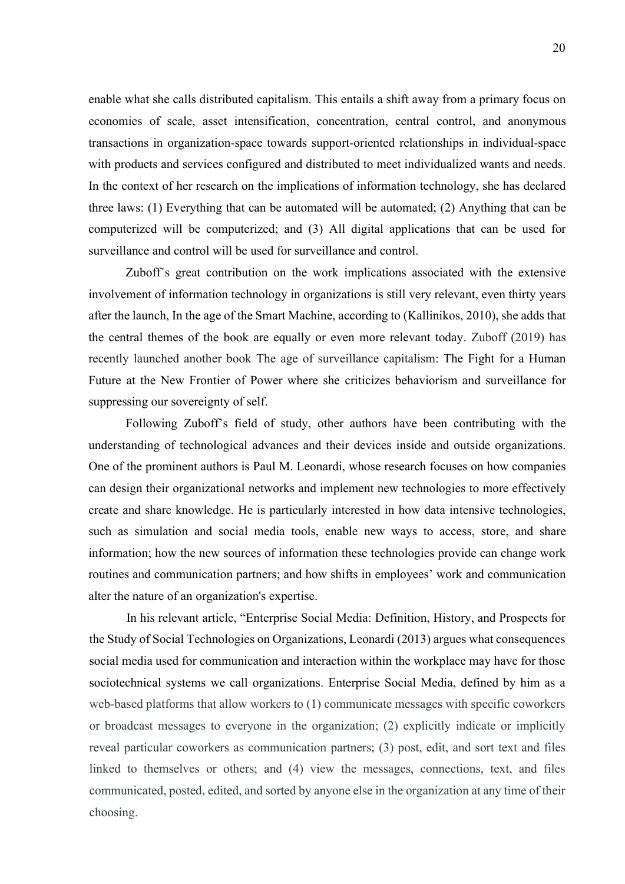enable what she calls distributed capitalism. This entails a shift away from a primary focus on economies of scale, asset intensification, concentration, central control, and anonymous transactions in organization-space towards support-oriented relationships in individual-space with products and services configured and distributed to meet individualized wants and needs. In the context of her research on the implications of information technology, she has declared three laws: (1) Everything that can be automated will be automated; (2) Anything that can be computerized will be computerized; and (3) All digital applications that can be used for surveillance and control will be used for surveillance and control.

Zuboff´s great contribution on the work implications associated with the extensive involvement of information technology in organizations is still very relevant, even thirty years after the launch, In the age of the Smart Machine, according to (Kallinikos, 2010), she adds that the central themes of the book are equally or even more relevant today. Zuboff (2019) has recently launched another book The age of surveillance capitalism: The Fight for a Human Future at the New Frontier of Power where she criticizes behaviorism and surveillance for suppressing our sovereignty of self.

Following Zuboff's field of study, other authors have been contributing with the understanding of technological advances and their devices inside and outside organizations. One of the prominent authors is Paul M. Leonardi, whose research focuses on how companies can design their organizational networks and implement new technologies to more effectively create and share knowledge. He is particularly interested in how data intensive technologies, such as simulation and social media tools, enable new ways to access, store, and share information; how the new sources of information these technologies provide can change work routines and communication partners; and how shifts in employees' work and communication alter the nature of an organization's expertise.

In his relevant article, "Enterprise Social Media: Definition, History, and Prospects for the Study of Social Technologies on Organizations, Leonardi (2013) argues what consequences social media used for communication and interaction within the workplace may have for those sociotechnical systems we call organizations. Enterprise Social Media, defined by him as a web-based platforms that allow workers to (1) communicate messages with specific coworkers or broadcast messages to everyone in the organization; (2) explicitly indicate or implicitly reveal particular coworkers as communication partners; (3) post, edit, and sort text and files linked to themselves or others; and (4) view the messages, connections, text, and files communicated, posted, edited, and sorted by anyone else in the organization at any time of their choosing.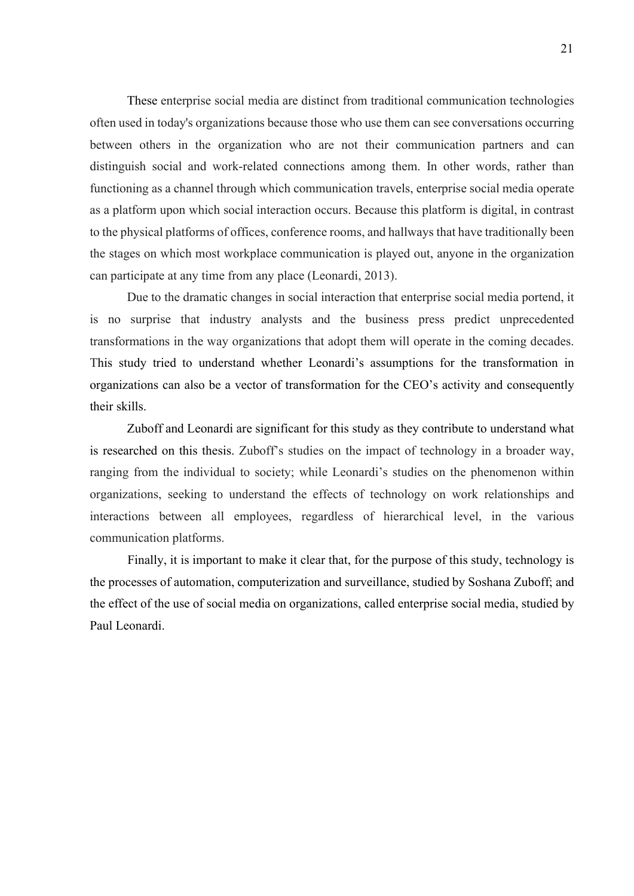These enterprise social media are distinct from traditional communication technologies often used in today's organizations because those who use them can see conversations occurring between others in the organization who are not their communication partners and can distinguish social and work-related connections among them. In other words, rather than functioning as a channel through which communication travels, enterprise social media operate as a platform upon which social interaction occurs. Because this platform is digital, in contrast to the physical platforms of offices, conference rooms, and hallways that have traditionally been the stages on which most workplace communication is played out, anyone in the organization can participate at any time from any place (Leonardi, 2013).

Due to the dramatic changes in social interaction that enterprise social media portend, it is no surprise that industry analysts and the business press predict unprecedented transformations in the way organizations that adopt them will operate in the coming decades. This study tried to understand whether Leonardi's assumptions for the transformation in organizations can also be a vector of transformation for the CEO's activity and consequently their skills.

Zuboff and Leonardi are significant for this study as they contribute to understand what is researched on this thesis. Zuboff's studies on the impact of technology in a broader way, ranging from the individual to society; while Leonardi's studies on the phenomenon within organizations, seeking to understand the effects of technology on work relationships and interactions between all employees, regardless of hierarchical level, in the various communication platforms.

Finally, it is important to make it clear that, for the purpose of this study, technology is the processes of automation, computerization and surveillance, studied by Soshana Zuboff; and the effect of the use of social media on organizations, called enterprise social media, studied by Paul Leonardi.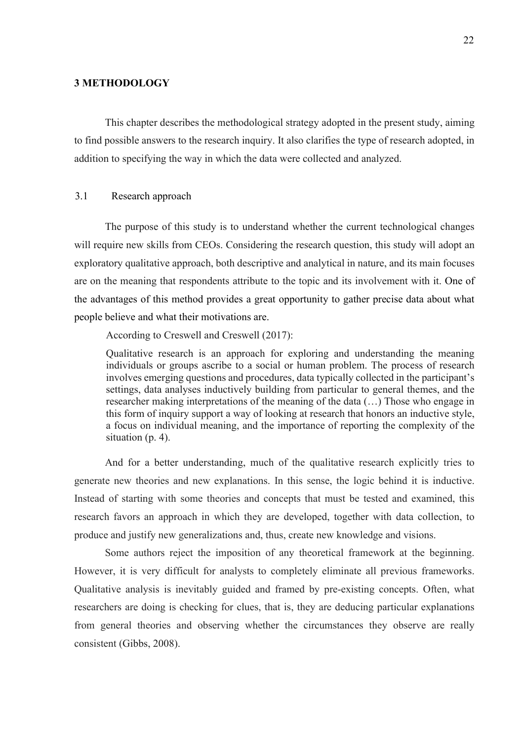# 3 METHODOLOGY

This chapter describes the methodological strategy adopted in the present study, aiming to find possible answers to the research inquiry. It also clarifies the type of research adopted, in addition to specifying the way in which the data were collected and analyzed.

## 3.1 Research approach

The purpose of this study is to understand whether the current technological changes will require new skills from CEOs. Considering the research question, this study will adopt an exploratory qualitative approach, both descriptive and analytical in nature, and its main focuses are on the meaning that respondents attribute to the topic and its involvement with it. One of the advantages of this method provides a great opportunity to gather precise data about what people believe and what their motivations are.

According to Creswell and Creswell (2017):

> Qualitative research is an approach for exploring and understanding the meaning individuals or groups ascribe to a social or human problem. The process of research involves emerging questions and procedures, data typically collected in the participant's settings, data analyses inductively building from particular to general themes, and the researcher making interpretations of the meaning of the data (…) Those who engage in this form of inquiry support a way of looking at research that honors an inductive style, a focus on individual meaning, and the importance of reporting the complexity of the situation (p. 4).

And for a better understanding, much of the qualitative research explicitly tries to generate new theories and new explanations. In this sense, the logic behind it is inductive. Instead of starting with some theories and concepts that must be tested and examined, this research favors an approach in which they are developed, together with data collection, to produce and justify new generalizations and, thus, create new knowledge and visions.

Some authors reject the imposition of any theoretical framework at the beginning. However, it is very difficult for analysts to completely eliminate all previous frameworks. Qualitative analysis is inevitably guided and framed by pre-existing concepts. Often, what researchers are doing is checking for clues, that is, they are deducing particular explanations from general theories and observing whether the circumstances they observe are really consistent (Gibbs, 2008).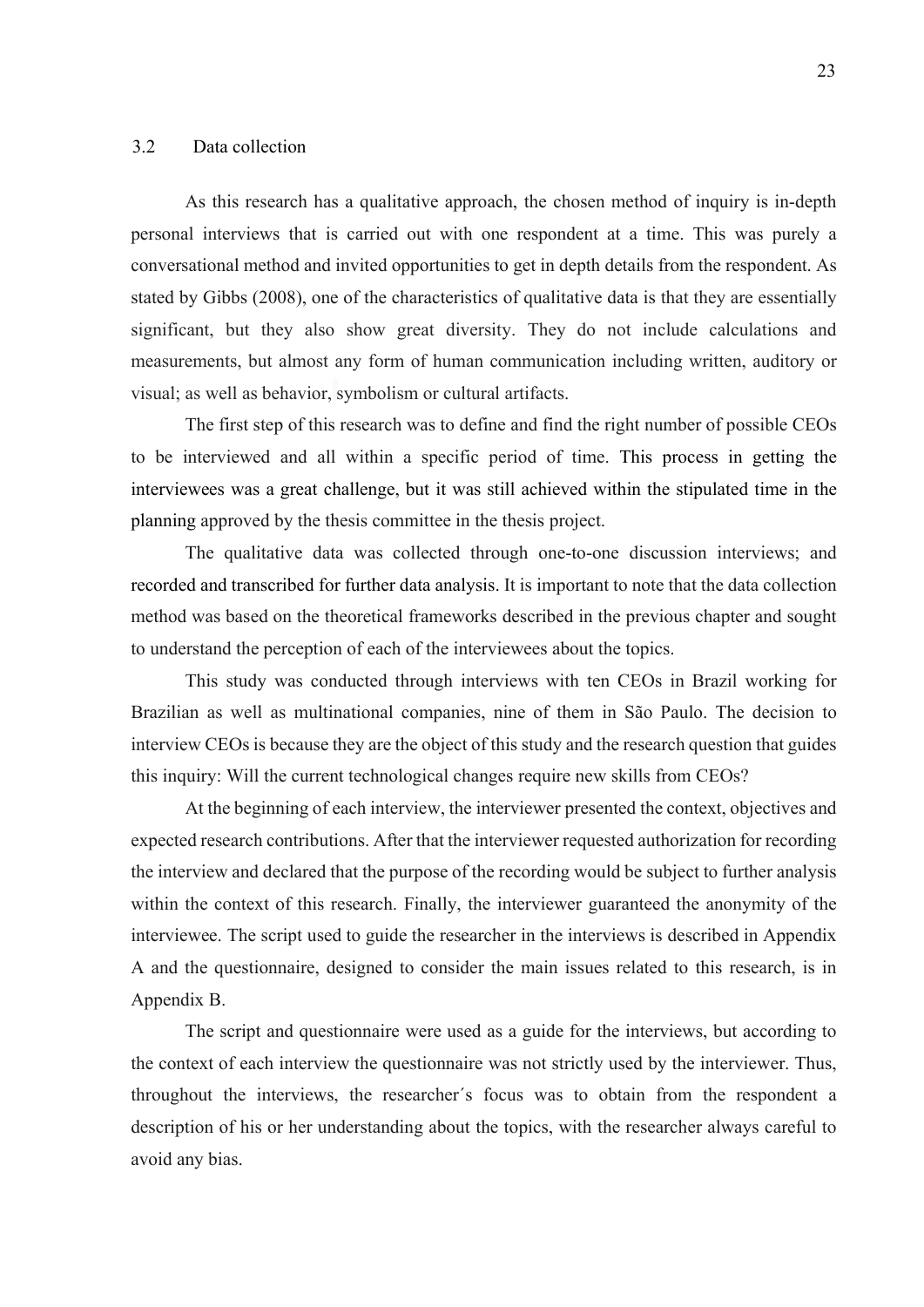## 3.2 Data collection

As this research has a qualitative approach, the chosen method of inquiry is in-depth personal interviews that is carried out with one respondent at a time. This was purely a conversational method and invited opportunities to get in depth details from the respondent. As stated by Gibbs (2008), one of the characteristics of qualitative data is that they are essentially significant, but they also show great diversity. They do not include calculations and measurements, but almost any form of human communication including written, auditory or visual; as well as behavior, symbolism or cultural artifacts.

The first step of this research was to define and find the right number of possible CEOs to be interviewed and all within a specific period of time. This process in getting the interviewees was a great challenge, but it was still achieved within the stipulated time in the planning approved by the thesis committee in the thesis project.

The qualitative data was collected through one-to-one discussion interviews; and recorded and transcribed for further data analysis. It is important to note that the data collection method was based on the theoretical frameworks described in the previous chapter and sought to understand the perception of each of the interviewees about the topics.

This study was conducted through interviews with ten CEOs in Brazil working for Brazilian as well as multinational companies, nine of them in São Paulo. The decision to interview CEOs is because they are the object of this study and the research question that guides this inquiry: Will the current technological changes require new skills from CEOs?

At the beginning of each interview, the interviewer presented the context, objectives and expected research contributions. After that the interviewer requested authorization for recording the interview and declared that the purpose of the recording would be subject to further analysis within the context of this research. Finally, the interviewer guaranteed the anonymity of the interviewee. The script used to guide the researcher in the interviews is described in Appendix A and the questionnaire, designed to consider the main issues related to this research, is in Appendix B.

The script and questionnaire were used as a guide for the interviews, but according to the context of each interview the questionnaire was not strictly used by the interviewer. Thus, throughout the interviews, the researcher´s focus was to obtain from the respondent a description of his or her understanding about the topics, with the researcher always careful to avoid any bias.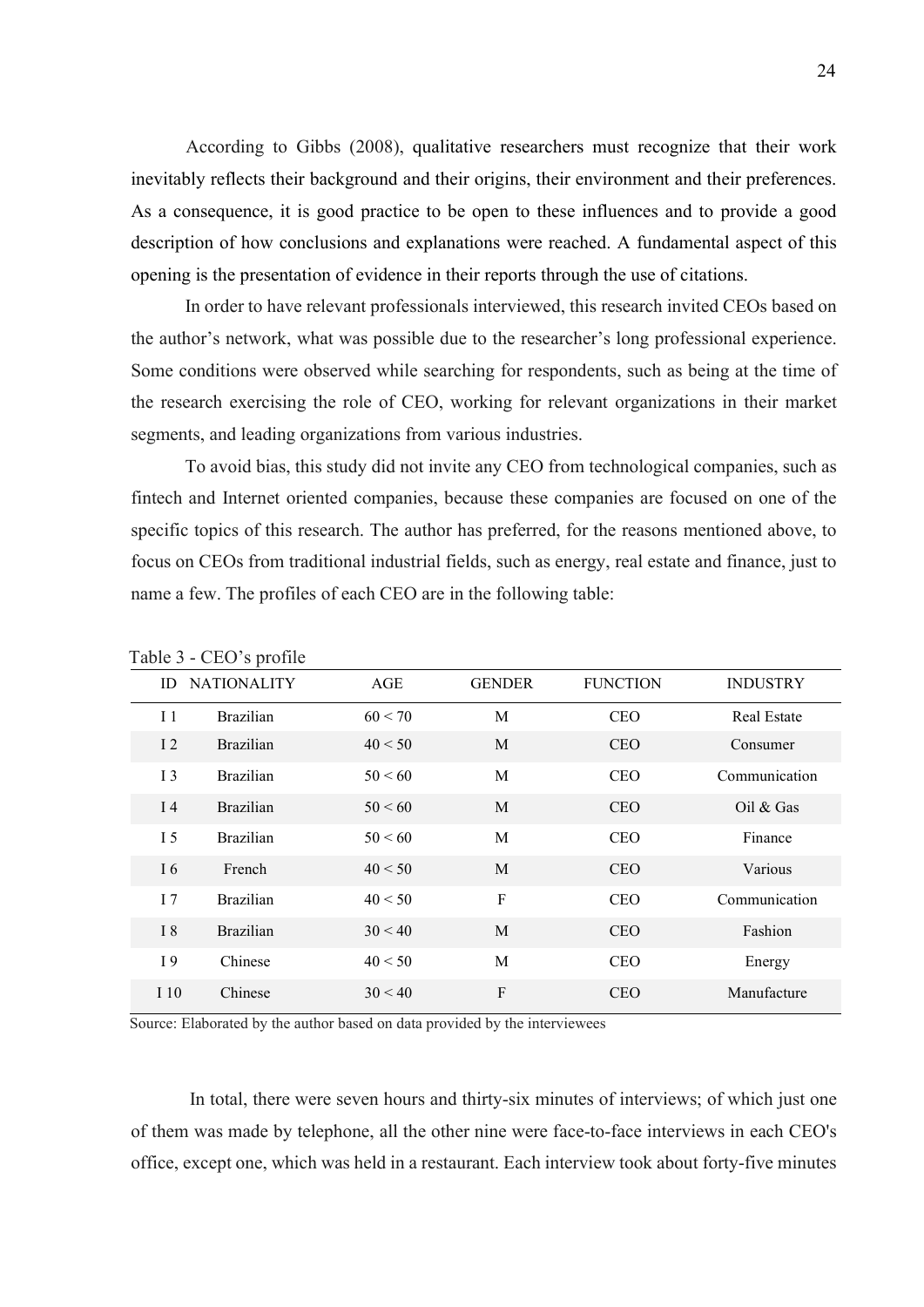According to Gibbs (2008), qualitative researchers must recognize that their work inevitably reflects their background and their origins, their environment and their preferences. As a consequence, it is good practice to be open to these influences and to provide a good description of how conclusions and explanations were reached. A fundamental aspect of this opening is the presentation of evidence in their reports through the use of citations.

In order to have relevant professionals interviewed, this research invited CEOs based on the author's network, what was possible due to the researcher's long professional experience. Some conditions were observed while searching for respondents, such as being at the time of the research exercising the role of CEO, working for relevant organizations in their market segments, and leading organizations from various industries.

To avoid bias, this study did not invite any CEO from technological companies, such as fintech and Internet oriented companies, because these companies are focused on one of the specific topics of this research. The author has preferred, for the reasons mentioned above, to focus on CEOs from traditional industrial fields, such as energy, real estate and finance, just to name a few. The profiles of each CEO are in the following table:

Table 3 - CEO's profile

| ID | NATIONALITY | AGE | GENDER | FUNCTION | INDUSTRY |
|---|---|---|---|---|---|
| I 1 | Brazilian | 60 < 70 | M | CEO | Real Estate |
| I 2 | Brazilian | 40 < 50 | M | CEO | Consumer |
| I 3 | Brazilian | 50 < 60 | M | CEO | Communication |
| I 4 | Brazilian | 50 < 60 | M | CEO | Oil & Gas |
| I 5 | Brazilian | 50 < 60 | M | CEO | Finance |
| I 6 | French | 40 < 50 | M | CEO | Various |
| I 7 | Brazilian | 40 < 50 | F | CEO | Communication |
| I 8 | Brazilian | 30 < 40 | M | CEO | Fashion |
| I 9 | Chinese | 40 < 50 | M | CEO | Energy |
| I 10 | Chinese | 30 < 40 | F | CEO | Manufacture |

Source: Elaborated by the author based on data provided by the interviewees

In total, there were seven hours and thirty-six minutes of interviews; of which just one of them was made by telephone, all the other nine were face-to-face interviews in each CEO's office, except one, which was held in a restaurant. Each interview took about forty-five minutes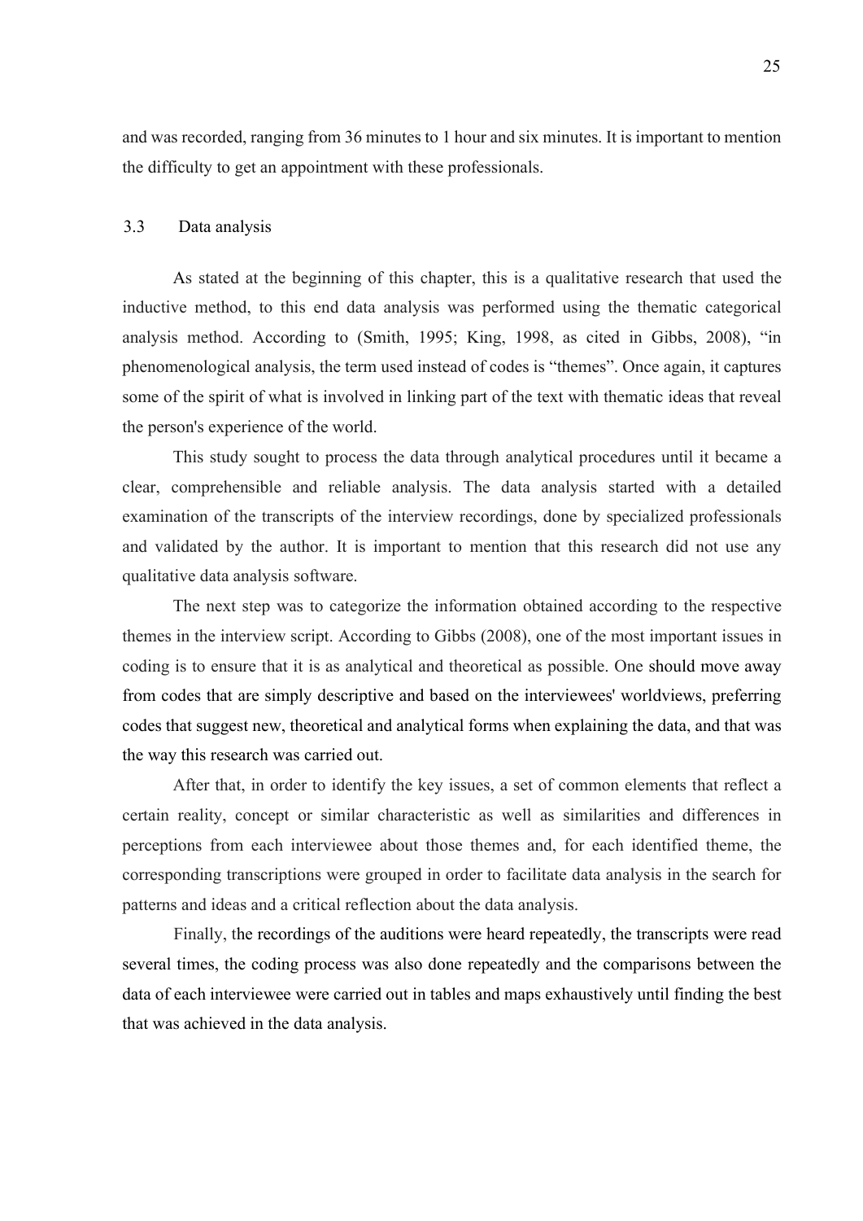and was recorded, ranging from 36 minutes to 1 hour and six minutes. It is important to mention the difficulty to get an appointment with these professionals.

## 3.3 Data analysis

As stated at the beginning of this chapter, this is a qualitative research that used the inductive method, to this end data analysis was performed using the thematic categorical analysis method. According to (Smith, 1995; King, 1998, as cited in Gibbs, 2008), "in phenomenological analysis, the term used instead of codes is "themes". Once again, it captures some of the spirit of what is involved in linking part of the text with thematic ideas that reveal the person's experience of the world.

This study sought to process the data through analytical procedures until it became a clear, comprehensible and reliable analysis. The data analysis started with a detailed examination of the transcripts of the interview recordings, done by specialized professionals and validated by the author. It is important to mention that this research did not use any qualitative data analysis software.

The next step was to categorize the information obtained according to the respective themes in the interview script. According to Gibbs (2008), one of the most important issues in coding is to ensure that it is as analytical and theoretical as possible. One should move away from codes that are simply descriptive and based on the interviewees' worldviews, preferring codes that suggest new, theoretical and analytical forms when explaining the data, and that was the way this research was carried out.

After that, in order to identify the key issues, a set of common elements that reflect a certain reality, concept or similar characteristic as well as similarities and differences in perceptions from each interviewee about those themes and, for each identified theme, the corresponding transcriptions were grouped in order to facilitate data analysis in the search for patterns and ideas and a critical reflection about the data analysis.

Finally, the recordings of the auditions were heard repeatedly, the transcripts were read several times, the coding process was also done repeatedly and the comparisons between the data of each interviewee were carried out in tables and maps exhaustively until finding the best that was achieved in the data analysis.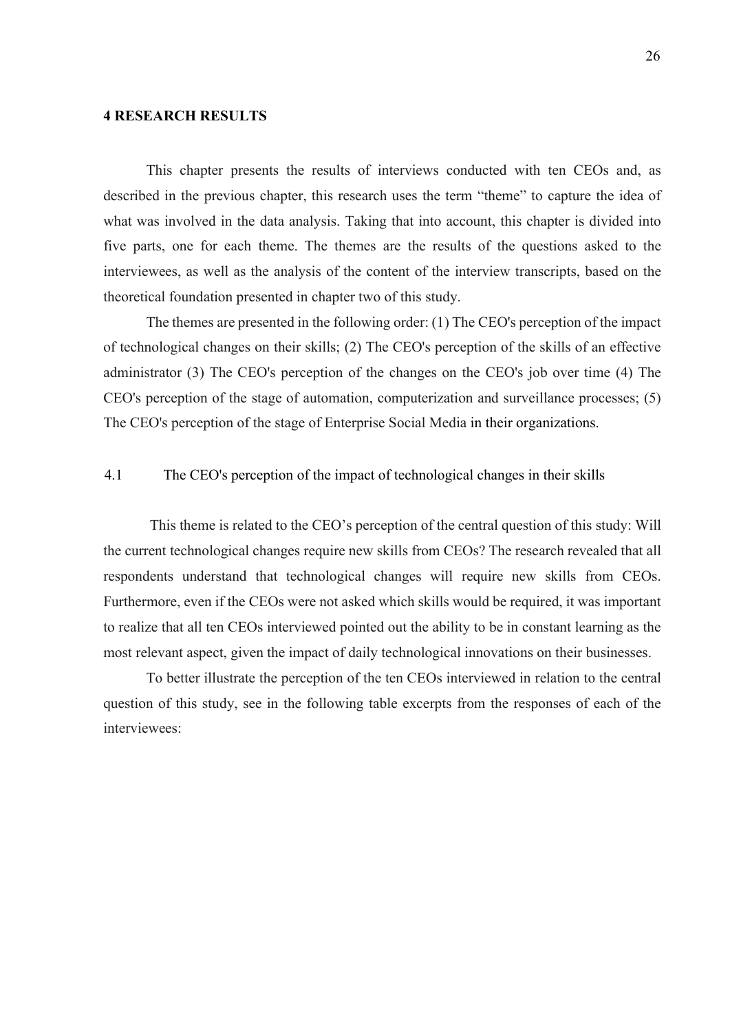# 4 RESEARCH RESULTS

This chapter presents the results of interviews conducted with ten CEOs and, as described in the previous chapter, this research uses the term "theme" to capture the idea of what was involved in the data analysis. Taking that into account, this chapter is divided into five parts, one for each theme. The themes are the results of the questions asked to the interviewees, as well as the analysis of the content of the interview transcripts, based on the theoretical foundation presented in chapter two of this study.

The themes are presented in the following order: (1) The CEO's perception of the impact of technological changes on their skills; (2) The CEO's perception of the skills of an effective administrator (3) The CEO's perception of the changes on the CEO's job over time (4) The CEO's perception of the stage of automation, computerization and surveillance processes; (5) The CEO's perception of the stage of Enterprise Social Media in their organizations.

## 4.1 The CEO's perception of the impact of technological changes in their skills

This theme is related to the CEO's perception of the central question of this study: Will the current technological changes require new skills from CEOs? The research revealed that all respondents understand that technological changes will require new skills from CEOs. Furthermore, even if the CEOs were not asked which skills would be required, it was important to realize that all ten CEOs interviewed pointed out the ability to be in constant learning as the most relevant aspect, given the impact of daily technological innovations on their businesses.

To better illustrate the perception of the ten CEOs interviewed in relation to the central question of this study, see in the following table excerpts from the responses of each of the interviewees: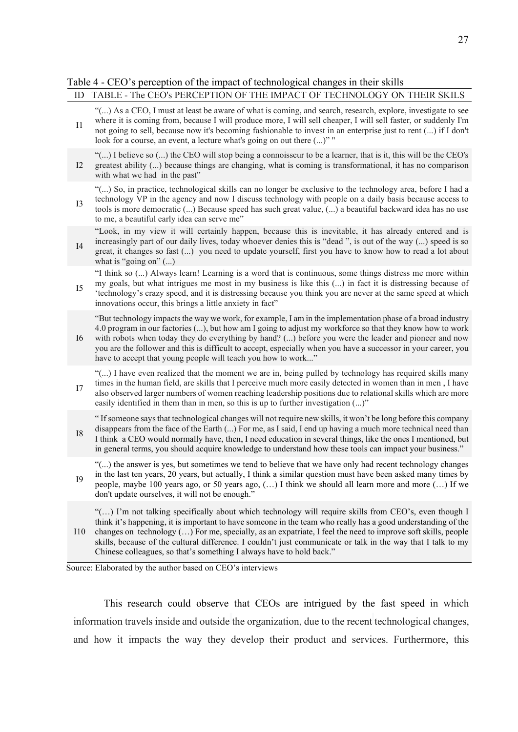Table 4 - CEO's perception of the impact of technological changes in their skills

| ID | TABLE - The CEO's PERCEPTION OF THE IMPACT OF TECHNOLOGY ON THEIR SKILS |
|---|---|
| I1 | "(...) As a CEO, I must at least be aware of what is coming, and search, research, explore, investigate to see where it is coming from, because I will produce more, I will sell cheaper, I will sell faster, or suddenly I'm not going to sell, because now it's becoming fashionable to invest in an enterprise just to rent (...) if I don't look for a course, an event, a lecture what's going on out there (...)" " |
| I2 | "(...) I believe so (...) the CEO will stop being a connoisseur to be a learner, that is it, this will be the CEO's greatest ability (...) because things are changing, what is coming is transformational, it has no comparison with what we had in the past" |
| I3 | "(...) So, in practice, technological skills can no longer be exclusive to the technology area, before I had a technology VP in the agency and now I discuss technology with people on a daily basis because access to tools is more democratic (...) Because speed has such great value, (...) a beautiful backward idea has no use to me, a beautiful early idea can serve me" |
| I4 | "Look, in my view it will certainly happen, because this is inevitable, it has already entered and is increasingly part of our daily lives, today whoever denies this is "dead ", is out of the way (...) speed is so great, it changes so fast (...) you need to update yourself, first you have to know how to read a lot about what is "going on" (...) |
| I5 | "I think so (...) Always learn! Learning is a word that is continuous, some things distress me more within my goals, but what intrigues me most in my business is like this (...) in fact it is distressing because of 'technology's crazy speed, and it is distressing because you think you are never at the same speed at which innovations occur, this brings a little anxiety in fact" |
| I6 | "But technology impacts the way we work, for example, I am in the implementation phase of a broad industry 4.0 program in our factories (...), but how am I going to adjust my workforce so that they know how to work with robots when today they do everything by hand? (...) before you were the leader and pioneer and now you are the follower and this is difficult to accept, especially when you have a successor in your career, you have to accept that young people will teach you how to work..." |
| I7 | "(...) I have even realized that the moment we are in, being pulled by technology has required skills many times in the human field, are skills that I perceive much more easily detected in women than in men , I have also observed larger numbers of women reaching leadership positions due to relational skills which are more easily identified in them than in men, so this is up to further investigation (...)" |
| I8 | " If someone says that technological changes will not require new skills, it won't be long before this company disappears from the face of the Earth (...) For me, as I said, I end up having a much more technical need than I think a CEO would normally have, then, I need education in several things, like the ones I mentioned, but in general terms, you should acquire knowledge to understand how these tools can impact your business." |
| I9 | "(...) the answer is yes, but sometimes we tend to believe that we have only had recent technology changes in the last ten years, 20 years, but actually, I think a similar question must have been asked many times by people, maybe 100 years ago, or 50 years ago, (…) I think we should all learn more and more (…) If we don't update ourselves, it will not be enough." |
| I10 | "(…) I'm not talking specifically about which technology will require skills from CEO's, even though I think it's happening, it is important to have someone in the team who really has a good understanding of the changes on technology (…) For me, specially, as an expatriate, I feel the need to improve soft skills, people skills, because of the cultural difference. I couldn't just communicate or talk in the way that I talk to my Chinese colleagues, so that's something I always have to hold back." |

Source: Elaborated by the author based on CEO's interviews

This research could observe that CEOs are intrigued by the fast speed in which information travels inside and outside the organization, due to the recent technological changes, and how it impacts the way they develop their product and services. Furthermore, this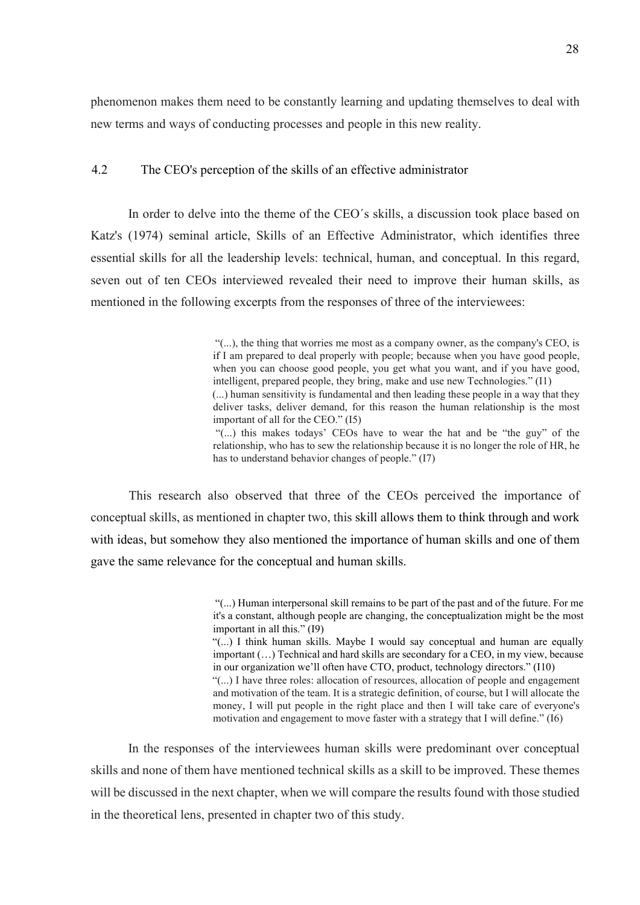phenomenon makes them need to be constantly learning and updating themselves to deal with new terms and ways of conducting processes and people in this new reality.

## 4.2 The CEO's perception of the skills of an effective administrator

In order to delve into the theme of the CEO´s skills, a discussion took place based on Katz's (1974) seminal article, Skills of an Effective Administrator, which identifies three essential skills for all the leadership levels: technical, human, and conceptual. In this regard, seven out of ten CEOs interviewed revealed their need to improve their human skills, as mentioned in the following excerpts from the responses of three of the interviewees:

> "(...), the thing that worries me most as a company owner, as the company's CEO, is if I am prepared to deal properly with people; because when you have good people, when you can choose good people, you get what you want, and if you have good, intelligent, prepared people, they bring, make and use new Technologies." (I1)
> (...) human sensitivity is fundamental and then leading these people in a way that they deliver tasks, deliver demand, for this reason the human relationship is the most important of all for the CEO." (I5)
> "(...) this makes todays' CEOs have to wear the hat and be "the guy" of the relationship, who has to sew the relationship because it is no longer the role of HR, he has to understand behavior changes of people." (I7)

This research also observed that three of the CEOs perceived the importance of conceptual skills, as mentioned in chapter two, this skill allows them to think through and work with ideas, but somehow they also mentioned the importance of human skills and one of them gave the same relevance for the conceptual and human skills.

> "(...) Human interpersonal skill remains to be part of the past and of the future. For me it's a constant, although people are changing, the conceptualization might be the most important in all this." (I9)
> "(...) I think human skills. Maybe I would say conceptual and human are equally important (…) Technical and hard skills are secondary for a CEO, in my view, because in our organization we'll often have CTO, product, technology directors." (I10)
> "(...) I have three roles: allocation of resources, allocation of people and engagement and motivation of the team. It is a strategic definition, of course, but I will allocate the money, I will put people in the right place and then I will take care of everyone's motivation and engagement to move faster with a strategy that I will define." (I6)

In the responses of the interviewees human skills were predominant over conceptual skills and none of them have mentioned technical skills as a skill to be improved. These themes will be discussed in the next chapter, when we will compare the results found with those studied in the theoretical lens, presented in chapter two of this study.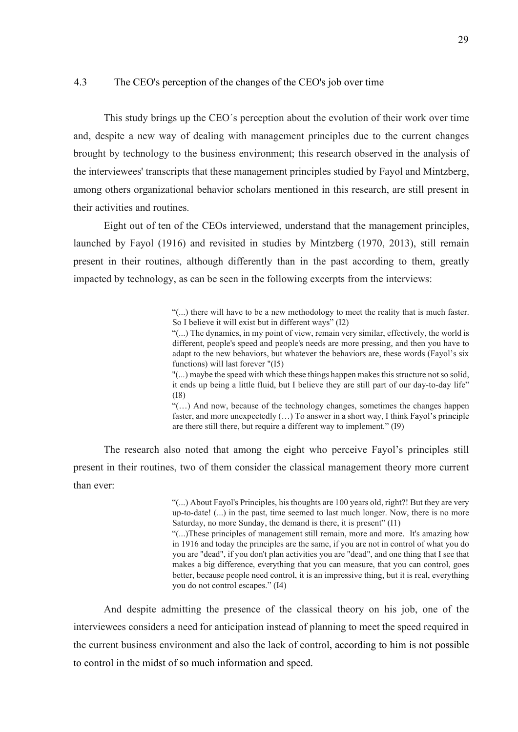## 4.3 The CEO's perception of the changes of the CEO's job over time

This study brings up the CEO´s perception about the evolution of their work over time and, despite a new way of dealing with management principles due to the current changes brought by technology to the business environment; this research observed in the analysis of the interviewees' transcripts that these management principles studied by Fayol and Mintzberg, among others organizational behavior scholars mentioned in this research, are still present in their activities and routines.

Eight out of ten of the CEOs interviewed, understand that the management principles, launched by Fayol (1916) and revisited in studies by Mintzberg (1970, 2013), still remain present in their routines, although differently than in the past according to them, greatly impacted by technology, as can be seen in the following excerpts from the interviews:

> "(...) there will have to be a new methodology to meet the reality that is much faster. So I believe it will exist but in different ways" (I2)
>
> "(...) The dynamics, in my point of view, remain very similar, effectively, the world is different, people's speed and people's needs are more pressing, and then you have to adapt to the new behaviors, but whatever the behaviors are, these words (Fayol's six functions) will last forever "(I5)
>
> "(...) maybe the speed with which these things happen makes this structure not so solid, it ends up being a little fluid, but I believe they are still part of our day-to-day life" (I8)
>
> "(…) And now, because of the technology changes, sometimes the changes happen faster, and more unexpectedly (…) To answer in a short way, I think Fayol's principle are there still there, but require a different way to implement." (I9)

The research also noted that among the eight who perceive Fayol's principles still present in their routines, two of them consider the classical management theory more current than ever:

> "(...) About Fayol's Principles, his thoughts are 100 years old, right?! But they are very up-to-date! (...) in the past, time seemed to last much longer. Now, there is no more Saturday, no more Sunday, the demand is there, it is present" (I1)
>
> "(...)These principles of management still remain, more and more. It's amazing how in 1916 and today the principles are the same, if you are not in control of what you do you are "dead", if you don't plan activities you are "dead", and one thing that I see that makes a big difference, everything that you can measure, that you can control, goes better, because people need control, it is an impressive thing, but it is real, everything you do not control escapes." (I4)

And despite admitting the presence of the classical theory on his job, one of the interviewees considers a need for anticipation instead of planning to meet the speed required in the current business environment and also the lack of control, according to him is not possible to control in the midst of so much information and speed.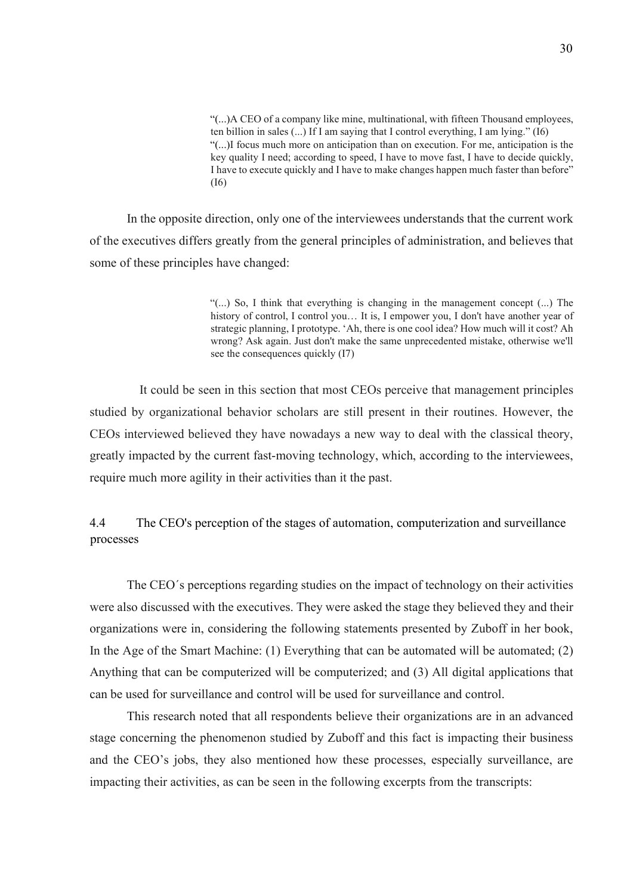> "(...)A CEO of a company like mine, multinational, with fifteen Thousand employees, ten billion in sales (...) If I am saying that I control everything, I am lying." (I6)
> "(...)I focus much more on anticipation than on execution. For me, anticipation is the key quality I need; according to speed, I have to move fast, I have to decide quickly, I have to execute quickly and I have to make changes happen much faster than before" (I6)

In the opposite direction, only one of the interviewees understands that the current work of the executives differs greatly from the general principles of administration, and believes that some of these principles have changed:

> "(...) So, I think that everything is changing in the management concept (...) The history of control, I control you… It is, I empower you, I don't have another year of strategic planning, I prototype. 'Ah, there is one cool idea? How much will it cost? Ah wrong? Ask again. Just don't make the same unprecedented mistake, otherwise we'll see the consequences quickly (I7)

It could be seen in this section that most CEOs perceive that management principles studied by organizational behavior scholars are still present in their routines. However, the CEOs interviewed believed they have nowadays a new way to deal with the classical theory, greatly impacted by the current fast-moving technology, which, according to the interviewees, require much more agility in their activities than it the past.

## 4.4 The CEO's perception of the stages of automation, computerization and surveillance processes

The CEO´s perceptions regarding studies on the impact of technology on their activities were also discussed with the executives. They were asked the stage they believed they and their organizations were in, considering the following statements presented by Zuboff in her book, In the Age of the Smart Machine: (1) Everything that can be automated will be automated; (2) Anything that can be computerized will be computerized; and (3) All digital applications that can be used for surveillance and control will be used for surveillance and control.

This research noted that all respondents believe their organizations are in an advanced stage concerning the phenomenon studied by Zuboff and this fact is impacting their business and the CEO's jobs, they also mentioned how these processes, especially surveillance, are impacting their activities, as can be seen in the following excerpts from the transcripts: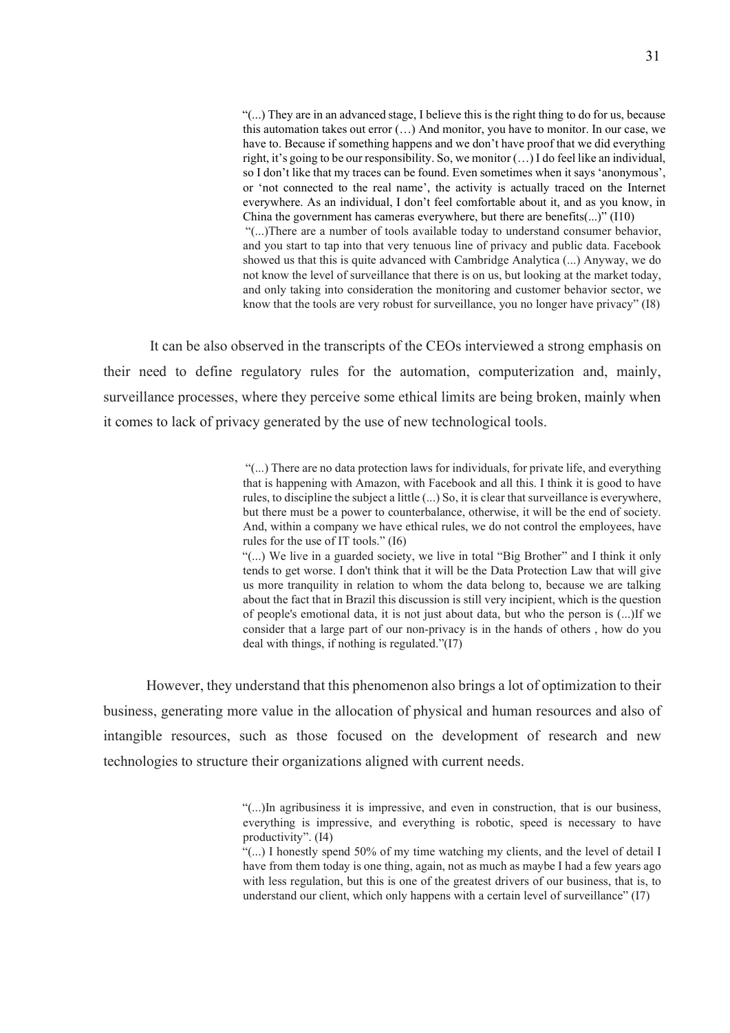> "(...) They are in an advanced stage, I believe this is the right thing to do for us, because this automation takes out error (…) And monitor, you have to monitor. In our case, we have to. Because if something happens and we don't have proof that we did everything right, it's going to be our responsibility. So, we monitor (…) I do feel like an individual, so I don't like that my traces can be found. Even sometimes when it says 'anonymous', or 'not connected to the real name', the activity is actually traced on the Internet everywhere. As an individual, I don't feel comfortable about it, and as you know, in China the government has cameras everywhere, but there are benefits(...)" (I10)
>
> "(...)There are a number of tools available today to understand consumer behavior, and you start to tap into that very tenuous line of privacy and public data. Facebook showed us that this is quite advanced with Cambridge Analytica (...) Anyway, we do not know the level of surveillance that there is on us, but looking at the market today, and only taking into consideration the monitoring and customer behavior sector, we know that the tools are very robust for surveillance, you no longer have privacy" (I8)

It can be also observed in the transcripts of the CEOs interviewed a strong emphasis on their need to define regulatory rules for the automation, computerization and, mainly, surveillance processes, where they perceive some ethical limits are being broken, mainly when it comes to lack of privacy generated by the use of new technological tools.

> "(...) There are no data protection laws for individuals, for private life, and everything that is happening with Amazon, with Facebook and all this. I think it is good to have rules, to discipline the subject a little (...) So, it is clear that surveillance is everywhere, but there must be a power to counterbalance, otherwise, it will be the end of society. And, within a company we have ethical rules, we do not control the employees, have rules for the use of IT tools." (I6)
>
> "(...) We live in a guarded society, we live in total "Big Brother" and I think it only tends to get worse. I don't think that it will be the Data Protection Law that will give us more tranquility in relation to whom the data belong to, because we are talking about the fact that in Brazil this discussion is still very incipient, which is the question of people's emotional data, it is not just about data, but who the person is (...)If we consider that a large part of our non-privacy is in the hands of others , how do you deal with things, if nothing is regulated."(I7)

However, they understand that this phenomenon also brings a lot of optimization to their business, generating more value in the allocation of physical and human resources and also of intangible resources, such as those focused on the development of research and new technologies to structure their organizations aligned with current needs.

> "(...)In agribusiness it is impressive, and even in construction, that is our business, everything is impressive, and everything is robotic, speed is necessary to have productivity". (I4)
>
> "(...) I honestly spend 50% of my time watching my clients, and the level of detail I have from them today is one thing, again, not as much as maybe I had a few years ago with less regulation, but this is one of the greatest drivers of our business, that is, to understand our client, which only happens with a certain level of surveillance" (I7)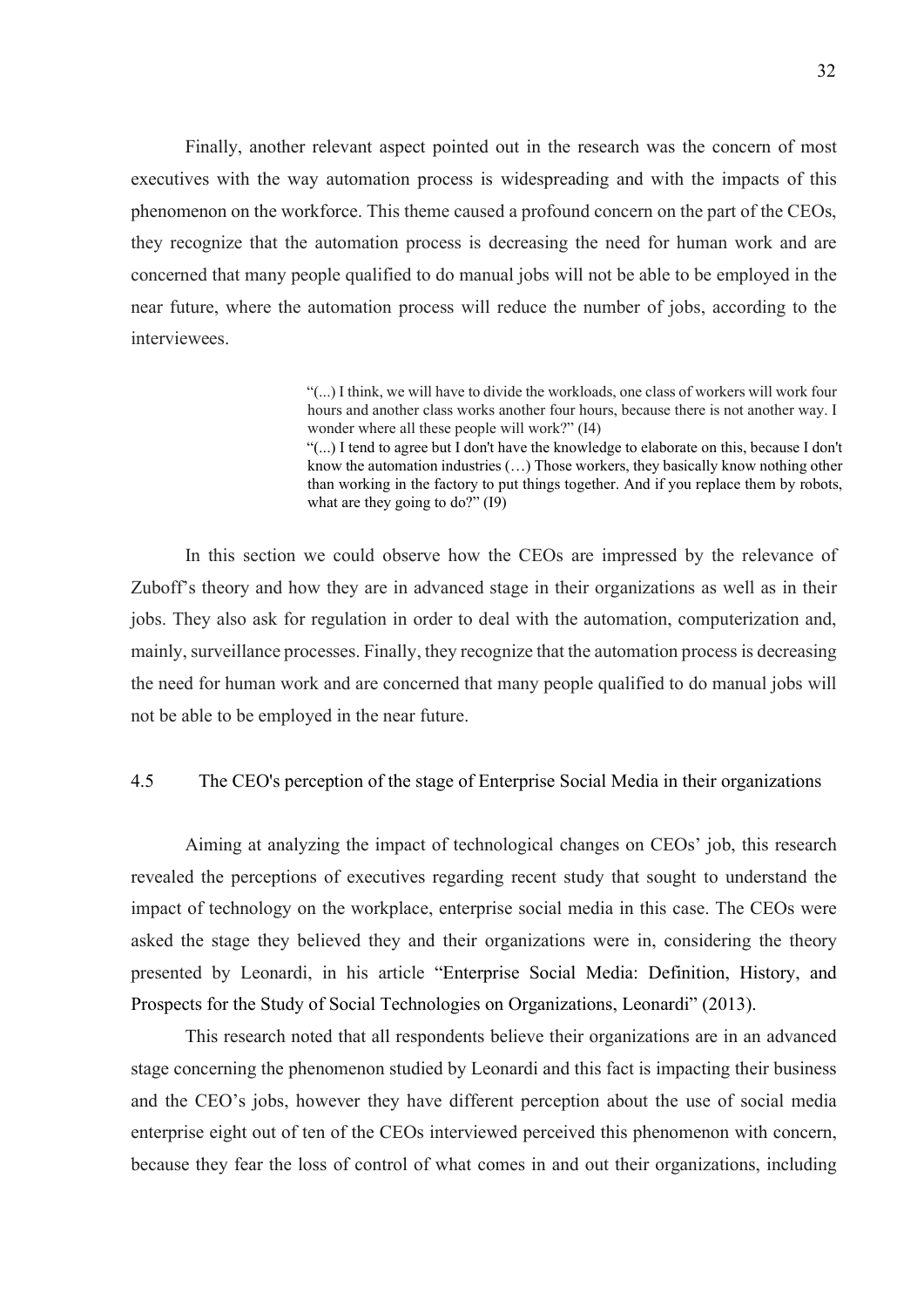Finally, another relevant aspect pointed out in the research was the concern of most executives with the way automation process is widespreading and with the impacts of this phenomenon on the workforce. This theme caused a profound concern on the part of the CEOs, they recognize that the automation process is decreasing the need for human work and are concerned that many people qualified to do manual jobs will not be able to be employed in the near future, where the automation process will reduce the number of jobs, according to the interviewees.

> "(...) I think, we will have to divide the workloads, one class of workers will work four hours and another class works another four hours, because there is not another way. I wonder where all these people will work?" (I4)
>
> "(...) I tend to agree but I don't have the knowledge to elaborate on this, because I don't know the automation industries (…) Those workers, they basically know nothing other than working in the factory to put things together. And if you replace them by robots, what are they going to do?" (I9)

In this section we could observe how the CEOs are impressed by the relevance of Zuboff's theory and how they are in advanced stage in their organizations as well as in their jobs. They also ask for regulation in order to deal with the automation, computerization and, mainly, surveillance processes. Finally, they recognize that the automation process is decreasing the need for human work and are concerned that many people qualified to do manual jobs will not be able to be employed in the near future.

## 4.5 The CEO's perception of the stage of Enterprise Social Media in their organizations

Aiming at analyzing the impact of technological changes on CEOs' job, this research revealed the perceptions of executives regarding recent study that sought to understand the impact of technology on the workplace, enterprise social media in this case. The CEOs were asked the stage they believed they and their organizations were in, considering the theory presented by Leonardi, in his article "Enterprise Social Media: Definition, History, and Prospects for the Study of Social Technologies on Organizations, Leonardi" (2013).

This research noted that all respondents believe their organizations are in an advanced stage concerning the phenomenon studied by Leonardi and this fact is impacting their business and the CEO's jobs, however they have different perception about the use of social media enterprise eight out of ten of the CEOs interviewed perceived this phenomenon with concern, because they fear the loss of control of what comes in and out their organizations, including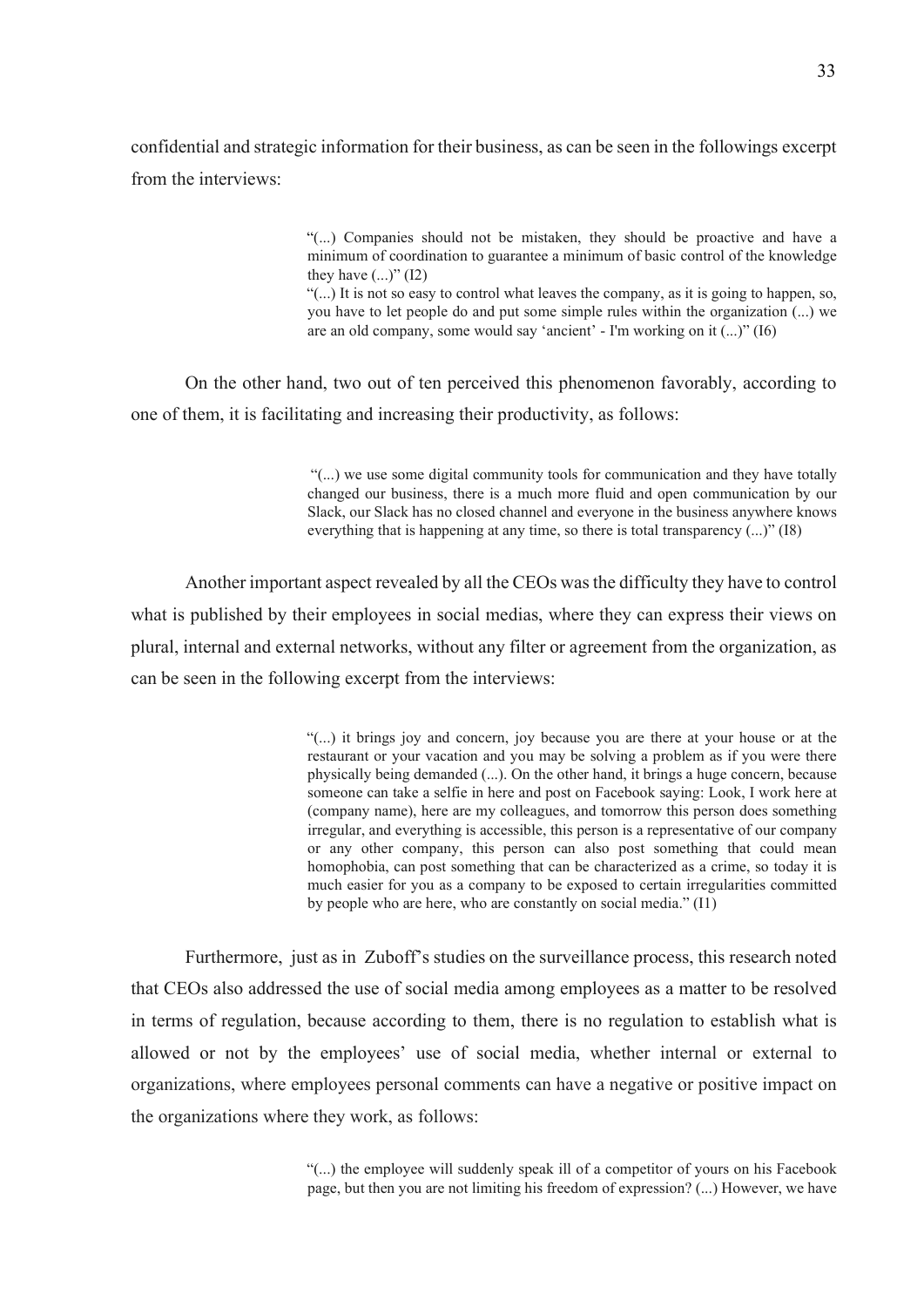confidential and strategic information for their business, as can be seen in the followings excerpt from the interviews:

> "(...) Companies should not be mistaken, they should be proactive and have a minimum of coordination to guarantee a minimum of basic control of the knowledge they have (...)" (I2)
> "(...) It is not so easy to control what leaves the company, as it is going to happen, so, you have to let people do and put some simple rules within the organization (...) we are an old company, some would say 'ancient' - I'm working on it (...)" (I6)

On the other hand, two out of ten perceived this phenomenon favorably, according to one of them, it is facilitating and increasing their productivity, as follows:

> "(...) we use some digital community tools for communication and they have totally changed our business, there is a much more fluid and open communication by our Slack, our Slack has no closed channel and everyone in the business anywhere knows everything that is happening at any time, so there is total transparency (...)" (I8)

Another important aspect revealed by all the CEOs was the difficulty they have to control what is published by their employees in social medias, where they can express their views on plural, internal and external networks, without any filter or agreement from the organization, as can be seen in the following excerpt from the interviews:

> "(...) it brings joy and concern, joy because you are there at your house or at the restaurant or your vacation and you may be solving a problem as if you were there physically being demanded (...). On the other hand, it brings a huge concern, because someone can take a selfie in here and post on Facebook saying: Look, I work here at (company name), here are my colleagues, and tomorrow this person does something irregular, and everything is accessible, this person is a representative of our company or any other company, this person can also post something that could mean homophobia, can post something that can be characterized as a crime, so today it is much easier for you as a company to be exposed to certain irregularities committed by people who are here, who are constantly on social media." (I1)

Furthermore, just as in Zuboff's studies on the surveillance process, this research noted that CEOs also addressed the use of social media among employees as a matter to be resolved in terms of regulation, because according to them, there is no regulation to establish what is allowed or not by the employees' use of social media, whether internal or external to organizations, where employees personal comments can have a negative or positive impact on the organizations where they work, as follows:

> "(...) the employee will suddenly speak ill of a competitor of yours on his Facebook page, but then you are not limiting his freedom of expression? (...) However, we have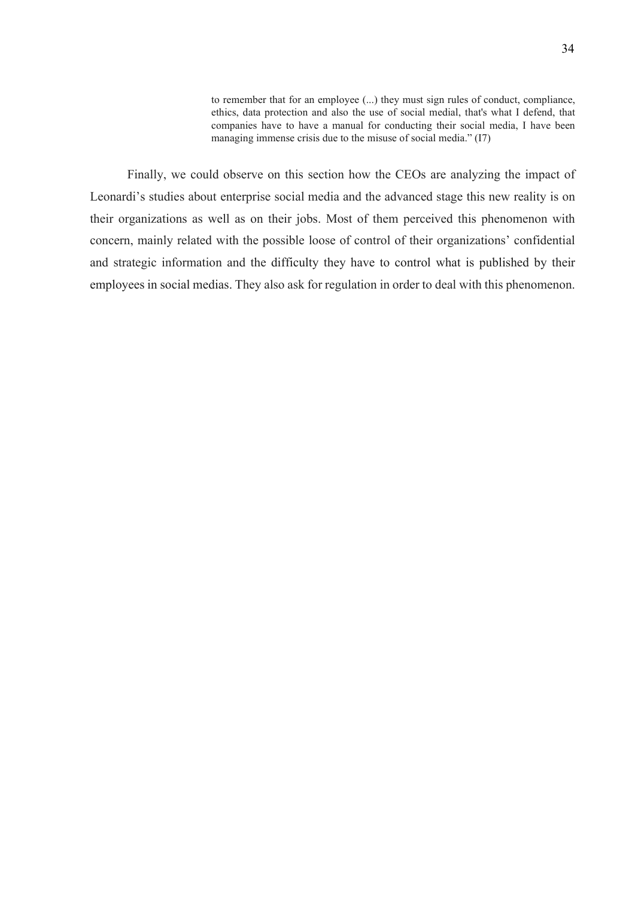> to remember that for an employee (...) they must sign rules of conduct, compliance, ethics, data protection and also the use of social medial, that's what I defend, that companies have to have a manual for conducting their social media, I have been managing immense crisis due to the misuse of social media." (I7)

Finally, we could observe on this section how the CEOs are analyzing the impact of Leonardi's studies about enterprise social media and the advanced stage this new reality is on their organizations as well as on their jobs. Most of them perceived this phenomenon with concern, mainly related with the possible loose of control of their organizations' confidential and strategic information and the difficulty they have to control what is published by their employees in social medias. They also ask for regulation in order to deal with this phenomenon.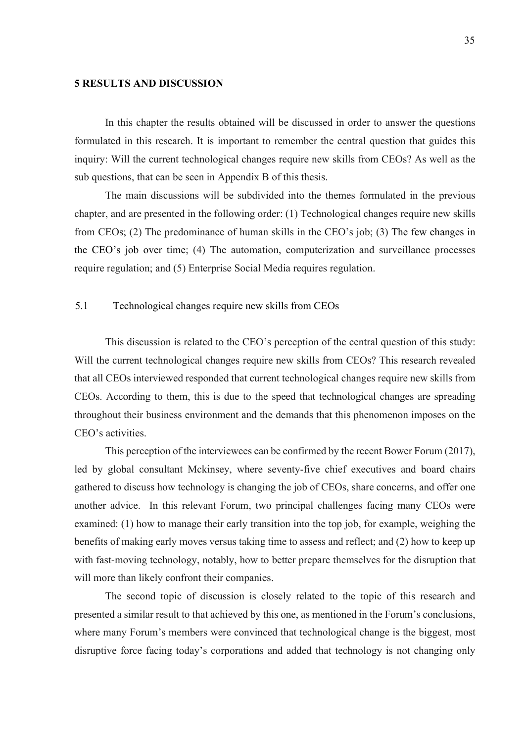# 5 RESULTS AND DISCUSSION

In this chapter the results obtained will be discussed in order to answer the questions formulated in this research. It is important to remember the central question that guides this inquiry: Will the current technological changes require new skills from CEOs? As well as the sub questions, that can be seen in Appendix B of this thesis.

The main discussions will be subdivided into the themes formulated in the previous chapter, and are presented in the following order: (1) Technological changes require new skills from CEOs; (2) The predominance of human skills in the CEO's job; (3) The few changes in the CEO's job over time; (4) The automation, computerization and surveillance processes require regulation; and (5) Enterprise Social Media requires regulation.

## 5.1 Technological changes require new skills from CEOs

This discussion is related to the CEO's perception of the central question of this study: Will the current technological changes require new skills from CEOs? This research revealed that all CEOs interviewed responded that current technological changes require new skills from CEOs. According to them, this is due to the speed that technological changes are spreading throughout their business environment and the demands that this phenomenon imposes on the CEO's activities.

This perception of the interviewees can be confirmed by the recent Bower Forum (2017), led by global consultant Mckinsey, where seventy-five chief executives and board chairs gathered to discuss how technology is changing the job of CEOs, share concerns, and offer one another advice. In this relevant Forum, two principal challenges facing many CEOs were examined: (1) how to manage their early transition into the top job, for example, weighing the benefits of making early moves versus taking time to assess and reflect; and (2) how to keep up with fast-moving technology, notably, how to better prepare themselves for the disruption that will more than likely confront their companies.

The second topic of discussion is closely related to the topic of this research and presented a similar result to that achieved by this one, as mentioned in the Forum's conclusions, where many Forum's members were convinced that technological change is the biggest, most disruptive force facing today's corporations and added that technology is not changing only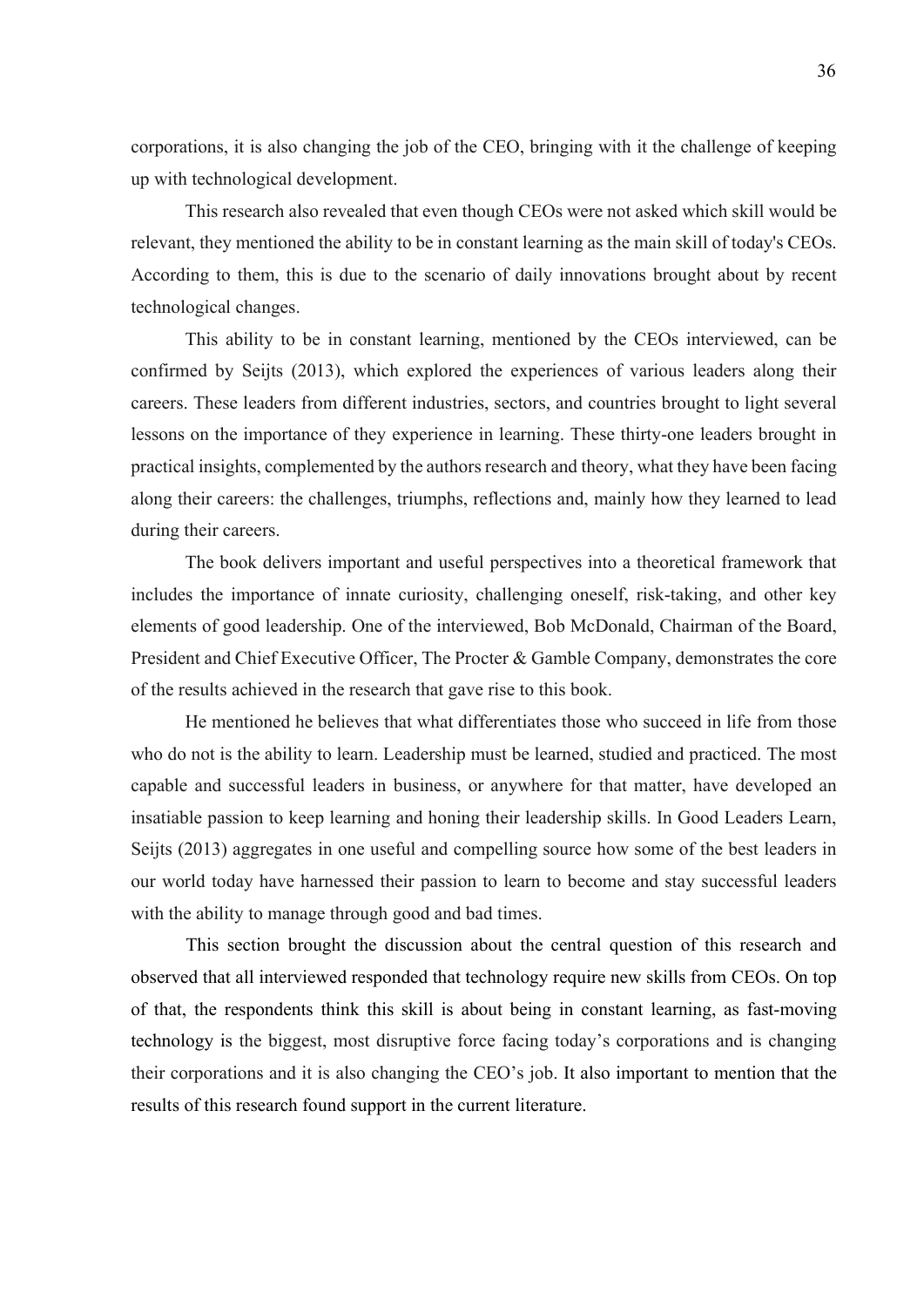corporations, it is also changing the job of the CEO, bringing with it the challenge of keeping up with technological development.

This research also revealed that even though CEOs were not asked which skill would be relevant, they mentioned the ability to be in constant learning as the main skill of today's CEOs. According to them, this is due to the scenario of daily innovations brought about by recent technological changes.

This ability to be in constant learning, mentioned by the CEOs interviewed, can be confirmed by Seijts (2013), which explored the experiences of various leaders along their careers. These leaders from different industries, sectors, and countries brought to light several lessons on the importance of they experience in learning. These thirty-one leaders brought in practical insights, complemented by the authors research and theory, what they have been facing along their careers: the challenges, triumphs, reflections and, mainly how they learned to lead during their careers.

The book delivers important and useful perspectives into a theoretical framework that includes the importance of innate curiosity, challenging oneself, risk-taking, and other key elements of good leadership. One of the interviewed, Bob McDonald, Chairman of the Board, President and Chief Executive Officer, The Procter & Gamble Company, demonstrates the core of the results achieved in the research that gave rise to this book.

He mentioned he believes that what differentiates those who succeed in life from those who do not is the ability to learn. Leadership must be learned, studied and practiced. The most capable and successful leaders in business, or anywhere for that matter, have developed an insatiable passion to keep learning and honing their leadership skills. In Good Leaders Learn, Seijts (2013) aggregates in one useful and compelling source how some of the best leaders in our world today have harnessed their passion to learn to become and stay successful leaders with the ability to manage through good and bad times.

This section brought the discussion about the central question of this research and observed that all interviewed responded that technology require new skills from CEOs. On top of that, the respondents think this skill is about being in constant learning, as fast-moving technology is the biggest, most disruptive force facing today's corporations and is changing their corporations and it is also changing the CEO's job. It also important to mention that the results of this research found support in the current literature.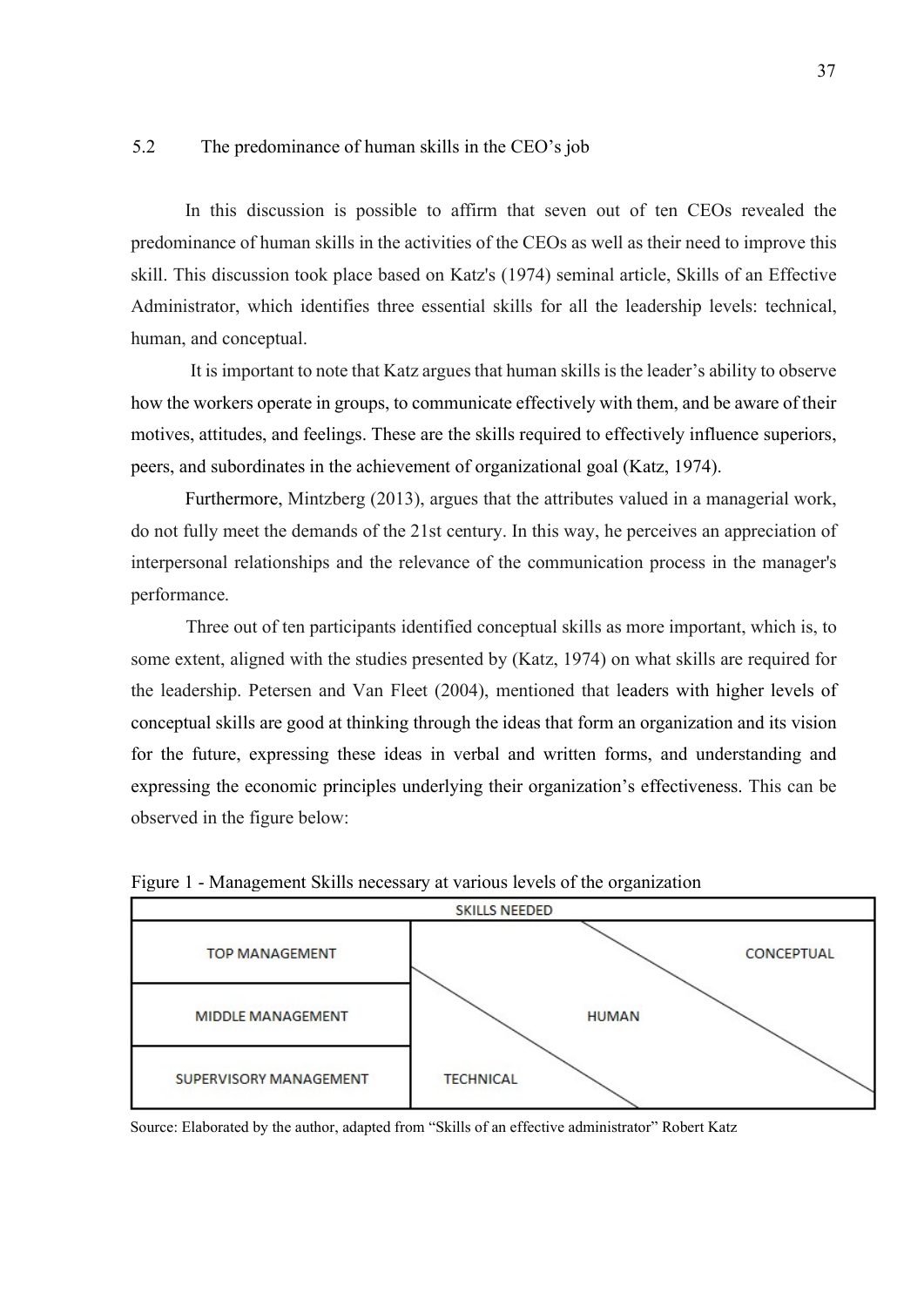## 5.2 The predominance of human skills in the CEO's job

In this discussion is possible to affirm that seven out of ten CEOs revealed the predominance of human skills in the activities of the CEOs as well as their need to improve this skill. This discussion took place based on Katz's (1974) seminal article, Skills of an Effective Administrator, which identifies three essential skills for all the leadership levels: technical, human, and conceptual.

It is important to note that Katz argues that human skills is the leader's ability to observe how the workers operate in groups, to communicate effectively with them, and be aware of their motives, attitudes, and feelings. These are the skills required to effectively influence superiors, peers, and subordinates in the achievement of organizational goal (Katz, 1974).

Furthermore, Mintzberg (2013), argues that the attributes valued in a managerial work, do not fully meet the demands of the 21st century. In this way, he perceives an appreciation of interpersonal relationships and the relevance of the communication process in the manager's performance.

Three out of ten participants identified conceptual skills as more important, which is, to some extent, aligned with the studies presented by (Katz, 1974) on what skills are required for the leadership. Petersen and Van Fleet (2004), mentioned that leaders with higher levels of conceptual skills are good at thinking through the ideas that form an organization and its vision for the future, expressing these ideas in verbal and written forms, and understanding and expressing the economic principles underlying their organization's effectiveness. This can be observed in the figure below:

Figure 1 - Management Skills necessary at various levels of the organization

| SKILLS NEEDED | |
|---|---|
| TOP MANAGEMENT | CONCEPTUAL |
| MIDDLE MANAGEMENT | HUMAN |
| SUPERVISORY MANAGEMENT | TECHNICAL |

Source: Elaborated by the author, adapted from "Skills of an effective administrator" Robert Katz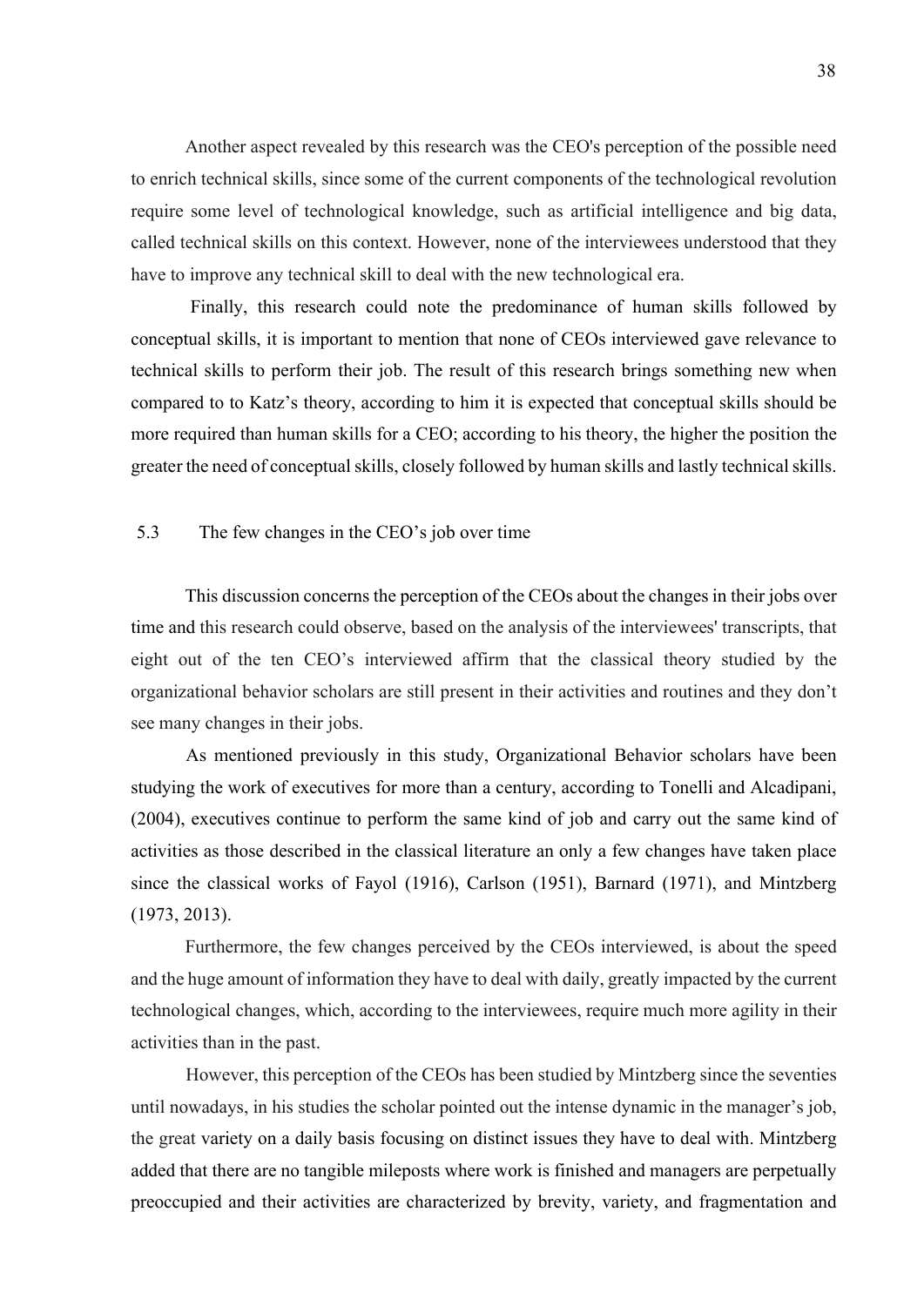Another aspect revealed by this research was the CEO's perception of the possible need to enrich technical skills, since some of the current components of the technological revolution require some level of technological knowledge, such as artificial intelligence and big data, called technical skills on this context. However, none of the interviewees understood that they have to improve any technical skill to deal with the new technological era.

Finally, this research could note the predominance of human skills followed by conceptual skills, it is important to mention that none of CEOs interviewed gave relevance to technical skills to perform their job. The result of this research brings something new when compared to to Katz's theory, according to him it is expected that conceptual skills should be more required than human skills for a CEO; according to his theory, the higher the position the greater the need of conceptual skills, closely followed by human skills and lastly technical skills.

## 5.3 The few changes in the CEO's job over time

This discussion concerns the perception of the CEOs about the changes in their jobs over time and this research could observe, based on the analysis of the interviewees' transcripts, that eight out of the ten CEO's interviewed affirm that the classical theory studied by the organizational behavior scholars are still present in their activities and routines and they don't see many changes in their jobs.

As mentioned previously in this study, Organizational Behavior scholars have been studying the work of executives for more than a century, according to Tonelli and Alcadipani, (2004), executives continue to perform the same kind of job and carry out the same kind of activities as those described in the classical literature an only a few changes have taken place since the classical works of Fayol (1916), Carlson (1951), Barnard (1971), and Mintzberg (1973, 2013).

Furthermore, the few changes perceived by the CEOs interviewed, is about the speed and the huge amount of information they have to deal with daily, greatly impacted by the current technological changes, which, according to the interviewees, require much more agility in their activities than in the past.

However, this perception of the CEOs has been studied by Mintzberg since the seventies until nowadays, in his studies the scholar pointed out the intense dynamic in the manager's job, the great variety on a daily basis focusing on distinct issues they have to deal with. Mintzberg added that there are no tangible mileposts where work is finished and managers are perpetually preoccupied and their activities are characterized by brevity, variety, and fragmentation and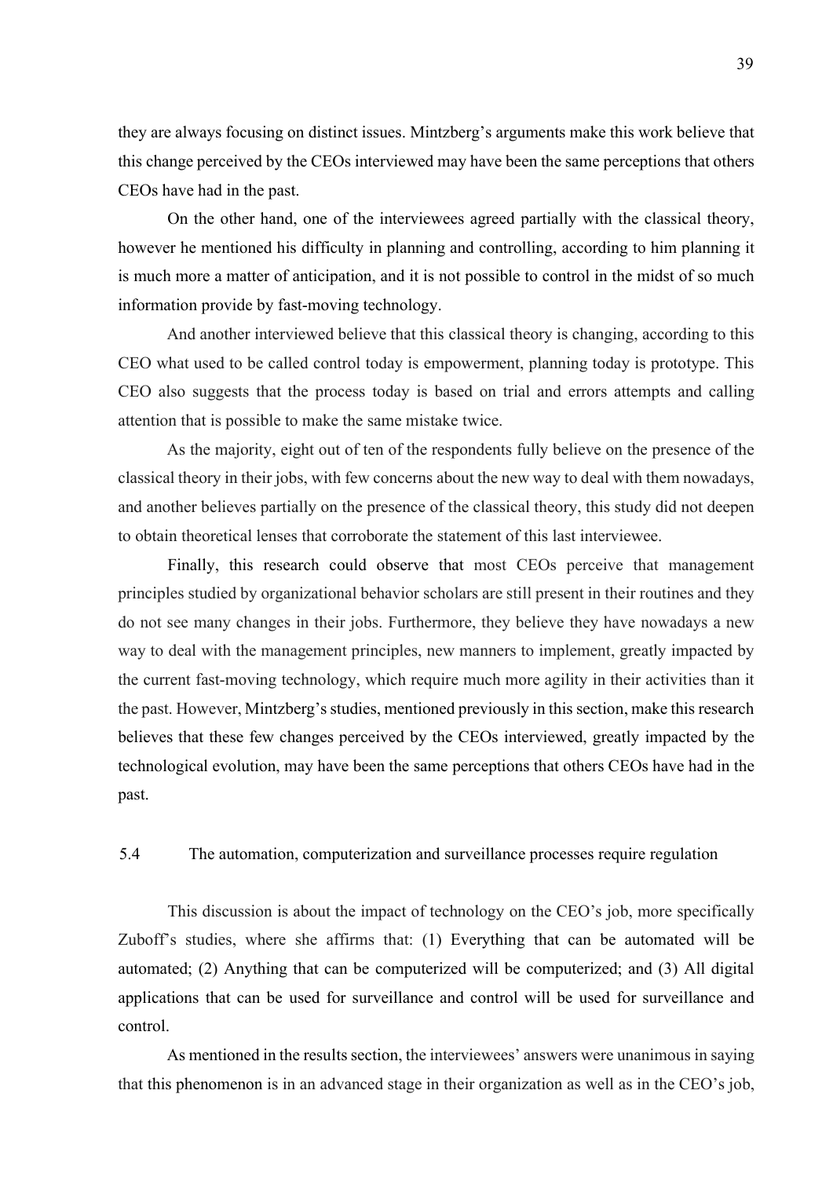they are always focusing on distinct issues. Mintzberg's arguments make this work believe that this change perceived by the CEOs interviewed may have been the same perceptions that others CEOs have had in the past.

On the other hand, one of the interviewees agreed partially with the classical theory, however he mentioned his difficulty in planning and controlling, according to him planning it is much more a matter of anticipation, and it is not possible to control in the midst of so much information provide by fast-moving technology.

And another interviewed believe that this classical theory is changing, according to this CEO what used to be called control today is empowerment, planning today is prototype. This CEO also suggests that the process today is based on trial and errors attempts and calling attention that is possible to make the same mistake twice.

As the majority, eight out of ten of the respondents fully believe on the presence of the classical theory in their jobs, with few concerns about the new way to deal with them nowadays, and another believes partially on the presence of the classical theory, this study did not deepen to obtain theoretical lenses that corroborate the statement of this last interviewee.

Finally, this research could observe that most CEOs perceive that management principles studied by organizational behavior scholars are still present in their routines and they do not see many changes in their jobs. Furthermore, they believe they have nowadays a new way to deal with the management principles, new manners to implement, greatly impacted by the current fast-moving technology, which require much more agility in their activities than it the past. However, Mintzberg's studies, mentioned previously in this section, make this research believes that these few changes perceived by the CEOs interviewed, greatly impacted by the technological evolution, may have been the same perceptions that others CEOs have had in the past.

## 5.4 The automation, computerization and surveillance processes require regulation

This discussion is about the impact of technology on the CEO's job, more specifically Zuboff's studies, where she affirms that: (1) Everything that can be automated will be automated; (2) Anything that can be computerized will be computerized; and (3) All digital applications that can be used for surveillance and control will be used for surveillance and control.

As mentioned in the results section, the interviewees' answers were unanimous in saying that this phenomenon is in an advanced stage in their organization as well as in the CEO's job,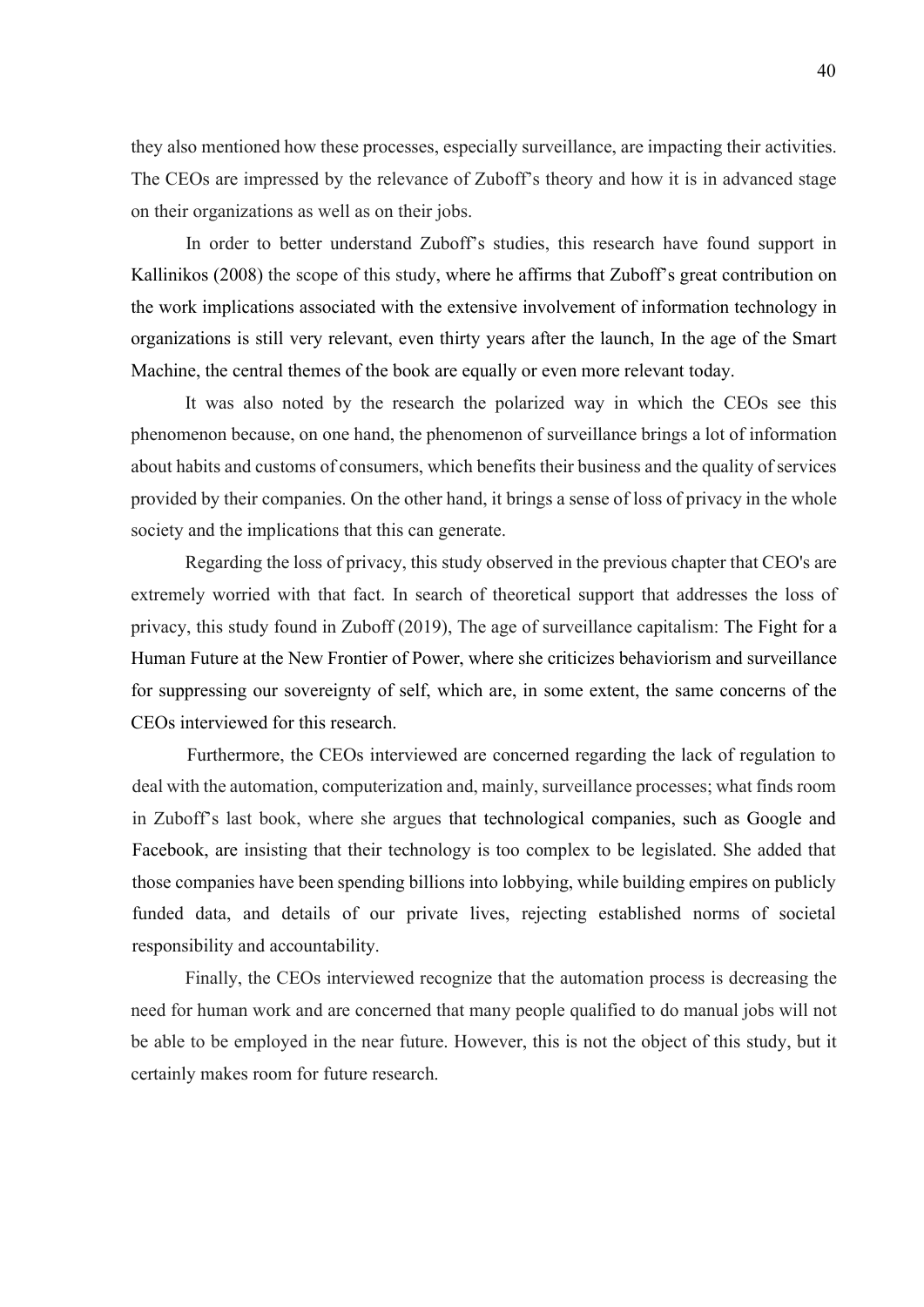they also mentioned how these processes, especially surveillance, are impacting their activities. The CEOs are impressed by the relevance of Zuboff's theory and how it is in advanced stage on their organizations as well as on their jobs.

In order to better understand Zuboff's studies, this research have found support in Kallinikos (2008) the scope of this study, where he affirms that Zuboff's great contribution on the work implications associated with the extensive involvement of information technology in organizations is still very relevant, even thirty years after the launch, In the age of the Smart Machine, the central themes of the book are equally or even more relevant today.

It was also noted by the research the polarized way in which the CEOs see this phenomenon because, on one hand, the phenomenon of surveillance brings a lot of information about habits and customs of consumers, which benefits their business and the quality of services provided by their companies. On the other hand, it brings a sense of loss of privacy in the whole society and the implications that this can generate.

Regarding the loss of privacy, this study observed in the previous chapter that CEO's are extremely worried with that fact. In search of theoretical support that addresses the loss of privacy, this study found in Zuboff (2019), The age of surveillance capitalism: The Fight for a Human Future at the New Frontier of Power, where she criticizes behaviorism and surveillance for suppressing our sovereignty of self, which are, in some extent, the same concerns of the CEOs interviewed for this research.

Furthermore, the CEOs interviewed are concerned regarding the lack of regulation to deal with the automation, computerization and, mainly, surveillance processes; what finds room in Zuboff's last book, where she argues that technological companies, such as Google and Facebook, are insisting that their technology is too complex to be legislated. She added that those companies have been spending billions into lobbying, while building empires on publicly funded data, and details of our private lives, rejecting established norms of societal responsibility and accountability.

Finally, the CEOs interviewed recognize that the automation process is decreasing the need for human work and are concerned that many people qualified to do manual jobs will not be able to be employed in the near future. However, this is not the object of this study, but it certainly makes room for future research.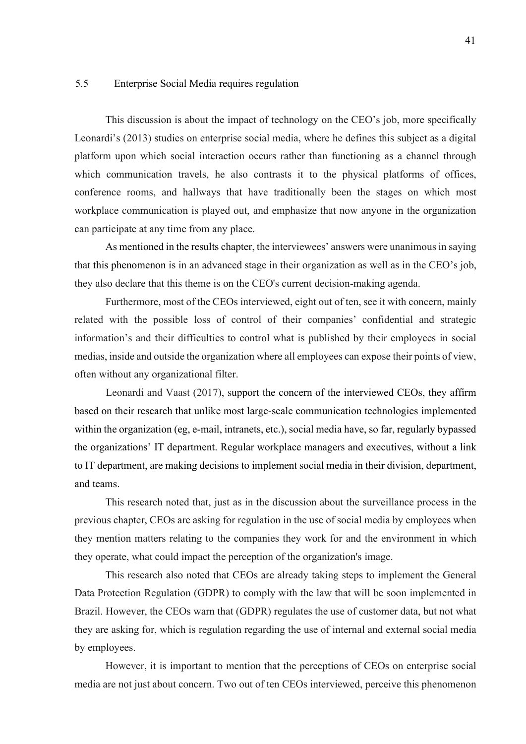## 5.5 Enterprise Social Media requires regulation

This discussion is about the impact of technology on the CEO's job, more specifically Leonardi's (2013) studies on enterprise social media, where he defines this subject as a digital platform upon which social interaction occurs rather than functioning as a channel through which communication travels, he also contrasts it to the physical platforms of offices, conference rooms, and hallways that have traditionally been the stages on which most workplace communication is played out, and emphasize that now anyone in the organization can participate at any time from any place.

As mentioned in the results chapter, the interviewees' answers were unanimous in saying that this phenomenon is in an advanced stage in their organization as well as in the CEO's job, they also declare that this theme is on the CEO's current decision-making agenda.

Furthermore, most of the CEOs interviewed, eight out of ten, see it with concern, mainly related with the possible loss of control of their companies' confidential and strategic information's and their difficulties to control what is published by their employees in social medias, inside and outside the organization where all employees can expose their points of view, often without any organizational filter.

Leonardi and Vaast (2017), support the concern of the interviewed CEOs, they affirm based on their research that unlike most large-scale communication technologies implemented within the organization (eg, e-mail, intranets, etc.), social media have, so far, regularly bypassed the organizations' IT department. Regular workplace managers and executives, without a link to IT department, are making decisions to implement social media in their division, department, and teams.

This research noted that, just as in the discussion about the surveillance process in the previous chapter, CEOs are asking for regulation in the use of social media by employees when they mention matters relating to the companies they work for and the environment in which they operate, what could impact the perception of the organization's image.

This research also noted that CEOs are already taking steps to implement the General Data Protection Regulation (GDPR) to comply with the law that will be soon implemented in Brazil. However, the CEOs warn that (GDPR) regulates the use of customer data, but not what they are asking for, which is regulation regarding the use of internal and external social media by employees.

However, it is important to mention that the perceptions of CEOs on enterprise social media are not just about concern. Two out of ten CEOs interviewed, perceive this phenomenon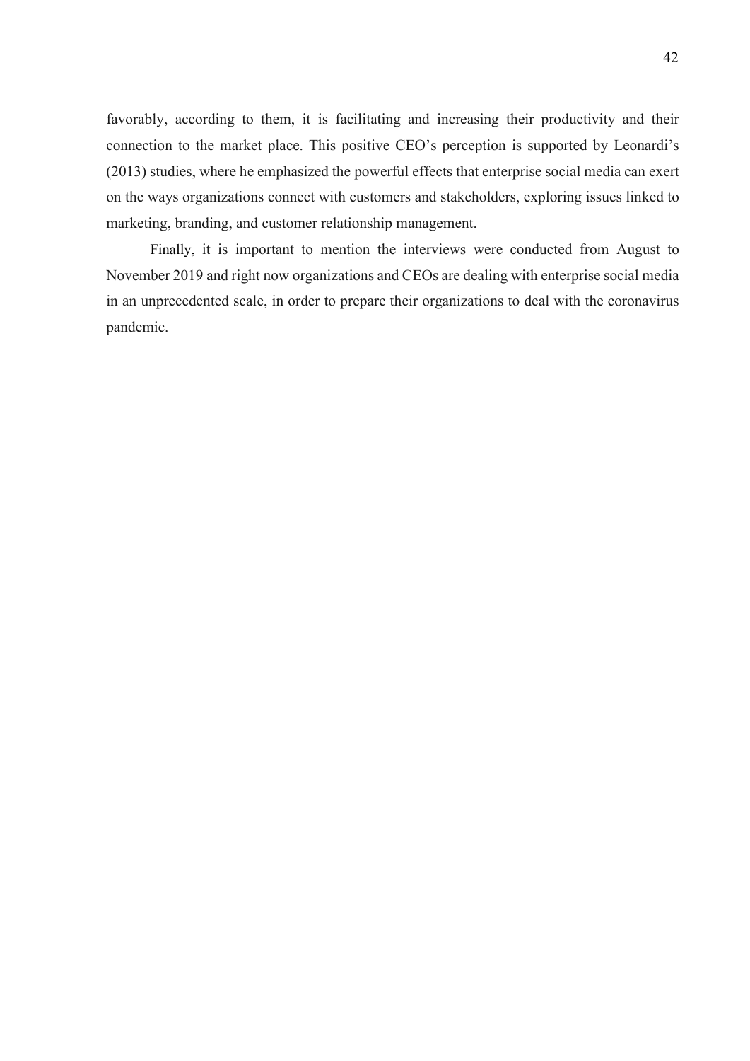favorably, according to them, it is facilitating and increasing their productivity and their connection to the market place. This positive CEO's perception is supported by Leonardi's (2013) studies, where he emphasized the powerful effects that enterprise social media can exert on the ways organizations connect with customers and stakeholders, exploring issues linked to marketing, branding, and customer relationship management.

Finally, it is important to mention the interviews were conducted from August to November 2019 and right now organizations and CEOs are dealing with enterprise social media in an unprecedented scale, in order to prepare their organizations to deal with the coronavirus pandemic.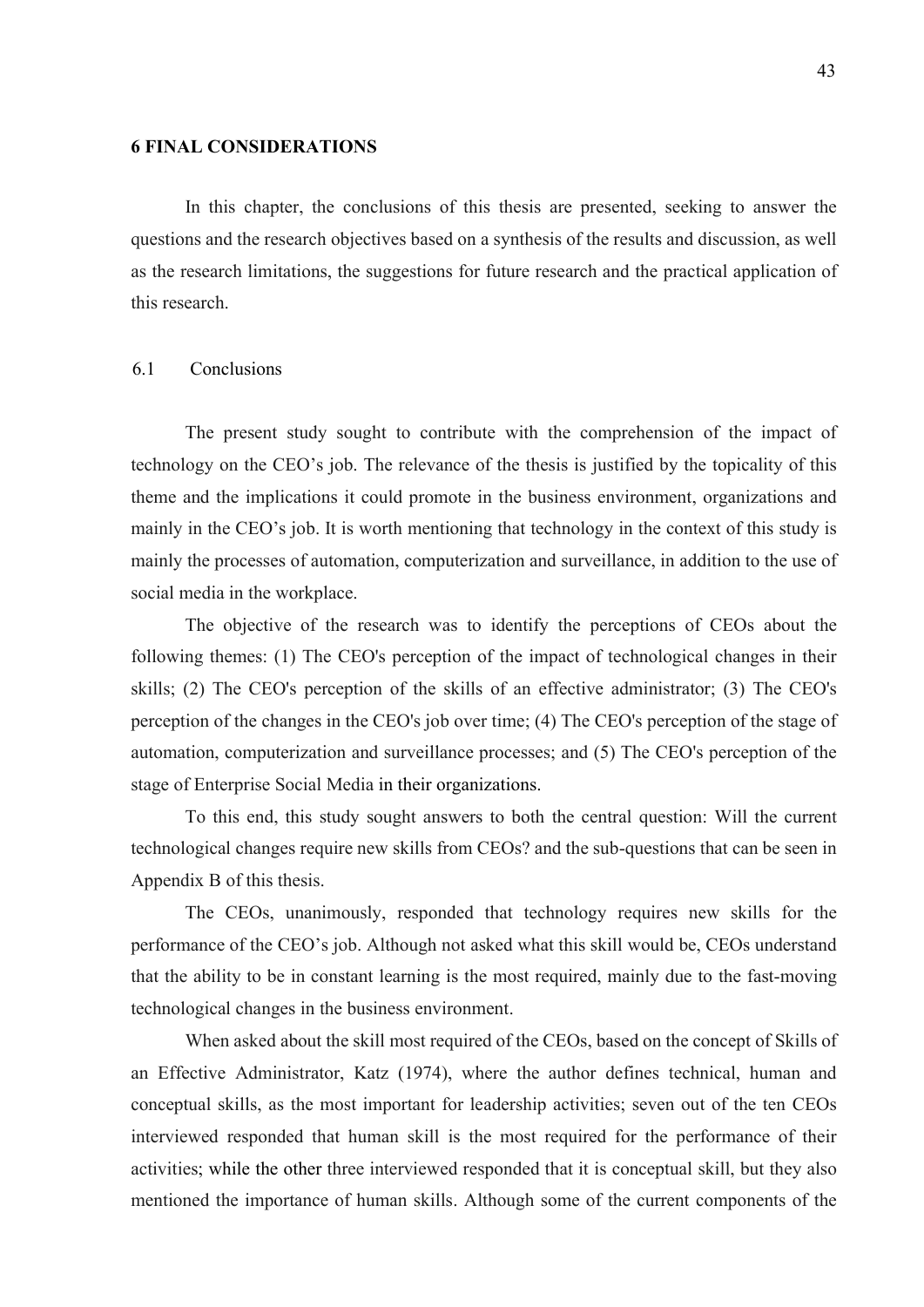## 6 FINAL CONSIDERATIONS

In this chapter, the conclusions of this thesis are presented, seeking to answer the questions and the research objectives based on a synthesis of the results and discussion, as well as the research limitations, the suggestions for future research and the practical application of this research.

### 6.1 Conclusions

The present study sought to contribute with the comprehension of the impact of technology on the CEO's job. The relevance of the thesis is justified by the topicality of this theme and the implications it could promote in the business environment, organizations and mainly in the CEO's job. It is worth mentioning that technology in the context of this study is mainly the processes of automation, computerization and surveillance, in addition to the use of social media in the workplace.

The objective of the research was to identify the perceptions of CEOs about the following themes: (1) The CEO's perception of the impact of technological changes in their skills; (2) The CEO's perception of the skills of an effective administrator; (3) The CEO's perception of the changes in the CEO's job over time; (4) The CEO's perception of the stage of automation, computerization and surveillance processes; and (5) The CEO's perception of the stage of Enterprise Social Media in their organizations.

To this end, this study sought answers to both the central question: Will the current technological changes require new skills from CEOs? and the sub-questions that can be seen in Appendix B of this thesis.

The CEOs, unanimously, responded that technology requires new skills for the performance of the CEO's job. Although not asked what this skill would be, CEOs understand that the ability to be in constant learning is the most required, mainly due to the fast-moving technological changes in the business environment.

When asked about the skill most required of the CEOs, based on the concept of Skills of an Effective Administrator, Katz (1974), where the author defines technical, human and conceptual skills, as the most important for leadership activities; seven out of the ten CEOs interviewed responded that human skill is the most required for the performance of their activities; while the other three interviewed responded that it is conceptual skill, but they also mentioned the importance of human skills. Although some of the current components of the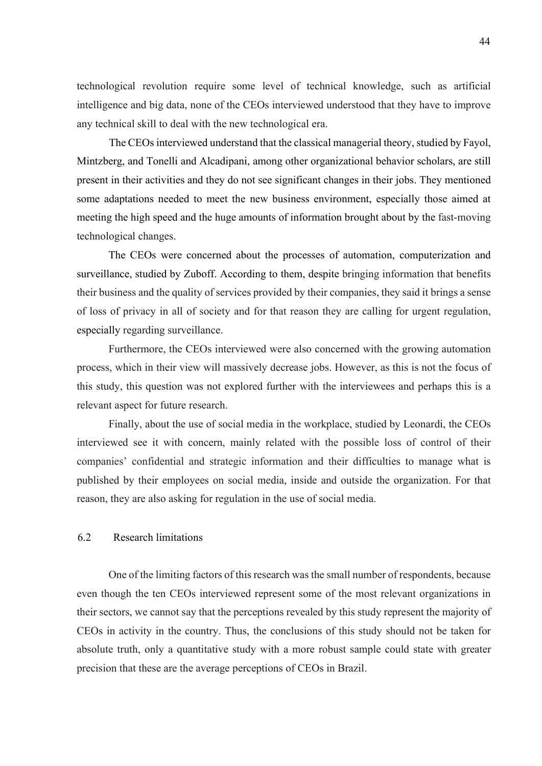technological revolution require some level of technical knowledge, such as artificial intelligence and big data, none of the CEOs interviewed understood that they have to improve any technical skill to deal with the new technological era.

The CEOs interviewed understand that the classical managerial theory, studied by Fayol, Mintzberg, and Tonelli and Alcadipani, among other organizational behavior scholars, are still present in their activities and they do not see significant changes in their jobs. They mentioned some adaptations needed to meet the new business environment, especially those aimed at meeting the high speed and the huge amounts of information brought about by the fast-moving technological changes.

The CEOs were concerned about the processes of automation, computerization and surveillance, studied by Zuboff. According to them, despite bringing information that benefits their business and the quality of services provided by their companies, they said it brings a sense of loss of privacy in all of society and for that reason they are calling for urgent regulation, especially regarding surveillance.

Furthermore, the CEOs interviewed were also concerned with the growing automation process, which in their view will massively decrease jobs. However, as this is not the focus of this study, this question was not explored further with the interviewees and perhaps this is a relevant aspect for future research.

Finally, about the use of social media in the workplace, studied by Leonardi, the CEOs interviewed see it with concern, mainly related with the possible loss of control of their companies' confidential and strategic information and their difficulties to manage what is published by their employees on social media, inside and outside the organization. For that reason, they are also asking for regulation in the use of social media.

## 6.2 Research limitations

One of the limiting factors of this research was the small number of respondents, because even though the ten CEOs interviewed represent some of the most relevant organizations in their sectors, we cannot say that the perceptions revealed by this study represent the majority of CEOs in activity in the country. Thus, the conclusions of this study should not be taken for absolute truth, only a quantitative study with a more robust sample could state with greater precision that these are the average perceptions of CEOs in Brazil.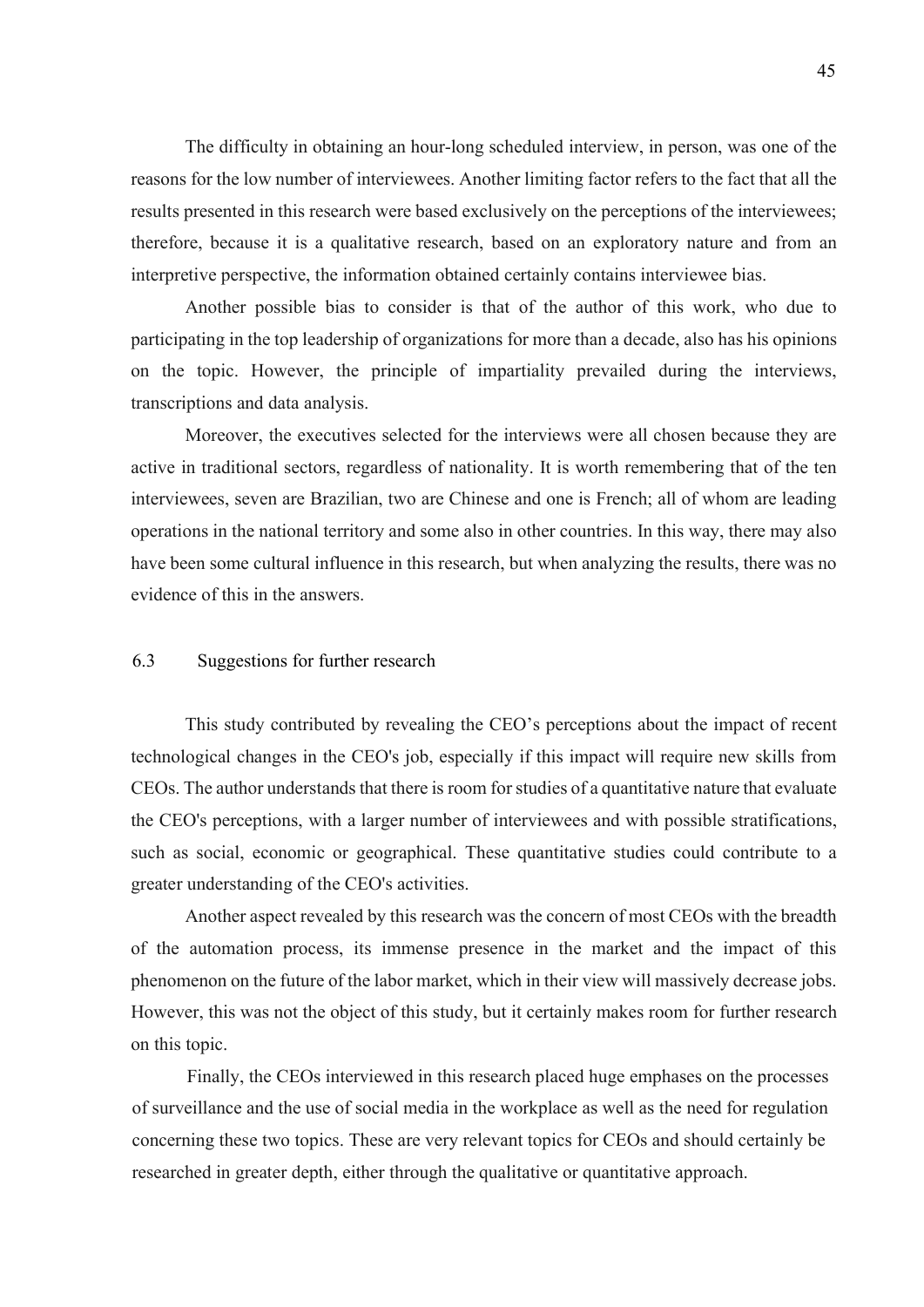The difficulty in obtaining an hour-long scheduled interview, in person, was one of the reasons for the low number of interviewees. Another limiting factor refers to the fact that all the results presented in this research were based exclusively on the perceptions of the interviewees; therefore, because it is a qualitative research, based on an exploratory nature and from an interpretive perspective, the information obtained certainly contains interviewee bias.

Another possible bias to consider is that of the author of this work, who due to participating in the top leadership of organizations for more than a decade, also has his opinions on the topic. However, the principle of impartiality prevailed during the interviews, transcriptions and data analysis.

Moreover, the executives selected for the interviews were all chosen because they are active in traditional sectors, regardless of nationality. It is worth remembering that of the ten interviewees, seven are Brazilian, two are Chinese and one is French; all of whom are leading operations in the national territory and some also in other countries. In this way, there may also have been some cultural influence in this research, but when analyzing the results, there was no evidence of this in the answers.

## 6.3 Suggestions for further research

This study contributed by revealing the CEO's perceptions about the impact of recent technological changes in the CEO's job, especially if this impact will require new skills from CEOs. The author understands that there is room for studies of a quantitative nature that evaluate the CEO's perceptions, with a larger number of interviewees and with possible stratifications, such as social, economic or geographical. These quantitative studies could contribute to a greater understanding of the CEO's activities.

Another aspect revealed by this research was the concern of most CEOs with the breadth of the automation process, its immense presence in the market and the impact of this phenomenon on the future of the labor market, which in their view will massively decrease jobs. However, this was not the object of this study, but it certainly makes room for further research on this topic.

Finally, the CEOs interviewed in this research placed huge emphases on the processes of surveillance and the use of social media in the workplace as well as the need for regulation concerning these two topics. These are very relevant topics for CEOs and should certainly be researched in greater depth, either through the qualitative or quantitative approach.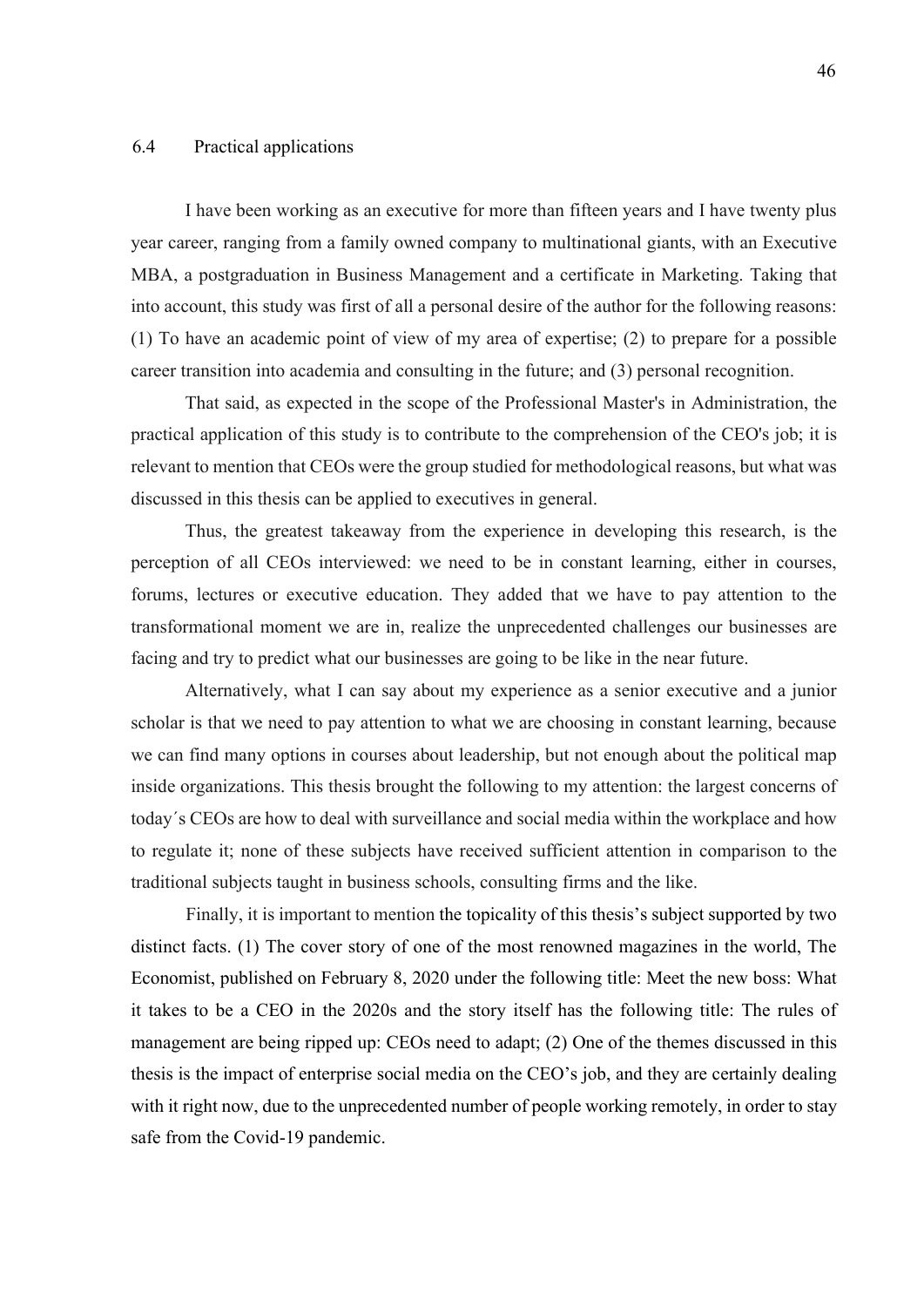## 6.4 Practical applications

I have been working as an executive for more than fifteen years and I have twenty plus year career, ranging from a family owned company to multinational giants, with an Executive MBA, a postgraduation in Business Management and a certificate in Marketing. Taking that into account, this study was first of all a personal desire of the author for the following reasons: (1) To have an academic point of view of my area of expertise; (2) to prepare for a possible career transition into academia and consulting in the future; and (3) personal recognition.

That said, as expected in the scope of the Professional Master's in Administration, the practical application of this study is to contribute to the comprehension of the CEO's job; it is relevant to mention that CEOs were the group studied for methodological reasons, but what was discussed in this thesis can be applied to executives in general.

Thus, the greatest takeaway from the experience in developing this research, is the perception of all CEOs interviewed: we need to be in constant learning, either in courses, forums, lectures or executive education. They added that we have to pay attention to the transformational moment we are in, realize the unprecedented challenges our businesses are facing and try to predict what our businesses are going to be like in the near future.

Alternatively, what I can say about my experience as a senior executive and a junior scholar is that we need to pay attention to what we are choosing in constant learning, because we can find many options in courses about leadership, but not enough about the political map inside organizations. This thesis brought the following to my attention: the largest concerns of today´s CEOs are how to deal with surveillance and social media within the workplace and how to regulate it; none of these subjects have received sufficient attention in comparison to the traditional subjects taught in business schools, consulting firms and the like.

Finally, it is important to mention the topicality of this thesis's subject supported by two distinct facts. (1) The cover story of one of the most renowned magazines in the world, The Economist, published on February 8, 2020 under the following title: Meet the new boss: What it takes to be a CEO in the 2020s and the story itself has the following title: The rules of management are being ripped up: CEOs need to adapt; (2) One of the themes discussed in this thesis is the impact of enterprise social media on the CEO's job, and they are certainly dealing with it right now, due to the unprecedented number of people working remotely, in order to stay safe from the Covid-19 pandemic.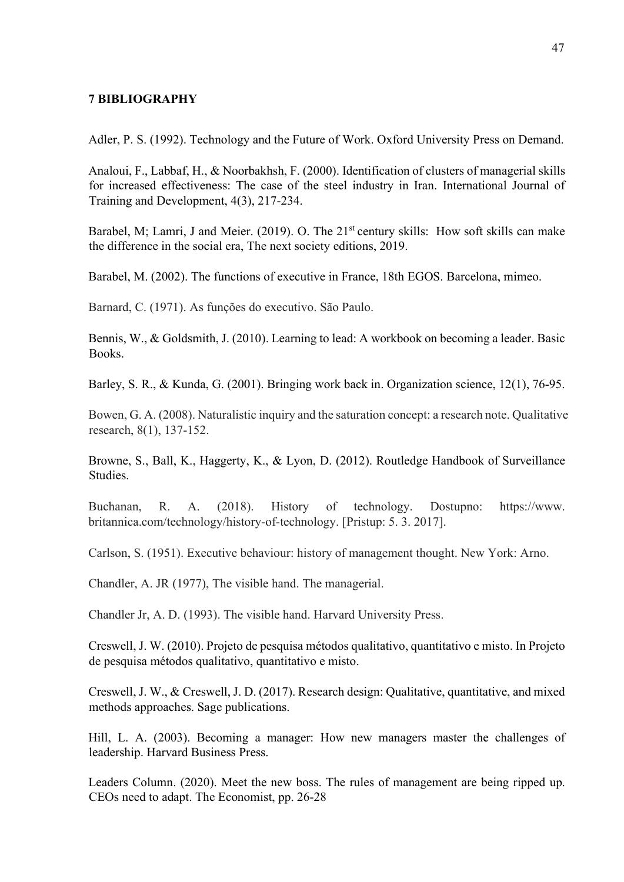## 7 BIBLIOGRAPHY

Adler, P. S. (1992). Technology and the Future of Work. Oxford University Press on Demand.

Analoui, F., Labbaf, H., & Noorbakhsh, F. (2000). Identification of clusters of managerial skills for increased effectiveness: The case of the steel industry in Iran. International Journal of Training and Development, 4(3), 217-234.

Barabel, M; Lamri, J and Meier. (2019). O. The 21st century skills: How soft skills can make the difference in the social era, The next society editions, 2019.

Barabel, M. (2002). The functions of executive in France, 18th EGOS. Barcelona, mimeo.

Barnard, C. (1971). As funções do executivo. São Paulo.

Bennis, W., & Goldsmith, J. (2010). Learning to lead: A workbook on becoming a leader. Basic Books.

Barley, S. R., & Kunda, G. (2001). Bringing work back in. Organization science, 12(1), 76-95.

Bowen, G. A. (2008). Naturalistic inquiry and the saturation concept: a research note. Qualitative research, 8(1), 137-152.

Browne, S., Ball, K., Haggerty, K., & Lyon, D. (2012). Routledge Handbook of Surveillance Studies.

Buchanan, R. A. (2018). History of technology. Dostupno: https://www. britannica.com/technology/history-of-technology. [Pristup: 5. 3. 2017].

Carlson, S. (1951). Executive behaviour: history of management thought. New York: Arno.

Chandler, A. JR (1977), The visible hand. The managerial.

Chandler Jr, A. D. (1993). The visible hand. Harvard University Press.

Creswell, J. W. (2010). Projeto de pesquisa métodos qualitativo, quantitativo e misto. In Projeto de pesquisa métodos qualitativo, quantitativo e misto.

Creswell, J. W., & Creswell, J. D. (2017). Research design: Qualitative, quantitative, and mixed methods approaches. Sage publications.

Hill, L. A. (2003). Becoming a manager: How new managers master the challenges of leadership. Harvard Business Press.

Leaders Column. (2020). Meet the new boss. The rules of management are being ripped up. CEOs need to adapt. The Economist, pp. 26-28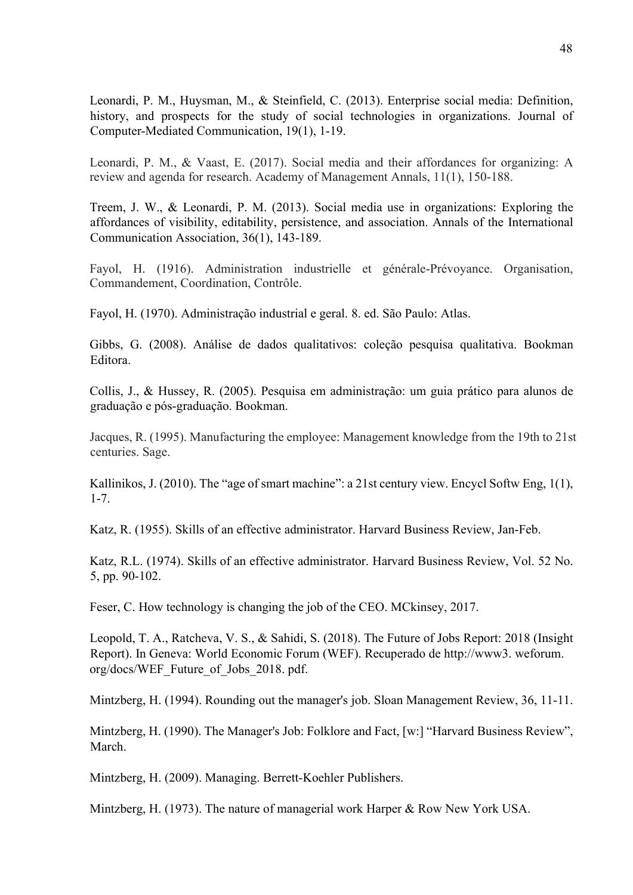Leonardi, P. M., Huysman, M., & Steinfield, C. (2013). Enterprise social media: Definition, history, and prospects for the study of social technologies in organizations. Journal of Computer-Mediated Communication, 19(1), 1-19.

Leonardi, P. M., & Vaast, E. (2017). Social media and their affordances for organizing: A review and agenda for research. Academy of Management Annals, 11(1), 150-188.

Treem, J. W., & Leonardi, P. M. (2013). Social media use in organizations: Exploring the affordances of visibility, editability, persistence, and association. Annals of the International Communication Association, 36(1), 143-189.

Fayol, H. (1916). Administration industrielle et générale-Prévoyance. Organisation, Commandement, Coordination, Contrôle.

Fayol, H. (1970). Administração industrial e geral. 8. ed. São Paulo: Atlas.

Gibbs, G. (2008). Análise de dados qualitativos: coleção pesquisa qualitativa. Bookman Editora.

Collis, J., & Hussey, R. (2005). Pesquisa em administração: um guia prático para alunos de graduação e pós-graduação. Bookman.

Jacques, R. (1995). Manufacturing the employee: Management knowledge from the 19th to 21st centuries. Sage.

Kallinikos, J. (2010). The "age of smart machine": a 21st century view. Encycl Softw Eng, 1(1), 1-7.

Katz, R. (1955). Skills of an effective administrator. Harvard Business Review, Jan-Feb.

Katz, R.L. (1974). Skills of an effective administrator. Harvard Business Review, Vol. 52 No. 5, pp. 90-102.

Feser, C. How technology is changing the job of the CEO. MCkinsey, 2017.

Leopold, T. A., Ratcheva, V. S., & Sahidi, S. (2018). The Future of Jobs Report: 2018 (Insight Report). In Geneva: World Economic Forum (WEF). Recuperado de http://www3. weforum. org/docs/WEF_Future_of_Jobs_2018. pdf.

Mintzberg, H. (1994). Rounding out the manager's job. Sloan Management Review, 36, 11-11.

Mintzberg, H. (1990). The Manager's Job: Folklore and Fact, [w:] "Harvard Business Review", March.

Mintzberg, H. (2009). Managing. Berrett-Koehler Publishers.

Mintzberg, H. (1973). The nature of managerial work Harper & Row New York USA.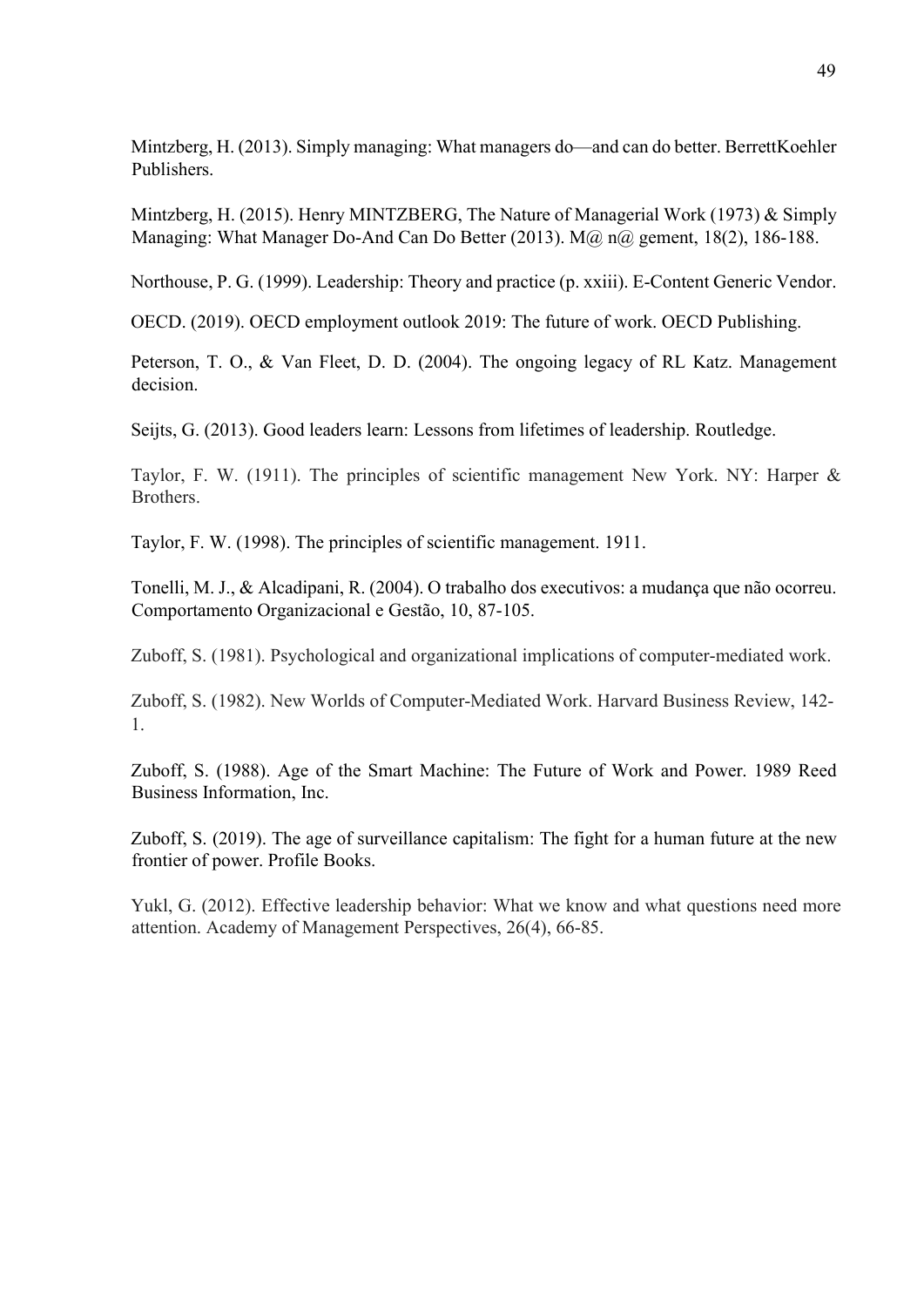Mintzberg, H. (2013). Simply managing: What managers do—and can do better. BerrettKoehler Publishers.

Mintzberg, H. (2015). Henry MINTZBERG, The Nature of Managerial Work (1973) & Simply Managing: What Manager Do-And Can Do Better (2013). M@ n@ gement, 18(2), 186-188.

Northouse, P. G. (1999). Leadership: Theory and practice (p. xxiii). E-Content Generic Vendor.

OECD. (2019). OECD employment outlook 2019: The future of work. OECD Publishing.

Peterson, T. O., & Van Fleet, D. D. (2004). The ongoing legacy of RL Katz. Management decision.

Seijts, G. (2013). Good leaders learn: Lessons from lifetimes of leadership. Routledge.

Taylor, F. W. (1911). The principles of scientific management New York. NY: Harper & Brothers.

Taylor, F. W. (1998). The principles of scientific management. 1911.

Tonelli, M. J., & Alcadipani, R. (2004). O trabalho dos executivos: a mudança que não ocorreu. Comportamento Organizacional e Gestão, 10, 87-105.

Zuboff, S. (1981). Psychological and organizational implications of computer-mediated work.

Zuboff, S. (1982). New Worlds of Computer-Mediated Work. Harvard Business Review, 142-1.

Zuboff, S. (1988). Age of the Smart Machine: The Future of Work and Power. 1989 Reed Business Information, Inc.

Zuboff, S. (2019). The age of surveillance capitalism: The fight for a human future at the new frontier of power. Profile Books.

Yukl, G. (2012). Effective leadership behavior: What we know and what questions need more attention. Academy of Management Perspectives, 26(4), 66-85.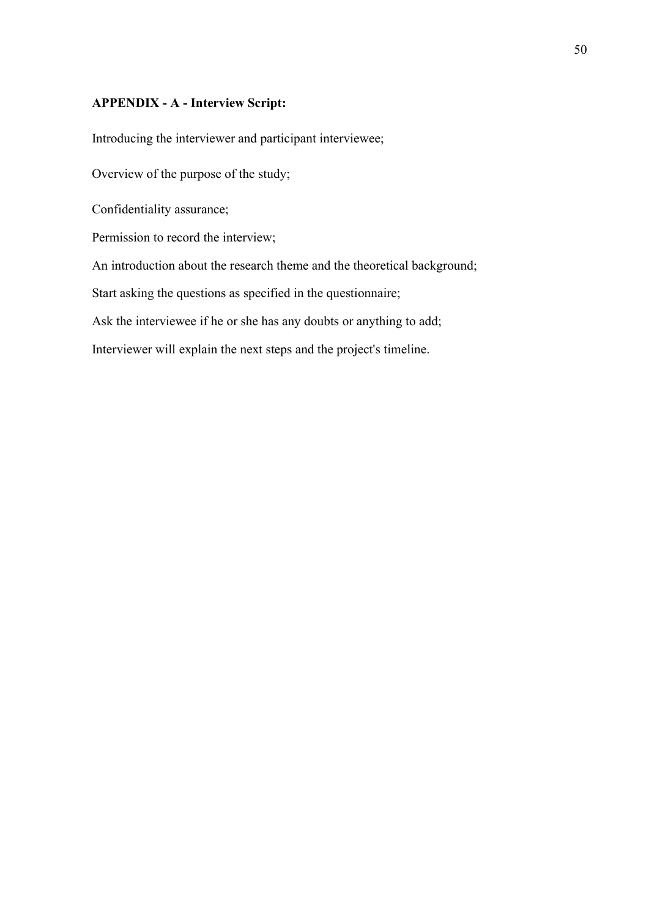**APPENDIX - A - Interview Script:**

Introducing the interviewer and participant interviewee;

Overview of the purpose of the study;

Confidentiality assurance;

Permission to record the interview;

An introduction about the research theme and the theoretical background;

Start asking the questions as specified in the questionnaire;

Ask the interviewee if he or she has any doubts or anything to add;

Interviewer will explain the next steps and the project's timeline.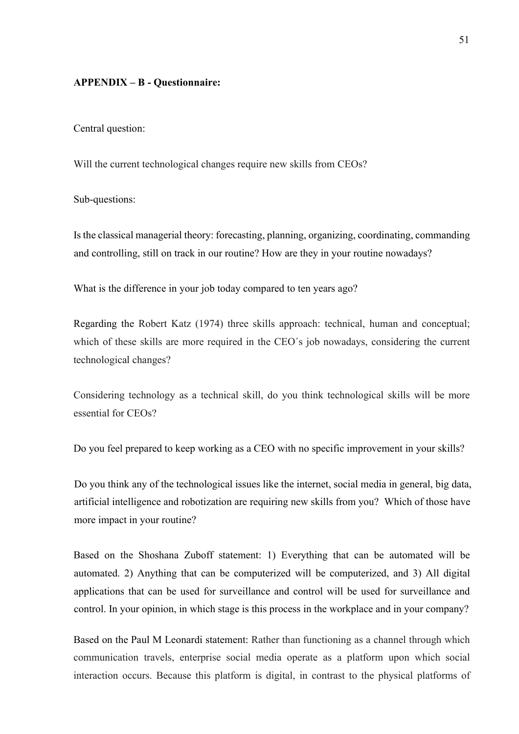**APPENDIX – B - Questionnaire:**

Central question:

Will the current technological changes require new skills from CEOs?

Sub-questions:

Is the classical managerial theory: forecasting, planning, organizing, coordinating, commanding and controlling, still on track in our routine? How are they in your routine nowadays?

What is the difference in your job today compared to ten years ago?

Regarding the Robert Katz (1974) three skills approach: technical, human and conceptual; which of these skills are more required in the CEO´s job nowadays, considering the current technological changes?

Considering technology as a technical skill, do you think technological skills will be more essential for CEOs?

Do you feel prepared to keep working as a CEO with no specific improvement in your skills?

Do you think any of the technological issues like the internet, social media in general, big data, artificial intelligence and robotization are requiring new skills from you? Which of those have more impact in your routine?

Based on the Shoshana Zuboff statement: 1) Everything that can be automated will be automated. 2) Anything that can be computerized will be computerized, and 3) All digital applications that can be used for surveillance and control will be used for surveillance and control. In your opinion, in which stage is this process in the workplace and in your company?

Based on the Paul M Leonardi statement: Rather than functioning as a channel through which communication travels, enterprise social media operate as a platform upon which social interaction occurs. Because this platform is digital, in contrast to the physical platforms of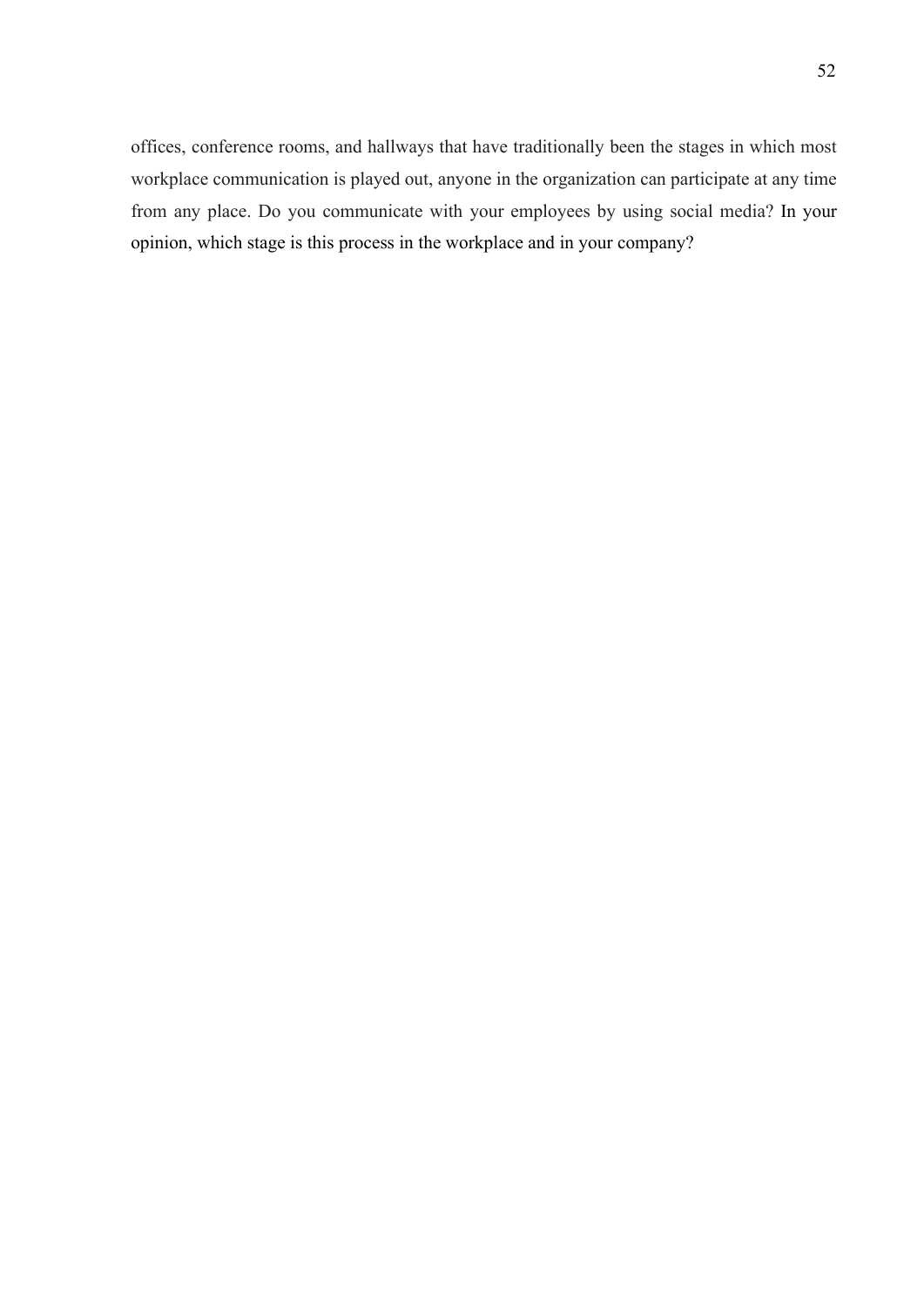offices, conference rooms, and hallways that have traditionally been the stages in which most workplace communication is played out, anyone in the organization can participate at any time from any place. Do you communicate with your employees by using social media? In your opinion, which stage is this process in the workplace and in your company?